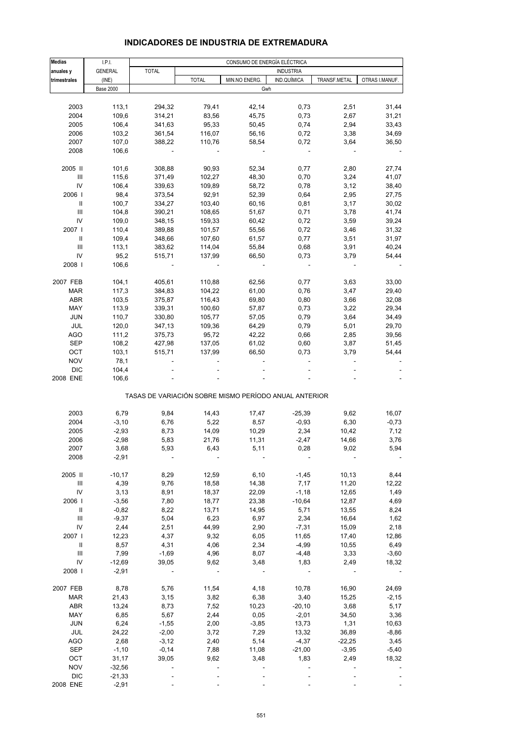# INDICADORES DE INDUSTRIA DE EXTREMADURA

| Medias anuales y trimestrales | I.P.I. GENERAL (INE) | CONSUMO DE ENERGÍA ELÉCTRICA | | | | | |
|---|---|---|---|---|---|---|---|
| | | TOTAL | INDUSTRIA | | | | |
| | | | TOTAL | MIN.NO ENERG. | IND.QUÍMICA | TRANSF.METAL | OTRAS I.MANUF. |
| | Base 2000 | Gwh | | | | | |
| 2003 | 113,1 | 294,32 | 79,41 | 42,14 | 0,73 | 2,51 | 31,44 |
| 2004 | 109,6 | 314,21 | 83,56 | 45,75 | 0,73 | 2,67 | 31,21 |
| 2005 | 106,4 | 341,63 | 95,33 | 50,45 | 0,74 | 2,94 | 33,43 |
| 2006 | 103,2 | 361,54 | 116,07 | 56,16 | 0,72 | 3,38 | 34,69 |
| 2007 | 107,0 | 388,22 | 110,76 | 58,54 | 0,72 | 3,64 | 36,50 |
| 2008 | 106,6 | - | - | - | - | - | - |
| 2005 II | 101,6 | 308,88 | 90,93 | 52,34 | 0,77 | 2,80 | 27,74 |
| III | 115,6 | 371,49 | 102,27 | 48,30 | 0,70 | 3,24 | 41,07 |
| IV | 106,4 | 339,63 | 109,89 | 58,72 | 0,78 | 3,12 | 38,40 |
| 2006 I | 98,4 | 373,54 | 92,91 | 52,39 | 0,64 | 2,95 | 27,75 |
| II | 100,7 | 334,27 | 103,40 | 60,16 | 0,81 | 3,17 | 30,02 |
| III | 104,8 | 390,21 | 108,65 | 51,67 | 0,71 | 3,78 | 41,74 |
| IV | 109,0 | 348,15 | 159,33 | 60,42 | 0,72 | 3,59 | 39,24 |
| 2007 I | 110,4 | 389,88 | 101,57 | 55,56 | 0,72 | 3,46 | 31,32 |
| II | 109,4 | 348,66 | 107,60 | 61,57 | 0,77 | 3,51 | 31,97 |
| III | 113,1 | 383,62 | 114,04 | 55,84 | 0,68 | 3,91 | 40,24 |
| IV | 95,2 | 515,71 | 137,99 | 66,50 | 0,73 | 3,79 | 54,44 |
| 2008 I | 106,6 | - | - | - | - | - | - |
| 2007 FEB | 104,1 | 405,61 | 110,88 | 62,56 | 0,77 | 3,63 | 33,00 |
| MAR | 117,3 | 384,83 | 104,22 | 61,00 | 0,76 | 3,47 | 29,40 |
| ABR | 103,5 | 375,87 | 116,43 | 69,80 | 0,80 | 3,66 | 32,08 |
| MAY | 113,9 | 339,31 | 100,60 | 57,87 | 0,73 | 3,22 | 29,34 |
| JUN | 110,7 | 330,80 | 105,77 | 57,05 | 0,79 | 3,64 | 34,49 |
| JUL | 120,0 | 347,13 | 109,36 | 64,29 | 0,79 | 5,01 | 29,70 |
| AGO | 111,2 | 375,73 | 95,72 | 42,22 | 0,66 | 2,85 | 39,56 |
| SEP | 108,2 | 427,98 | 137,05 | 61,02 | 0,60 | 3,87 | 51,45 |
| OCT | 103,1 | 515,71 | 137,99 | 66,50 | 0,73 | 3,79 | 54,44 |
| NOV | 78,1 | - | - | - | - | - | - |
| DIC | 104,4 | - | - | - | - | - | - |
| 2008 ENE | 106,6 | - | - | - | - | - | - |
| | TASAS DE VARIACIÓN SOBRE MISMO PERÍODO ANUAL ANTERIOR | | | | | | |
| 2003 | 6,79 | 9,84 | 14,43 | 17,47 | -25,39 | 9,62 | 16,07 |
| 2004 | -3,10 | 6,76 | 5,22 | 8,57 | -0,93 | 6,30 | -0,73 |
| 2005 | -2,93 | 8,73 | 14,09 | 10,29 | 2,34 | 10,42 | 7,12 |
| 2006 | -2,98 | 5,83 | 21,76 | 11,31 | -2,47 | 14,66 | 3,76 |
| 2007 | 3,68 | 5,93 | 6,43 | 5,11 | 0,28 | 9,02 | 5,94 |
| 2008 | -2,91 | - | - | - | - | - | - |
| 2005 II | -10,17 | 8,29 | 12,59 | 6,10 | -1,45 | 10,13 | 8,44 |
| III | 4,39 | 9,76 | 18,58 | 14,38 | 7,17 | 11,20 | 12,22 |
| IV | 3,13 | 8,91 | 18,37 | 22,09 | -1,18 | 12,65 | 1,49 |
| 2006 I | -3,56 | 7,80 | 18,77 | 23,38 | -10,64 | 12,87 | 4,69 |
| II | -0,82 | 8,22 | 13,71 | 14,95 | 5,71 | 13,55 | 8,24 |
| III | -9,37 | 5,04 | 6,23 | 6,97 | 2,34 | 16,64 | 1,62 |
| IV | 2,44 | 2,51 | 44,99 | 2,90 | -7,31 | 15,09 | 2,18 |
| 2007 I | 12,23 | 4,37 | 9,32 | 6,05 | 11,65 | 17,40 | 12,86 |
| II | 8,57 | 4,31 | 4,06 | 2,34 | -4,99 | 10,55 | 6,49 |
| III | 7,99 | -1,69 | 4,96 | 8,07 | -4,48 | 3,33 | -3,60 |
| IV | -12,69 | 39,05 | 9,62 | 3,48 | 1,83 | 2,49 | 18,32 |
| 2008 I | -2,91 | - | - | - | - | - | - |
| 2007 FEB | 8,78 | 5,76 | 11,54 | 4,18 | 10,78 | 16,90 | 24,69 |
| MAR | 21,43 | 3,15 | 3,82 | 6,38 | 3,40 | 15,25 | -2,15 |
| ABR | 13,24 | 8,73 | 7,52 | 10,23 | -20,10 | 3,68 | 5,17 |
| MAY | 6,85 | 5,67 | 2,44 | 0,05 | -2,01 | 34,50 | 3,36 |
| JUN | 6,24 | -1,55 | 2,00 | -3,85 | 13,73 | 1,31 | 10,63 |
| JUL | 24,22 | -2,00 | 3,72 | 7,29 | 13,32 | 36,89 | -8,86 |
| AGO | 2,68 | -3,12 | 2,40 | 5,14 | -4,37 | -22,25 | 3,45 |
| SEP | -1,10 | -0,14 | 7,88 | 11,08 | -21,00 | -3,95 | -5,40 |
| OCT | 31,17 | 39,05 | 9,62 | 3,48 | 1,83 | 2,49 | 18,32 |
| NOV | -32,56 | - | - | - | - | - | - |
| DIC | -21,33 | - | - | - | - | - | - |
| 2008 ENE | -2,91 | - | - | - | - | - | - |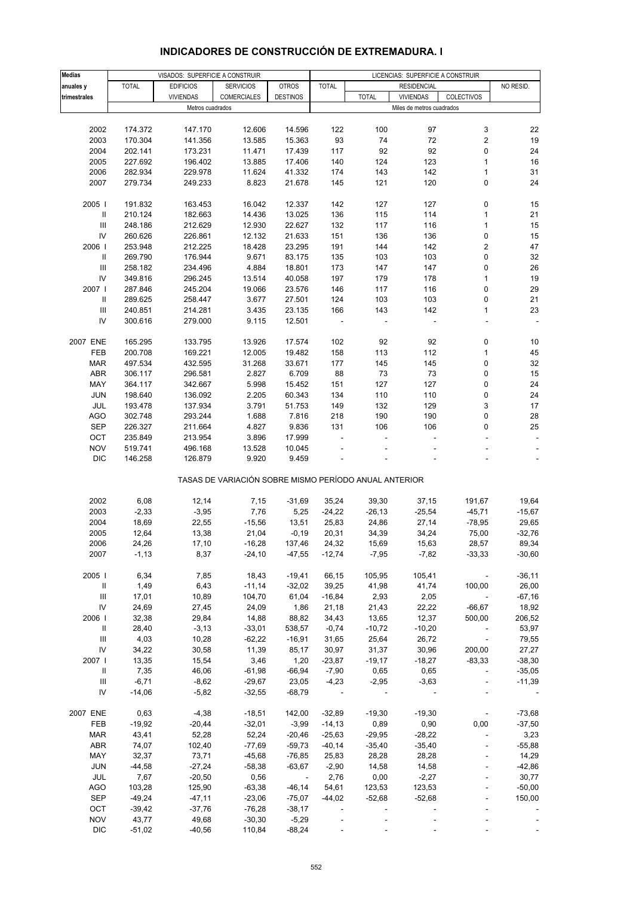# INDICADORES DE CONSTRUCCIÓN DE EXTREMADURA. I

| Medias anuales y trimestrales | VISADOS: SUPERFICIE A CONSTRUIR | | | | LICENCIAS: SUPERFICIE A CONSTRUIR | | | | |
|---|---|---|---|---|---|---|---|---|---|
| | TOTAL | EDIFICIOS VIVIENDAS | SERVICIOS COMERCIALES | OTROS DESTINOS | TOTAL | RESIDENCIAL | | | NO RESID. |
| | | | | | | TOTAL | VIVIENDAS | COLECTIVOS | |
| | Metros cuadrados | | | | Miles de metros cuadrados | | | | |
| 2002 | 174.372 | 147.170 | 12.606 | 14.596 | 122 | 100 | 97 | 3 | 22 |
| 2003 | 170.304 | 141.356 | 13.585 | 15.363 | 93 | 74 | 72 | 2 | 19 |
| 2004 | 202.141 | 173.231 | 11.471 | 17.439 | 117 | 92 | 92 | 0 | 24 |
| 2005 | 227.692 | 196.402 | 13.885 | 17.406 | 140 | 124 | 123 | 1 | 16 |
| 2006 | 282.934 | 229.978 | 11.624 | 41.332 | 174 | 143 | 142 | 1 | 31 |
| 2007 | 279.734 | 249.233 | 8.823 | 21.678 | 145 | 121 | 120 | 0 | 24 |
| 2005 I | 191.832 | 163.453 | 16.042 | 12.337 | 142 | 127 | 127 | 0 | 15 |
| II | 210.124 | 182.663 | 14.436 | 13.025 | 136 | 115 | 114 | 1 | 21 |
| III | 248.186 | 212.629 | 12.930 | 22.627 | 132 | 117 | 116 | 1 | 15 |
| IV | 260.626 | 226.861 | 12.132 | 21.633 | 151 | 136 | 136 | 0 | 15 |
| 2006 I | 253.948 | 212.225 | 18.428 | 23.295 | 191 | 144 | 142 | 2 | 47 |
| II | 269.790 | 176.944 | 9.671 | 83.175 | 135 | 103 | 103 | 0 | 32 |
| III | 258.182 | 234.496 | 4.884 | 18.801 | 173 | 147 | 147 | 0 | 26 |
| IV | 349.816 | 296.245 | 13.514 | 40.058 | 197 | 179 | 178 | 1 | 19 |
| 2007 I | 287.846 | 245.204 | 19.066 | 23.576 | 146 | 117 | 116 | 0 | 29 |
| II | 289.625 | 258.447 | 3.677 | 27.501 | 124 | 103 | 103 | 0 | 21 |
| III | 240.851 | 214.281 | 3.435 | 23.135 | 166 | 143 | 142 | 1 | 23 |
| IV | 300.616 | 279.000 | 9.115 | 12.501 | - | - | - | - | - |
| 2007 ENE | 165.295 | 133.795 | 13.926 | 17.574 | 102 | 92 | 92 | 0 | 10 |
| FEB | 200.708 | 169.221 | 12.005 | 19.482 | 158 | 113 | 112 | 1 | 45 |
| MAR | 497.534 | 432.595 | 31.268 | 33.671 | 177 | 145 | 145 | 0 | 32 |
| ABR | 306.117 | 296.581 | 2.827 | 6.709 | 88 | 73 | 73 | 0 | 15 |
| MAY | 364.117 | 342.667 | 5.998 | 15.452 | 151 | 127 | 127 | 0 | 24 |
| JUN | 198.640 | 136.092 | 2.205 | 60.343 | 134 | 110 | 110 | 0 | 24 |
| JUL | 193.478 | 137.934 | 3.791 | 51.753 | 149 | 132 | 129 | 3 | 17 |
| AGO | 302.748 | 293.244 | 1.688 | 7.816 | 218 | 190 | 190 | 0 | 28 |
| SEP | 226.327 | 211.664 | 4.827 | 9.836 | 131 | 106 | 106 | 0 | 25 |
| OCT | 235.849 | 213.954 | 3.896 | 17.999 | - | - | - | - | - |
| NOV | 519.741 | 496.168 | 13.528 | 10.045 | - | - | - | - | - |
| DIC | 146.258 | 126.879 | 9.920 | 9.459 | - | - | - | - | - |
| TASAS DE VARIACIÓN SOBRE MISMO PERÍODO ANUAL ANTERIOR | | | | | | | | | |
| 2002 | 6,08 | 12,14 | 7,15 | -31,69 | 35,24 | 39,30 | 37,15 | 191,67 | 19,64 |
| 2003 | -2,33 | -3,95 | 7,76 | 5,25 | -24,22 | -26,13 | -25,54 | -45,71 | -15,67 |
| 2004 | 18,69 | 22,55 | -15,56 | 13,51 | 25,83 | 24,86 | 27,14 | -78,95 | 29,65 |
| 2005 | 12,64 | 13,38 | 21,04 | -0,19 | 20,31 | 34,39 | 34,24 | 75,00 | -32,76 |
| 2006 | 24,26 | 17,10 | -16,28 | 137,46 | 24,32 | 15,69 | 15,63 | 28,57 | 89,34 |
| 2007 | -1,13 | 8,37 | -24,10 | -47,55 | -12,74 | -7,95 | -7,82 | -33,33 | -30,60 |
| 2005 I | 6,34 | 7,85 | 18,43 | -19,41 | 66,15 | 105,95 | 105,41 | - | -36,11 |
| II | 1,49 | 6,43 | -11,14 | -32,02 | 39,25 | 41,98 | 41,74 | 100,00 | 26,00 |
| III | 17,01 | 10,89 | 104,70 | 61,04 | -16,84 | 2,93 | 2,05 | - | -67,16 |
| IV | 24,69 | 27,45 | 24,09 | 1,86 | 21,18 | 21,43 | 22,22 | -66,67 | 18,92 |
| 2006 I | 32,38 | 29,84 | 14,88 | 88,82 | 34,43 | 13,65 | 12,37 | 500,00 | 206,52 |
| II | 28,40 | -3,13 | -33,01 | 538,57 | -0,74 | -10,72 | -10,20 | - | 53,97 |
| III | 4,03 | 10,28 | -62,22 | -16,91 | 31,65 | 25,64 | 26,72 | - | 79,55 |
| IV | 34,22 | 30,58 | 11,39 | 85,17 | 30,97 | 31,37 | 30,96 | 200,00 | 27,27 |
| 2007 I | 13,35 | 15,54 | 3,46 | 1,20 | -23,87 | -19,17 | -18,27 | -83,33 | -38,30 |
| II | 7,35 | 46,06 | -61,98 | -66,94 | -7,90 | 0,65 | 0,65 | - | -35,05 |
| III | -6,71 | -8,62 | -29,67 | 23,05 | -4,23 | -2,95 | -3,63 | - | -11,39 |
| IV | -14,06 | -5,82 | -32,55 | -68,79 | - | - | - | - | - |
| 2007 ENE | 0,63 | -4,38 | -18,51 | 142,00 | -32,89 | -19,30 | -19,30 | - | -73,68 |
| FEB | -19,92 | -20,44 | -32,01 | -3,99 | -14,13 | 0,89 | 0,90 | 0,00 | -37,50 |
| MAR | 43,41 | 52,28 | 52,24 | -20,46 | -25,63 | -29,95 | -28,22 | - | 3,23 |
| ABR | 74,07 | 102,40 | -77,69 | -59,73 | -40,14 | -35,40 | -35,40 | - | -55,88 |
| MAY | 32,37 | 73,71 | -45,68 | -76,85 | 25,83 | 28,28 | 28,28 | - | 14,29 |
| JUN | -44,58 | -27,24 | -58,38 | -63,67 | -2,90 | 14,58 | 14,58 | - | -42,86 |
| JUL | 7,67 | -20,50 | 0,56 | - | 2,76 | 0,00 | -2,27 | - | 30,77 |
| AGO | 103,28 | 125,90 | -63,38 | -46,14 | 54,61 | 123,53 | 123,53 | - | -50,00 |
| SEP | -49,24 | -47,11 | -23,06 | -75,07 | -44,02 | -52,68 | -52,68 | - | 150,00 |
| OCT | -39,42 | -37,76 | -76,28 | -38,17 | - | - | - | - | - |
| NOV | 43,77 | 49,68 | -30,30 | -5,29 | - | - | - | - | - |
| DIC | -51,02 | -40,56 | 110,84 | -88,24 | - | - | - | - | - |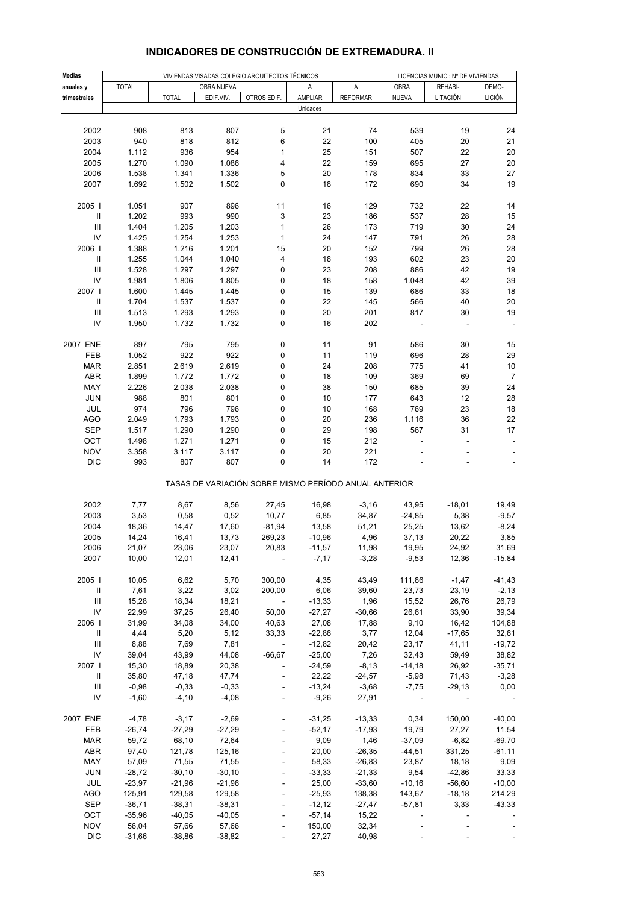# INDICADORES DE CONSTRUCCIÓN DE EXTREMADURA. II

| Medias anuales y trimestrales | VIVIENDAS VISADAS COLEGIO ARQUITECTOS TÉCNICOS | | | | | | LICENCIAS MUNIC.: Nº DE VIVIENDAS | | |
|---|---|---|---|---|---|---|---|---|---|
| | TOTAL | OBRA NUEVA | | | A AMPLIAR | A REFORMAR | OBRA NUEVA | REHABI-LITACIÓN | DEMO-LICIÓN |
| | | TOTAL | EDIF.VIV. | OTROS EDIF. | | | | | |
| | Unidades | | | | | | | | |
| 2002 | 908 | 813 | 807 | 5 | 21 | 74 | 539 | 19 | 24 |
| 2003 | 940 | 818 | 812 | 6 | 22 | 100 | 405 | 20 | 21 |
| 2004 | 1.112 | 936 | 954 | 1 | 25 | 151 | 507 | 22 | 20 |
| 2005 | 1.270 | 1.090 | 1.086 | 4 | 22 | 159 | 695 | 27 | 20 |
| 2006 | 1.538 | 1.341 | 1.336 | 5 | 20 | 178 | 834 | 33 | 27 |
| 2007 | 1.692 | 1.502 | 1.502 | 0 | 18 | 172 | 690 | 34 | 19 |
| 2005 I | 1.051 | 907 | 896 | 11 | 16 | 129 | 732 | 22 | 14 |
| II | 1.202 | 993 | 990 | 3 | 23 | 186 | 537 | 28 | 15 |
| III | 1.404 | 1.205 | 1.203 | 1 | 26 | 173 | 719 | 30 | 24 |
| IV | 1.425 | 1.254 | 1.253 | 1 | 24 | 147 | 791 | 26 | 28 |
| 2006 I | 1.388 | 1.216 | 1.201 | 15 | 20 | 152 | 799 | 26 | 28 |
| II | 1.255 | 1.044 | 1.040 | 4 | 18 | 193 | 602 | 23 | 20 |
| III | 1.528 | 1.297 | 1.297 | 0 | 23 | 208 | 886 | 42 | 19 |
| IV | 1.981 | 1.806 | 1.805 | 0 | 18 | 158 | 1.048 | 42 | 39 |
| 2007 I | 1.600 | 1.445 | 1.445 | 0 | 15 | 139 | 686 | 33 | 18 |
| II | 1.704 | 1.537 | 1.537 | 0 | 22 | 145 | 566 | 40 | 20 |
| III | 1.513 | 1.293 | 1.293 | 0 | 20 | 201 | 817 | 30 | 19 |
| IV | 1.950 | 1.732 | 1.732 | 0 | 16 | 202 | - | - | - |
| 2007 ENE | 897 | 795 | 795 | 0 | 11 | 91 | 586 | 30 | 15 |
| FEB | 1.052 | 922 | 922 | 0 | 11 | 119 | 696 | 28 | 29 |
| MAR | 2.851 | 2.619 | 2.619 | 0 | 24 | 208 | 775 | 41 | 10 |
| ABR | 1.899 | 1.772 | 1.772 | 0 | 18 | 109 | 369 | 69 | 7 |
| MAY | 2.226 | 2.038 | 2.038 | 0 | 38 | 150 | 685 | 39 | 24 |
| JUN | 988 | 801 | 801 | 0 | 10 | 177 | 643 | 12 | 28 |
| JUL | 974 | 796 | 796 | 0 | 10 | 168 | 769 | 23 | 18 |
| AGO | 2.049 | 1.793 | 1.793 | 0 | 20 | 236 | 1.116 | 36 | 22 |
| SEP | 1.517 | 1.290 | 1.290 | 0 | 29 | 198 | 567 | 31 | 17 |
| OCT | 1.498 | 1.271 | 1.271 | 0 | 15 | 212 | - | - | - |
| NOV | 3.358 | 3.117 | 3.117 | 0 | 20 | 221 | - | - | - |
| DIC | 993 | 807 | 807 | 0 | 14 | 172 | - | - | - |
| | TASAS DE VARIACIÓN SOBRE MISMO PERÍODO ANUAL ANTERIOR | | | | | | | | |
| 2002 | 7,77 | 8,67 | 8,56 | 27,45 | 16,98 | -3,16 | 43,95 | -18,01 | 19,49 |
| 2003 | 3,53 | 0,58 | 0,52 | 10,77 | 6,85 | 34,87 | -24,85 | 5,38 | -9,57 |
| 2004 | 18,36 | 14,47 | 17,60 | -81,94 | 13,58 | 51,21 | 25,25 | 13,62 | -8,24 |
| 2005 | 14,24 | 16,41 | 13,73 | 269,23 | -10,96 | 4,96 | 37,13 | 20,22 | 3,85 |
| 2006 | 21,07 | 23,06 | 23,07 | 20,83 | -11,57 | 11,98 | 19,95 | 24,92 | 31,69 |
| 2007 | 10,00 | 12,01 | 12,41 | - | -7,17 | -3,28 | -9,53 | 12,36 | -15,84 |
| 2005 I | 10,05 | 6,62 | 5,70 | 300,00 | 4,35 | 43,49 | 111,86 | -1,47 | -41,43 |
| II | 7,61 | 3,22 | 3,02 | 200,00 | 6,06 | 39,60 | 23,73 | 23,19 | -2,13 |
| III | 15,28 | 18,34 | 18,21 | - | -13,33 | 1,96 | 15,52 | 26,76 | 26,79 |
| IV | 22,99 | 37,25 | 26,40 | 50,00 | -27,27 | -30,66 | 26,61 | 33,90 | 39,34 |
| 2006 I | 31,99 | 34,08 | 34,00 | 40,63 | 27,08 | 17,88 | 9,10 | 16,42 | 104,88 |
| II | 4,44 | 5,20 | 5,12 | 33,33 | -22,86 | 3,77 | 12,04 | -17,65 | 32,61 |
| III | 8,88 | 7,69 | 7,81 | - | -12,82 | 20,42 | 23,17 | 41,11 | -19,72 |
| IV | 39,04 | 43,99 | 44,08 | -66,67 | -25,00 | 7,26 | 32,43 | 59,49 | 38,82 |
| 2007 I | 15,30 | 18,89 | 20,38 | - | -24,59 | -8,13 | -14,18 | 26,92 | -35,71 |
| II | 35,80 | 47,18 | 47,74 | - | 22,22 | -24,57 | -5,98 | 71,43 | -3,28 |
| III | -0,98 | -0,33 | -0,33 | - | -13,24 | -3,68 | -7,75 | -29,13 | 0,00 |
| IV | -1,60 | -4,10 | -4,08 | - | -9,26 | 27,91 | - | - | - |
| 2007 ENE | -4,78 | -3,17 | -2,69 | - | -31,25 | -13,33 | 0,34 | 150,00 | -40,00 |
| FEB | -26,74 | -27,29 | -27,29 | - | -52,17 | -17,93 | 19,79 | 27,27 | 11,54 |
| MAR | 59,72 | 68,10 | 72,64 | - | 9,09 | 1,46 | -37,09 | -6,82 | -69,70 |
| ABR | 97,40 | 121,78 | 125,16 | - | 20,00 | -26,35 | -44,51 | 331,25 | -61,11 |
| MAY | 57,09 | 71,55 | 71,55 | - | 58,33 | -26,83 | 23,87 | 18,18 | 9,09 |
| JUN | -28,72 | -30,10 | -30,10 | - | -33,33 | -21,33 | 9,54 | -42,86 | 33,33 |
| JUL | -23,97 | -21,96 | -21,96 | - | 25,00 | -33,60 | -10,16 | -56,60 | -10,00 |
| AGO | 125,91 | 129,58 | 129,58 | - | -25,93 | 138,38 | 143,67 | -18,18 | 214,29 |
| SEP | -36,71 | -38,31 | -38,31 | - | -12,12 | -27,47 | -57,81 | 3,33 | -43,33 |
| OCT | -35,96 | -40,05 | -40,05 | - | -57,14 | 15,22 | - | - | - |
| NOV | 56,04 | 57,66 | 57,66 | - | 150,00 | 32,34 | - | - | - |
| DIC | -31,66 | -38,86 | -38,82 | - | 27,27 | 40,98 | - | - | - |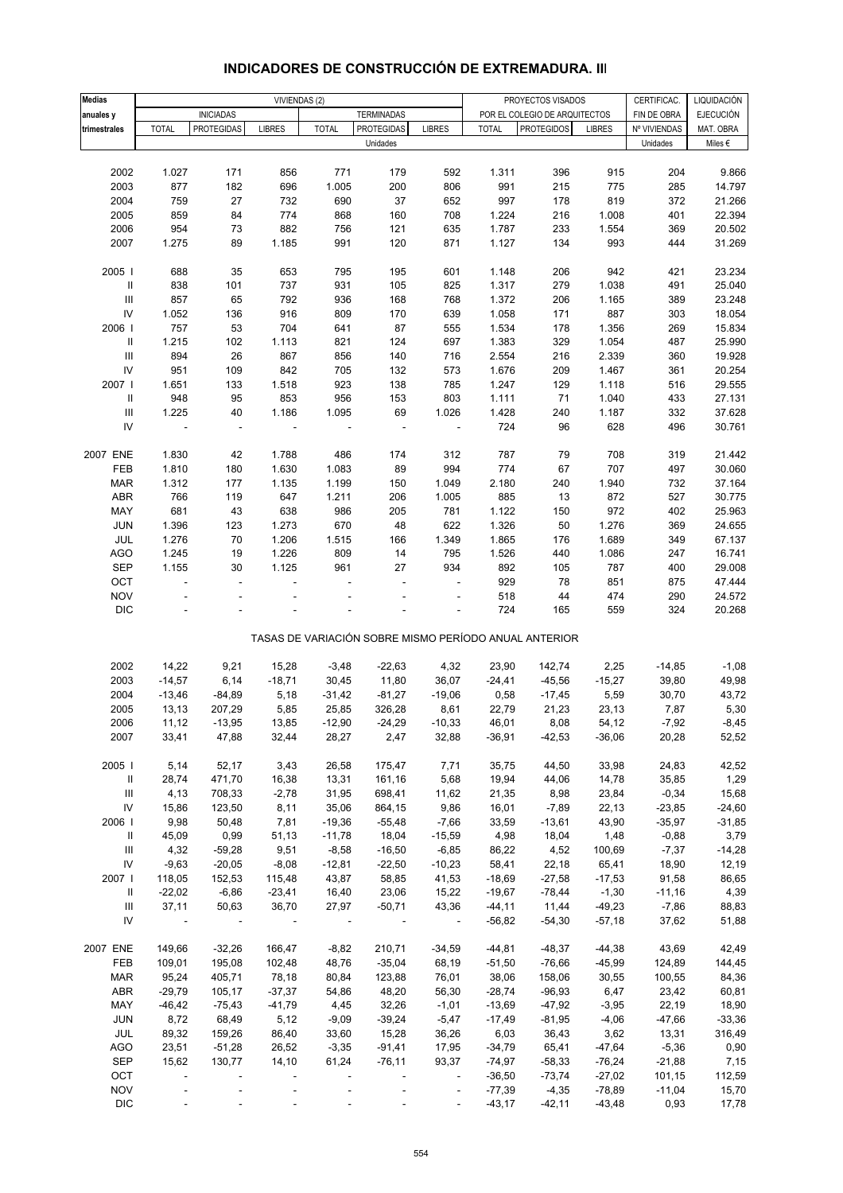# INDICADORES DE CONSTRUCCIÓN DE EXTREMADURA. III

| Medias anuales y trimestrales | VIVIENDAS (2) | | | | | | PROYECTOS VISADOS POR EL COLEGIO DE ARQUITECTOS | | | CERTIFICAC. FIN DE OBRA | LIQUIDACIÓN EJECUCIÓN MAT. OBRA |
|---|---|---|---|---|---|---|---|---|---|---|---|
| | INICIADAS | | | TERMINADAS | | | | | | | |
| | TOTAL | PROTEGIDAS | LIBRES | TOTAL | PROTEGIDAS | LIBRES | TOTAL | PROTEGIDOS | LIBRES | Nº VIVIENDAS | MAT. OBRA |
| | Unidades | | | | | | | | | Unidades | Miles € |
| 2002 | 1.027 | 171 | 856 | 771 | 179 | 592 | 1.311 | 396 | 915 | 204 | 9.866 |
| 2003 | 877 | 182 | 696 | 1.005 | 200 | 806 | 991 | 215 | 775 | 285 | 14.797 |
| 2004 | 759 | 27 | 732 | 690 | 37 | 652 | 997 | 178 | 819 | 372 | 21.266 |
| 2005 | 859 | 84 | 774 | 868 | 160 | 708 | 1.224 | 216 | 1.008 | 401 | 22.394 |
| 2006 | 954 | 73 | 882 | 756 | 121 | 635 | 1.787 | 233 | 1.554 | 369 | 20.502 |
| 2007 | 1.275 | 89 | 1.185 | 991 | 120 | 871 | 1.127 | 134 | 993 | 444 | 31.269 |
| 2005 I | 688 | 35 | 653 | 795 | 195 | 601 | 1.148 | 206 | 942 | 421 | 23.234 |
| II | 838 | 101 | 737 | 931 | 105 | 825 | 1.317 | 279 | 1.038 | 491 | 25.040 |
| III | 857 | 65 | 792 | 936 | 168 | 768 | 1.372 | 206 | 1.165 | 389 | 23.248 |
| IV | 1.052 | 136 | 916 | 809 | 170 | 639 | 1.058 | 171 | 887 | 303 | 18.054 |
| 2006 I | 757 | 53 | 704 | 641 | 87 | 555 | 1.534 | 178 | 1.356 | 269 | 15.834 |
| II | 1.215 | 102 | 1.113 | 821 | 124 | 697 | 1.383 | 329 | 1.054 | 487 | 25.990 |
| III | 894 | 26 | 867 | 856 | 140 | 716 | 2.554 | 216 | 2.339 | 360 | 19.928 |
| IV | 951 | 109 | 842 | 705 | 132 | 573 | 1.676 | 209 | 1.467 | 361 | 20.254 |
| 2007 I | 1.651 | 133 | 1.518 | 923 | 138 | 785 | 1.247 | 129 | 1.118 | 516 | 29.555 |
| II | 948 | 95 | 853 | 956 | 153 | 803 | 1.111 | 71 | 1.040 | 433 | 27.131 |
| III | 1.225 | 40 | 1.186 | 1.095 | 69 | 1.026 | 1.428 | 240 | 1.187 | 332 | 37.628 |
| IV | - | - | - | - | - | - | 724 | 96 | 628 | 496 | 30.761 |
| 2007 ENE | 1.830 | 42 | 1.788 | 486 | 174 | 312 | 787 | 79 | 708 | 319 | 21.442 |
| FEB | 1.810 | 180 | 1.630 | 1.083 | 89 | 994 | 774 | 67 | 707 | 497 | 30.060 |
| MAR | 1.312 | 177 | 1.135 | 1.199 | 150 | 1.049 | 2.180 | 240 | 1.940 | 732 | 37.164 |
| ABR | 766 | 119 | 647 | 1.211 | 206 | 1.005 | 885 | 13 | 872 | 527 | 30.775 |
| MAY | 681 | 43 | 638 | 986 | 205 | 781 | 1.122 | 150 | 972 | 402 | 25.963 |
| JUN | 1.396 | 123 | 1.273 | 670 | 48 | 622 | 1.326 | 50 | 1.276 | 369 | 24.655 |
| JUL | 1.276 | 70 | 1.206 | 1.515 | 166 | 1.349 | 1.865 | 176 | 1.689 | 349 | 67.137 |
| AGO | 1.245 | 19 | 1.226 | 809 | 14 | 795 | 1.526 | 440 | 1.086 | 247 | 16.741 |
| SEP | 1.155 | 30 | 1.125 | 961 | 27 | 934 | 892 | 105 | 787 | 400 | 29.008 |
| OCT | - | - | - | - | - | - | 929 | 78 | 851 | 875 | 47.444 |
| NOV | - | - | - | - | - | - | 518 | 44 | 474 | 290 | 24.572 |
| DIC | - | - | - | - | - | - | 724 | 165 | 559 | 324 | 20.268 |
| | TASAS DE VARIACIÓN SOBRE MISMO PERÍODO ANUAL ANTERIOR | | | | | | | | | | |
| 2002 | 14,22 | 9,21 | 15,28 | -3,48 | -22,63 | 4,32 | 23,90 | 142,74 | 2,25 | -14,85 | -1,08 |
| 2003 | -14,57 | 6,14 | -18,71 | 30,45 | 11,80 | 36,07 | -24,41 | -45,56 | -15,27 | 39,80 | 49,98 |
| 2004 | -13,46 | -84,89 | 5,18 | -31,42 | -81,27 | -19,06 | 0,58 | -17,45 | 5,59 | 30,70 | 43,72 |
| 2005 | 13,13 | 207,29 | 5,85 | 25,85 | 326,28 | 8,61 | 22,79 | 21,23 | 23,13 | 7,87 | 5,30 |
| 2006 | 11,12 | -13,95 | 13,85 | -12,90 | -24,29 | -10,33 | 46,01 | 8,08 | 54,12 | -7,92 | -8,45 |
| 2007 | 33,41 | 47,88 | 32,44 | 28,27 | 2,47 | 32,88 | -36,91 | -42,53 | -36,06 | 20,28 | 52,52 |
| 2005 I | 5,14 | 52,17 | 3,43 | 26,58 | 175,47 | 7,71 | 35,75 | 44,50 | 33,98 | 24,83 | 42,52 |
| II | 28,74 | 471,70 | 16,38 | 13,31 | 161,16 | 5,68 | 19,94 | 44,06 | 14,78 | 35,85 | 1,29 |
| III | 4,13 | 708,33 | -2,78 | 31,95 | 698,41 | 11,62 | 21,35 | 8,98 | 23,84 | -0,34 | 15,68 |
| IV | 15,86 | 123,50 | 8,11 | 35,06 | 864,15 | 9,86 | 16,01 | -7,89 | 22,13 | -23,85 | -24,60 |
| 2006 I | 9,98 | 50,48 | 7,81 | -19,36 | -55,48 | -7,66 | 33,59 | -13,61 | 43,90 | -35,97 | -31,85 |
| II | 45,09 | 0,99 | 51,13 | -11,78 | 18,04 | -15,59 | 4,98 | 18,04 | 1,48 | -0,88 | 3,79 |
| III | 4,32 | -59,28 | 9,51 | -8,58 | -16,50 | -6,85 | 86,22 | 4,52 | 100,69 | -7,37 | -14,28 |
| IV | -9,63 | -20,05 | -8,08 | -12,81 | -22,50 | -10,23 | 58,41 | 22,18 | 65,41 | 18,90 | 12,19 |
| 2007 I | 118,05 | 152,53 | 115,48 | 43,87 | 58,85 | 41,53 | -18,69 | -27,58 | -17,53 | 91,58 | 86,65 |
| II | -22,02 | -6,86 | -23,41 | 16,40 | 23,06 | 15,22 | -19,67 | -78,44 | -1,30 | -11,16 | 4,39 |
| III | 37,11 | 50,63 | 36,70 | 27,97 | -50,71 | 43,36 | -44,11 | 11,44 | -49,23 | -7,86 | 88,83 |
| IV | - | - | - | - | - | - | -56,82 | -54,30 | -57,18 | 37,62 | 51,88 |
| 2007 ENE | 149,66 | -32,26 | 166,47 | -8,82 | 210,71 | -34,59 | -44,81 | -48,37 | -44,38 | 43,69 | 42,49 |
| FEB | 109,01 | 195,08 | 102,48 | 48,76 | -35,04 | 68,19 | -51,50 | -76,66 | -45,99 | 124,89 | 144,45 |
| MAR | 95,24 | 405,71 | 78,18 | 80,84 | 123,88 | 76,01 | 38,06 | 158,06 | 30,55 | 100,55 | 84,36 |
| ABR | -29,79 | 105,17 | -37,37 | 54,86 | 48,20 | 56,30 | -28,74 | -96,93 | 6,47 | 23,42 | 60,81 |
| MAY | -46,42 | -75,43 | -41,79 | 4,45 | 32,26 | -1,01 | -13,69 | -47,92 | -3,95 | 22,19 | 18,90 |
| JUN | 8,72 | 68,49 | 5,12 | -9,09 | -39,24 | -5,47 | -17,49 | -81,95 | -4,06 | -47,66 | -33,36 |
| JUL | 89,32 | 159,26 | 86,40 | 33,60 | 15,28 | 36,26 | 6,03 | 36,43 | 3,62 | 13,31 | 316,49 |
| AGO | 23,51 | -51,28 | 26,52 | -3,35 | -91,41 | 17,95 | -34,79 | 65,41 | -47,64 | -5,36 | 0,90 |
| SEP | 15,62 | 130,77 | 14,10 | 61,24 | -76,11 | 93,37 | -74,97 | -58,33 | -76,24 | -21,88 | 7,15 |
| OCT | - | - | - | - | - | - | -36,50 | -73,74 | -27,02 | 101,15 | 112,59 |
| NOV | - | - | - | - | - | - | -77,39 | -4,35 | -78,89 | -11,04 | 15,70 |
| DIC | - | - | - | - | - | - | -43,17 | -42,11 | -43,48 | 0,93 | 17,78 |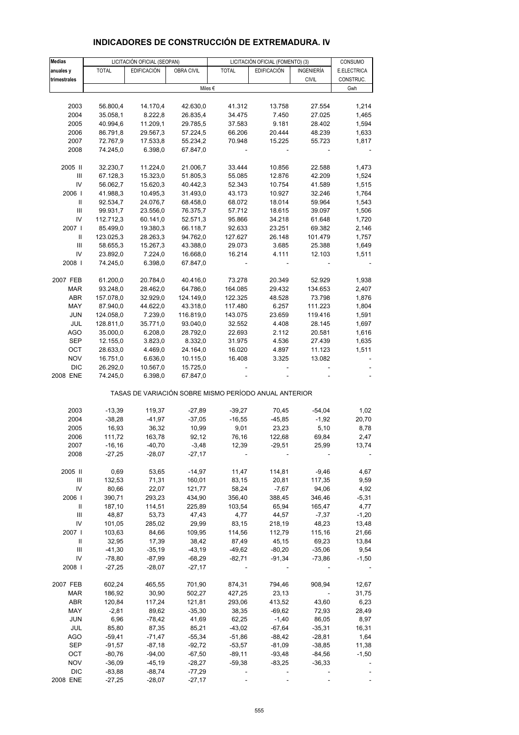# INDICADORES DE CONSTRUCCIÓN DE EXTREMADURA. IV

| Medias anuales y trimestrales | LICITACIÓN OFICIAL (SEOPAN) | | | LICITACIÓN OFICIAL (FOMENTO) (3) | | | CONSUMO |
|---|---|---|---|---|---|---|---|
| | TOTAL | EDIFICACIÓN | OBRA CIVIL | TOTAL | EDIFICACIÓN | INGENIERÍA CIVIL | E.ELECTRICA CONSTRUC. |
| | Miles € | | | | | | Gwh |
| 2003 | 56.800,4 | 14.170,4 | 42.630,0 | 41.312 | 13.758 | 27.554 | 1,214 |
| 2004 | 35.058,1 | 8.222,8 | 26.835,4 | 34.475 | 7.450 | 27.025 | 1,465 |
| 2005 | 40.994,6 | 11.209,1 | 29.785,5 | 37.583 | 9.181 | 28.402 | 1,594 |
| 2006 | 86.791,8 | 29.567,3 | 57.224,5 | 66.206 | 20.444 | 48.239 | 1,633 |
| 2007 | 72.767,9 | 17.533,8 | 55.234,2 | 70.948 | 15.225 | 55.723 | 1,817 |
| 2008 | 74.245,0 | 6.398,0 | 67.847,0 | - | - | - | - |
| 2005 II | 32.230,7 | 11.224,0 | 21.006,7 | 33.444 | 10.856 | 22.588 | 1,473 |
| III | 67.128,3 | 15.323,0 | 51.805,3 | 55.085 | 12.876 | 42.209 | 1,524 |
| IV | 56.062,7 | 15.620,3 | 40.442,3 | 52.343 | 10.754 | 41.589 | 1,515 |
| 2006 I | 41.988,3 | 10.495,3 | 31.493,0 | 43.173 | 10.927 | 32.246 | 1,764 |
| II | 92.534,7 | 24.076,7 | 68.458,0 | 68.072 | 18.014 | 59.964 | 1,543 |
| III | 99.931,7 | 23.556,0 | 76.375,7 | 57.712 | 18.615 | 39.097 | 1,506 |
| IV | 112.712,3 | 60.141,0 | 52.571,3 | 95.866 | 34.218 | 61.648 | 1,720 |
| 2007 I | 85.499,0 | 19.380,3 | 66.118,7 | 92.633 | 23.251 | 69.382 | 2,146 |
| II | 123.025,3 | 28.263,3 | 94.762,0 | 127.627 | 26.148 | 101.479 | 1,757 |
| III | 58.655,3 | 15.267,3 | 43.388,0 | 29.073 | 3.685 | 25.388 | 1,649 |
| IV | 23.892,0 | 7.224,0 | 16.668,0 | 16.214 | 4.111 | 12.103 | 1,511 |
| 2008 I | 74.245,0 | 6.398,0 | 67.847,0 | - | - | - | - |
| 2007 FEB | 61.200,0 | 20.784,0 | 40.416,0 | 73.278 | 20.349 | 52.929 | 1,938 |
| MAR | 93.248,0 | 28.462,0 | 64.786,0 | 164.085 | 29.432 | 134.653 | 2,407 |
| ABR | 157.078,0 | 32.929,0 | 124.149,0 | 122.325 | 48.528 | 73.798 | 1,876 |
| MAY | 87.940,0 | 44.622,0 | 43.318,0 | 117.480 | 6.257 | 111.223 | 1,804 |
| JUN | 124.058,0 | 7.239,0 | 116.819,0 | 143.075 | 23.659 | 119.416 | 1,591 |
| JUL | 128.811,0 | 35.771,0 | 93.040,0 | 32.552 | 4.408 | 28.145 | 1,697 |
| AGO | 35.000,0 | 6.208,0 | 28.792,0 | 22.693 | 2.112 | 20.581 | 1,616 |
| SEP | 12.155,0 | 3.823,0 | 8.332,0 | 31.975 | 4.536 | 27.439 | 1,635 |
| OCT | 28.633,0 | 4.469,0 | 24.164,0 | 16.020 | 4.897 | 11.123 | 1,511 |
| NOV | 16.751,0 | 6.636,0 | 10.115,0 | 16.408 | 3.325 | 13.082 | - |
| DIC | 26.292,0 | 10.567,0 | 15.725,0 | - | - | - | - |
| 2008 ENE | 74.245,0 | 6.398,0 | 67.847,0 | - | - | - | - |

TASAS DE VARIACIÓN SOBRE MISMO PERÍODO ANUAL ANTERIOR

| | TOTAL | EDIFICACIÓN | OBRA CIVIL | TOTAL | EDIFICACIÓN | INGENIERÍA CIVIL | E.ELECTRICA CONSTRUC. |
|---|---|---|---|---|---|---|---|
| 2003 | -13,39 | 119,37 | -27,89 | -39,27 | 70,45 | -54,04 | 1,02 |
| 2004 | -38,28 | -41,97 | -37,05 | -16,55 | -45,85 | -1,92 | 20,70 |
| 2005 | 16,93 | 36,32 | 10,99 | 9,01 | 23,23 | 5,10 | 8,78 |
| 2006 | 111,72 | 163,78 | 92,12 | 76,16 | 122,68 | 69,84 | 2,47 |
| 2007 | -16,16 | -40,70 | -3,48 | 12,39 | -29,51 | 25,99 | 13,74 |
| 2008 | -27,25 | -28,07 | -27,17 | - | - | - | - |
| 2005 II | 0,69 | 53,65 | -14,97 | 11,47 | 114,81 | -9,46 | 4,67 |
| III | 132,53 | 71,31 | 160,01 | 83,15 | 20,81 | 117,35 | 9,59 |
| IV | 80,66 | 22,07 | 121,77 | 58,24 | -7,67 | 94,06 | 4,92 |
| 2006 I | 390,71 | 293,23 | 434,90 | 356,40 | 388,45 | 346,46 | -5,31 |
| II | 187,10 | 114,51 | 225,89 | 103,54 | 65,94 | 165,47 | 4,77 |
| III | 48,87 | 53,73 | 47,43 | 4,77 | 44,57 | -7,37 | -1,20 |
| IV | 101,05 | 285,02 | 29,99 | 83,15 | 218,19 | 48,23 | 13,48 |
| 2007 I | 103,63 | 84,66 | 109,95 | 114,56 | 112,79 | 115,16 | 21,66 |
| II | 32,95 | 17,39 | 38,42 | 87,49 | 45,15 | 69,23 | 13,84 |
| III | -41,30 | -35,19 | -43,19 | -49,62 | -80,20 | -35,06 | 9,54 |
| IV | -78,80 | -87,99 | -68,29 | -82,71 | -91,34 | -73,86 | -1,50 |
| 2008 I | -27,25 | -28,07 | -27,17 | - | - | - | - |
| 2007 FEB | 602,24 | 465,55 | 701,90 | 874,31 | 794,46 | 908,94 | 12,67 |
| MAR | 186,92 | 30,90 | 502,27 | 427,25 | 23,13 | - | 31,75 |
| ABR | 120,84 | 117,24 | 121,81 | 293,06 | 413,52 | 43,60 | 6,23 |
| MAY | -2,81 | 89,62 | -35,30 | 38,35 | -69,62 | 72,93 | 28,49 |
| JUN | 6,96 | -78,42 | 41,69 | 62,25 | -1,40 | 86,05 | 8,97 |
| JUL | 85,80 | 87,35 | 85,21 | -43,02 | -67,64 | -35,31 | 16,31 |
| AGO | -59,41 | -71,47 | -55,34 | -51,86 | -88,42 | -28,81 | 1,64 |
| SEP | -91,57 | -87,18 | -92,72 | -53,57 | -81,09 | -38,85 | 11,38 |
| OCT | -80,76 | -94,00 | -67,50 | -89,11 | -93,48 | -84,56 | -1,50 |
| NOV | -36,09 | -45,19 | -28,27 | -59,38 | -83,25 | -36,33 | - |
| DIC | -83,88 | -88,74 | -77,29 | - | - | - | - |
| 2008 ENE | -27,25 | -28,07 | -27,17 | - | - | - | - |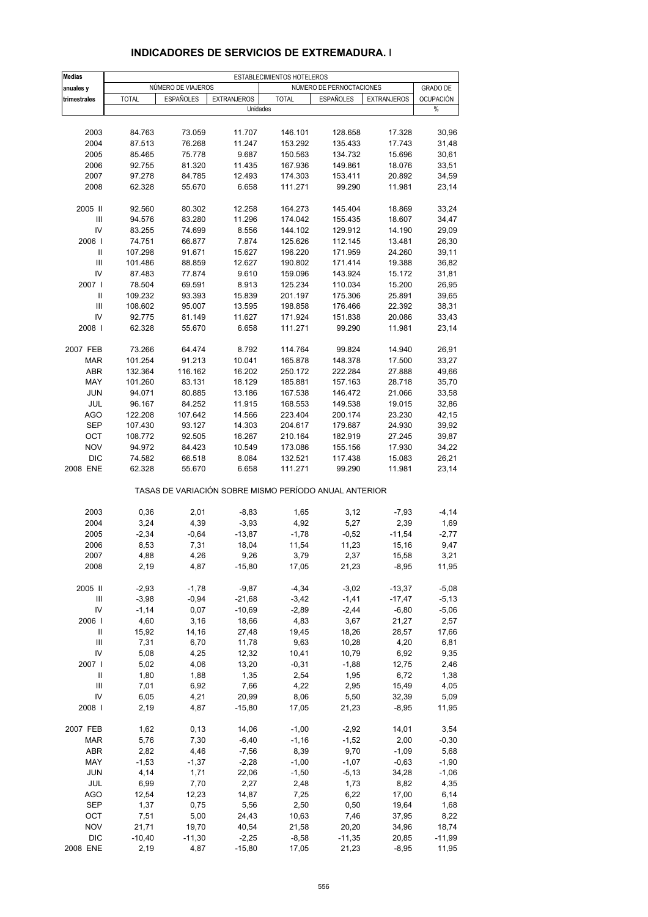## INDICADORES DE SERVICIOS DE EXTREMADURA. I

| Medias anuales y trimestrales | ESTABLECIMIENTOS HOTELEROS | | | | | | |
|---|---|---|---|---|---|---|---|
| | NÚMERO DE VIAJEROS | | | NÚMERO DE PERNOCTACIONES | | | GRADO DE OCUPACIÓN |
| | TOTAL | ESPAÑOLES | EXTRANJEROS | TOTAL | ESPAÑOLES | EXTRANJEROS | |
| | Unidades | | | | | | % |
| 2003 | 84.763 | 73.059 | 11.707 | 146.101 | 128.658 | 17.328 | 30,96 |
| 2004 | 87.513 | 76.268 | 11.247 | 153.292 | 135.433 | 17.743 | 31,48 |
| 2005 | 85.465 | 75.778 | 9.687 | 150.563 | 134.732 | 15.696 | 30,61 |
| 2006 | 92.755 | 81.320 | 11.435 | 167.936 | 149.861 | 18.076 | 33,51 |
| 2007 | 97.278 | 84.785 | 12.493 | 174.303 | 153.411 | 20.892 | 34,59 |
| 2008 | 62.328 | 55.670 | 6.658 | 111.271 | 99.290 | 11.981 | 23,14 |
| 2005 II | 92.560 | 80.302 | 12.258 | 164.273 | 145.404 | 18.869 | 33,24 |
| III | 94.576 | 83.280 | 11.296 | 174.042 | 155.435 | 18.607 | 34,47 |
| IV | 83.255 | 74.699 | 8.556 | 144.102 | 129.912 | 14.190 | 29,09 |
| 2006 I | 74.751 | 66.877 | 7.874 | 125.626 | 112.145 | 13.481 | 26,30 |
| II | 107.298 | 91.671 | 15.627 | 196.220 | 171.959 | 24.260 | 39,11 |
| III | 101.486 | 88.859 | 12.627 | 190.802 | 171.414 | 19.388 | 36,82 |
| IV | 87.483 | 77.874 | 9.610 | 159.096 | 143.924 | 15.172 | 31,81 |
| 2007 I | 78.504 | 69.591 | 8.913 | 125.234 | 110.034 | 15.200 | 26,95 |
| II | 109.232 | 93.393 | 15.839 | 201.197 | 175.306 | 25.891 | 39,65 |
| III | 108.602 | 95.007 | 13.595 | 198.858 | 176.466 | 22.392 | 38,31 |
| IV | 92.775 | 81.149 | 11.627 | 171.924 | 151.838 | 20.086 | 33,43 |
| 2008 I | 62.328 | 55.670 | 6.658 | 111.271 | 99.290 | 11.981 | 23,14 |
| 2007 FEB | 73.266 | 64.474 | 8.792 | 114.764 | 99.824 | 14.940 | 26,91 |
| MAR | 101.254 | 91.213 | 10.041 | 165.878 | 148.378 | 17.500 | 33,27 |
| ABR | 132.364 | 116.162 | 16.202 | 250.172 | 222.284 | 27.888 | 49,66 |
| MAY | 101.260 | 83.131 | 18.129 | 185.881 | 157.163 | 28.718 | 35,70 |
| JUN | 94.071 | 80.885 | 13.186 | 167.538 | 146.472 | 21.066 | 33,58 |
| JUL | 96.167 | 84.252 | 11.915 | 168.553 | 149.538 | 19.015 | 32,86 |
| AGO | 122.208 | 107.642 | 14.566 | 223.404 | 200.174 | 23.230 | 42,15 |
| SEP | 107.430 | 93.127 | 14.303 | 204.617 | 179.687 | 24.930 | 39,92 |
| OCT | 108.772 | 92.505 | 16.267 | 210.164 | 182.919 | 27.245 | 39,87 |
| NOV | 94.972 | 84.423 | 10.549 | 173.086 | 155.156 | 17.930 | 34,22 |
| DIC | 74.582 | 66.518 | 8.064 | 132.521 | 117.438 | 15.083 | 26,21 |
| 2008 ENE | 62.328 | 55.670 | 6.658 | 111.271 | 99.290 | 11.981 | 23,14 |
| | TASAS DE VARIACIÓN SOBRE MISMO PERÍODO ANUAL ANTERIOR | | | | | | |
| 2003 | 0,36 | 2,01 | -8,83 | 1,65 | 3,12 | -7,93 | -4,14 |
| 2004 | 3,24 | 4,39 | -3,93 | 4,92 | 5,27 | 2,39 | 1,69 |
| 2005 | -2,34 | -0,64 | -13,87 | -1,78 | -0,52 | -11,54 | -2,77 |
| 2006 | 8,53 | 7,31 | 18,04 | 11,54 | 11,23 | 15,16 | 9,47 |
| 2007 | 4,88 | 4,26 | 9,26 | 3,79 | 2,37 | 15,58 | 3,21 |
| 2008 | 2,19 | 4,87 | -15,80 | 17,05 | 21,23 | -8,95 | 11,95 |
| 2005 II | -2,93 | -1,78 | -9,87 | -4,34 | -3,02 | -13,37 | -5,08 |
| III | -3,98 | -0,94 | -21,68 | -3,42 | -1,41 | -17,47 | -5,13 |
| IV | -1,14 | 0,07 | -10,69 | -2,89 | -2,44 | -6,80 | -5,06 |
| 2006 I | 4,60 | 3,16 | 18,66 | 4,83 | 3,67 | 21,27 | 2,57 |
| II | 15,92 | 14,16 | 27,48 | 19,45 | 18,26 | 28,57 | 17,66 |
| III | 7,31 | 6,70 | 11,78 | 9,63 | 10,28 | 4,20 | 6,81 |
| IV | 5,08 | 4,25 | 12,32 | 10,41 | 10,79 | 6,92 | 9,35 |
| 2007 I | 5,02 | 4,06 | 13,20 | -0,31 | -1,88 | 12,75 | 2,46 |
| II | 1,80 | 1,88 | 1,35 | 2,54 | 1,95 | 6,72 | 1,38 |
| III | 7,01 | 6,92 | 7,66 | 4,22 | 2,95 | 15,49 | 4,05 |
| IV | 6,05 | 4,21 | 20,99 | 8,06 | 5,50 | 32,39 | 5,09 |
| 2008 I | 2,19 | 4,87 | -15,80 | 17,05 | 21,23 | -8,95 | 11,95 |
| 2007 FEB | 1,62 | 0,13 | 14,06 | -1,00 | -2,92 | 14,01 | 3,54 |
| MAR | 5,76 | 7,30 | -6,40 | -1,16 | -1,52 | 2,00 | -0,30 |
| ABR | 2,82 | 4,46 | -7,56 | 8,39 | 9,70 | -1,09 | 5,68 |
| MAY | -1,53 | -1,37 | -2,28 | -1,00 | -1,07 | -0,63 | -1,90 |
| JUN | 4,14 | 1,71 | 22,06 | -1,50 | -5,13 | 34,28 | -1,06 |
| JUL | 6,99 | 7,70 | 2,27 | 2,48 | 1,73 | 8,82 | 4,35 |
| AGO | 12,54 | 12,23 | 14,87 | 7,25 | 6,22 | 17,00 | 6,14 |
| SEP | 1,37 | 0,75 | 5,56 | 2,50 | 0,50 | 19,64 | 1,68 |
| OCT | 7,51 | 5,00 | 24,43 | 10,63 | 7,46 | 37,95 | 8,22 |
| NOV | 21,71 | 19,70 | 40,54 | 21,58 | 20,20 | 34,96 | 18,74 |
| DIC | -10,40 | -11,30 | -2,25 | -8,58 | -11,35 | 20,85 | -11,99 |
| 2008 ENE | 2,19 | 4,87 | -15,80 | 17,05 | 21,23 | -8,95 | 11,95 |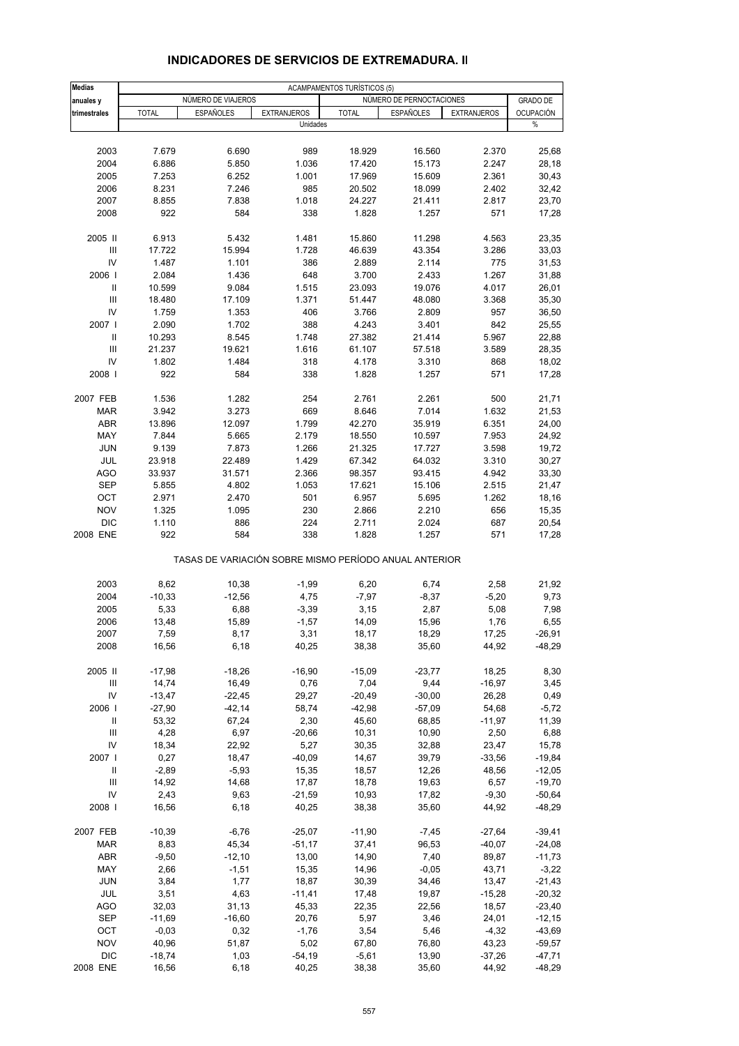## INDICADORES DE SERVICIOS DE EXTREMADURA. II

| Medias anuales y trimestrales | ACAMPAMENTOS TURÍSTICOS (5) | | | | | | |
|---|---|---|---|---|---|---|---|
| | NÚMERO DE VIAJEROS | | | NÚMERO DE PERNOCTACIONES | | | GRADO DE OCUPACIÓN |
| | TOTAL | ESPAÑOLES | EXTRANJEROS | TOTAL | ESPAÑOLES | EXTRANJEROS | |
| | Unidades | | | | | | % |
| 2003 | 7.679 | 6.690 | 989 | 18.929 | 16.560 | 2.370 | 25,68 |
| 2004 | 6.886 | 5.850 | 1.036 | 17.420 | 15.173 | 2.247 | 28,18 |
| 2005 | 7.253 | 6.252 | 1.001 | 17.969 | 15.609 | 2.361 | 30,43 |
| 2006 | 8.231 | 7.246 | 985 | 20.502 | 18.099 | 2.402 | 32,42 |
| 2007 | 8.855 | 7.838 | 1.018 | 24.227 | 21.411 | 2.817 | 23,70 |
| 2008 | 922 | 584 | 338 | 1.828 | 1.257 | 571 | 17,28 |
| 2005 II | 6.913 | 5.432 | 1.481 | 15.860 | 11.298 | 4.563 | 23,35 |
| III | 17.722 | 15.994 | 1.728 | 46.639 | 43.354 | 3.286 | 33,03 |
| IV | 1.487 | 1.101 | 386 | 2.889 | 2.114 | 775 | 31,53 |
| 2006 I | 2.084 | 1.436 | 648 | 3.700 | 2.433 | 1.267 | 31,88 |
| II | 10.599 | 9.084 | 1.515 | 23.093 | 19.076 | 4.017 | 26,01 |
| III | 18.480 | 17.109 | 1.371 | 51.447 | 48.080 | 3.368 | 35,30 |
| IV | 1.759 | 1.353 | 406 | 3.766 | 2.809 | 957 | 36,50 |
| 2007 I | 2.090 | 1.702 | 388 | 4.243 | 3.401 | 842 | 25,55 |
| II | 10.293 | 8.545 | 1.748 | 27.382 | 21.414 | 5.967 | 22,88 |
| III | 21.237 | 19.621 | 1.616 | 61.107 | 57.518 | 3.589 | 28,35 |
| IV | 1.802 | 1.484 | 318 | 4.178 | 3.310 | 868 | 18,02 |
| 2008 I | 922 | 584 | 338 | 1.828 | 1.257 | 571 | 17,28 |
| 2007 FEB | 1.536 | 1.282 | 254 | 2.761 | 2.261 | 500 | 21,71 |
| MAR | 3.942 | 3.273 | 669 | 8.646 | 7.014 | 1.632 | 21,53 |
| ABR | 13.896 | 12.097 | 1.799 | 42.270 | 35.919 | 6.351 | 24,00 |
| MAY | 7.844 | 5.665 | 2.179 | 18.550 | 10.597 | 7.953 | 24,92 |
| JUN | 9.139 | 7.873 | 1.266 | 21.325 | 17.727 | 3.598 | 19,72 |
| JUL | 23.918 | 22.489 | 1.429 | 67.342 | 64.032 | 3.310 | 30,27 |
| AGO | 33.937 | 31.571 | 2.366 | 98.357 | 93.415 | 4.942 | 33,30 |
| SEP | 5.855 | 4.802 | 1.053 | 17.621 | 15.106 | 2.515 | 21,47 |
| OCT | 2.971 | 2.470 | 501 | 6.957 | 5.695 | 1.262 | 18,16 |
| NOV | 1.325 | 1.095 | 230 | 2.866 | 2.210 | 656 | 15,35 |
| DIC | 1.110 | 886 | 224 | 2.711 | 2.024 | 687 | 20,54 |
| 2008 ENE | 922 | 584 | 338 | 1.828 | 1.257 | 571 | 17,28 |
| | TASAS DE VARIACIÓN SOBRE MISMO PERÍODO ANUAL ANTERIOR | | | | | | |
| 2003 | 8,62 | 10,38 | -1,99 | 6,20 | 6,74 | 2,58 | 21,92 |
| 2004 | -10,33 | -12,56 | 4,75 | -7,97 | -8,37 | -5,20 | 9,73 |
| 2005 | 5,33 | 6,88 | -3,39 | 3,15 | 2,87 | 5,08 | 7,98 |
| 2006 | 13,48 | 15,89 | -1,57 | 14,09 | 15,96 | 1,76 | 6,55 |
| 2007 | 7,59 | 8,17 | 3,31 | 18,17 | 18,29 | 17,25 | -26,91 |
| 2008 | 16,56 | 6,18 | 40,25 | 38,38 | 35,60 | 44,92 | -48,29 |
| 2005 II | -17,98 | -18,26 | -16,90 | -15,09 | -23,77 | 18,25 | 8,30 |
| III | 14,74 | 16,49 | 0,76 | 7,04 | 9,44 | -16,97 | 3,45 |
| IV | -13,47 | -22,45 | 29,27 | -20,49 | -30,00 | 26,28 | 0,49 |
| 2006 I | -27,90 | -42,14 | 58,74 | -42,98 | -57,09 | 54,68 | -5,72 |
| II | 53,32 | 67,24 | 2,30 | 45,60 | 68,85 | -11,97 | 11,39 |
| III | 4,28 | 6,97 | -20,66 | 10,31 | 10,90 | 2,50 | 6,88 |
| IV | 18,34 | 22,92 | 5,27 | 30,35 | 32,88 | 23,47 | 15,78 |
| 2007 I | 0,27 | 18,47 | -40,09 | 14,67 | 39,79 | -33,56 | -19,84 |
| II | -2,89 | -5,93 | 15,35 | 18,57 | 12,26 | 48,56 | -12,05 |
| III | 14,92 | 14,68 | 17,87 | 18,78 | 19,63 | 6,57 | -19,70 |
| IV | 2,43 | 9,63 | -21,59 | 10,93 | 17,82 | -9,30 | -50,64 |
| 2008 I | 16,56 | 6,18 | 40,25 | 38,38 | 35,60 | 44,92 | -48,29 |
| 2007 FEB | -10,39 | -6,76 | -25,07 | -11,90 | -7,45 | -27,64 | -39,41 |
| MAR | 8,83 | 45,34 | -51,17 | 37,41 | 96,53 | -40,07 | -24,08 |
| ABR | -9,50 | -12,10 | 13,00 | 14,90 | 7,40 | 89,87 | -11,73 |
| MAY | 2,66 | -1,51 | 15,35 | 14,96 | -0,05 | 43,71 | -3,22 |
| JUN | 3,84 | 1,77 | 18,87 | 30,39 | 34,46 | 13,47 | -21,43 |
| JUL | 3,51 | 4,63 | -11,41 | 17,48 | 19,87 | -15,28 | -20,32 |
| AGO | 32,03 | 31,13 | 45,33 | 22,35 | 22,56 | 18,57 | -23,40 |
| SEP | -11,69 | -16,60 | 20,76 | 5,97 | 3,46 | 24,01 | -12,15 |
| OCT | -0,03 | 0,32 | -1,76 | 3,54 | 5,46 | -4,32 | -43,69 |
| NOV | 40,96 | 51,87 | 5,02 | 67,80 | 76,80 | 43,23 | -59,57 |
| DIC | -18,74 | 1,03 | -54,19 | -5,61 | 13,90 | -37,26 | -47,71 |
| 2008 ENE | 16,56 | 6,18 | 40,25 | 38,38 | 35,60 | 44,92 | -48,29 |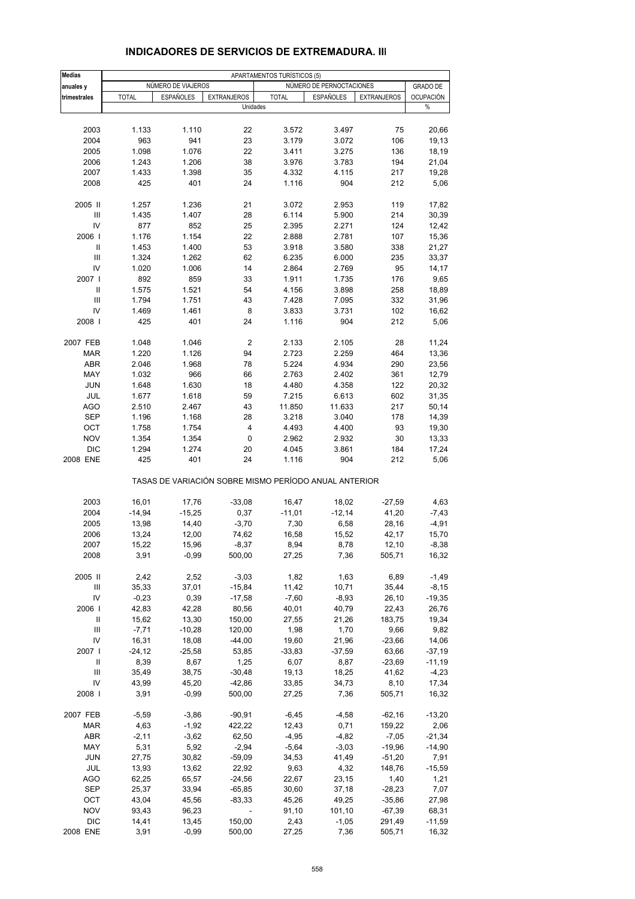## INDICADORES DE SERVICIOS DE EXTREMADURA. III

| Medias anuales y trimestrales | APARTAMENTOS TURÍSTICOS (5) | | | | | | |
|---|---|---|---|---|---|---|---|
| | NÚMERO DE VIAJEROS | | | NÚMERO DE PERNOCTACIONES | | | GRADO DE OCUPACIÓN |
| | TOTAL | ESPAÑOLES | EXTRANJEROS | TOTAL | ESPAÑOLES | EXTRANJEROS | |
| | Unidades | | | | | | % |
| 2003 | 1.133 | 1.110 | 22 | 3.572 | 3.497 | 75 | 20,66 |
| 2004 | 963 | 941 | 23 | 3.179 | 3.072 | 106 | 19,13 |
| 2005 | 1.098 | 1.076 | 22 | 3.411 | 3.275 | 136 | 18,19 |
| 2006 | 1.243 | 1.206 | 38 | 3.976 | 3.783 | 194 | 21,04 |
| 2007 | 1.433 | 1.398 | 35 | 4.332 | 4.115 | 217 | 19,28 |
| 2008 | 425 | 401 | 24 | 1.116 | 904 | 212 | 5,06 |
| 2005 II | 1.257 | 1.236 | 21 | 3.072 | 2.953 | 119 | 17,82 |
| III | 1.435 | 1.407 | 28 | 6.114 | 5.900 | 214 | 30,39 |
| IV | 877 | 852 | 25 | 2.395 | 2.271 | 124 | 12,42 |
| 2006 I | 1.176 | 1.154 | 22 | 2.888 | 2.781 | 107 | 15,36 |
| II | 1.453 | 1.400 | 53 | 3.918 | 3.580 | 338 | 21,27 |
| III | 1.324 | 1.262 | 62 | 6.235 | 6.000 | 235 | 33,37 |
| IV | 1.020 | 1.006 | 14 | 2.864 | 2.769 | 95 | 14,17 |
| 2007 I | 892 | 859 | 33 | 1.911 | 1.735 | 176 | 9,65 |
| II | 1.575 | 1.521 | 54 | 4.156 | 3.898 | 258 | 18,89 |
| III | 1.794 | 1.751 | 43 | 7.428 | 7.095 | 332 | 31,96 |
| IV | 1.469 | 1.461 | 8 | 3.833 | 3.731 | 102 | 16,62 |
| 2008 I | 425 | 401 | 24 | 1.116 | 904 | 212 | 5,06 |
| 2007 FEB | 1.048 | 1.046 | 2 | 2.133 | 2.105 | 28 | 11,24 |
| MAR | 1.220 | 1.126 | 94 | 2.723 | 2.259 | 464 | 13,36 |
| ABR | 2.046 | 1.968 | 78 | 5.224 | 4.934 | 290 | 23,56 |
| MAY | 1.032 | 966 | 66 | 2.763 | 2.402 | 361 | 12,79 |
| JUN | 1.648 | 1.630 | 18 | 4.480 | 4.358 | 122 | 20,32 |
| JUL | 1.677 | 1.618 | 59 | 7.215 | 6.613 | 602 | 31,35 |
| AGO | 2.510 | 2.467 | 43 | 11.850 | 11.633 | 217 | 50,14 |
| SEP | 1.196 | 1.168 | 28 | 3.218 | 3.040 | 178 | 14,39 |
| OCT | 1.758 | 1.754 | 4 | 4.493 | 4.400 | 93 | 19,30 |
| NOV | 1.354 | 1.354 | 0 | 2.962 | 2.932 | 30 | 13,33 |
| DIC | 1.294 | 1.274 | 20 | 4.045 | 3.861 | 184 | 17,24 |
| 2008 ENE | 425 | 401 | 24 | 1.116 | 904 | 212 | 5,06 |
| | TASAS DE VARIACIÓN SOBRE MISMO PERÍODO ANUAL ANTERIOR | | | | | | |
| 2003 | 16,01 | 17,76 | -33,08 | 16,47 | 18,02 | -27,59 | 4,63 |
| 2004 | -14,94 | -15,25 | 0,37 | -11,01 | -12,14 | 41,20 | -7,43 |
| 2005 | 13,98 | 14,40 | -3,70 | 7,30 | 6,58 | 28,16 | -4,91 |
| 2006 | 13,24 | 12,00 | 74,62 | 16,58 | 15,52 | 42,17 | 15,70 |
| 2007 | 15,22 | 15,96 | -8,37 | 8,94 | 8,78 | 12,10 | -8,38 |
| 2008 | 3,91 | -0,99 | 500,00 | 27,25 | 7,36 | 505,71 | 16,32 |
| 2005 II | 2,42 | 2,52 | -3,03 | 1,82 | 1,63 | 6,89 | -1,49 |
| III | 35,33 | 37,01 | -15,84 | 11,42 | 10,71 | 35,44 | -8,15 |
| IV | -0,23 | 0,39 | -17,58 | -7,60 | -8,93 | 26,10 | -19,35 |
| 2006 I | 42,83 | 42,28 | 80,56 | 40,01 | 40,79 | 22,43 | 26,76 |
| II | 15,62 | 13,30 | 150,00 | 27,55 | 21,26 | 183,75 | 19,34 |
| III | -7,71 | -10,28 | 120,00 | 1,98 | 1,70 | 9,66 | 9,82 |
| IV | 16,31 | 18,08 | -44,00 | 19,60 | 21,96 | -23,66 | 14,06 |
| 2007 I | -24,12 | -25,58 | 53,85 | -33,83 | -37,59 | 63,66 | -37,19 |
| II | 8,39 | 8,67 | 1,25 | 6,07 | 8,87 | -23,69 | -11,19 |
| III | 35,49 | 38,75 | -30,48 | 19,13 | 18,25 | 41,62 | -4,23 |
| IV | 43,99 | 45,20 | -42,86 | 33,85 | 34,73 | 8,10 | 17,34 |
| 2008 I | 3,91 | -0,99 | 500,00 | 27,25 | 7,36 | 505,71 | 16,32 |
| 2007 FEB | -5,59 | -3,86 | -90,91 | -6,45 | -4,58 | -62,16 | -13,20 |
| MAR | 4,63 | -1,92 | 422,22 | 12,43 | 0,71 | 159,22 | 2,06 |
| ABR | -2,11 | -3,62 | 62,50 | -4,95 | -4,82 | -7,05 | -21,34 |
| MAY | 5,31 | 5,92 | -2,94 | -5,64 | -3,03 | -19,96 | -14,90 |
| JUN | 27,75 | 30,82 | -59,09 | 34,53 | 41,49 | -51,20 | 7,91 |
| JUL | 13,93 | 13,62 | 22,92 | 9,63 | 4,32 | 148,76 | -15,59 |
| AGO | 62,25 | 65,57 | -24,56 | 22,67 | 23,15 | 1,40 | 1,21 |
| SEP | 25,37 | 33,94 | -65,85 | 30,60 | 37,18 | -28,23 | 7,07 |
| OCT | 43,04 | 45,56 | -83,33 | 45,26 | 49,25 | -35,86 | 27,98 |
| NOV | 93,43 | 96,23 | - | 91,10 | 101,10 | -67,39 | 68,31 |
| DIC | 14,41 | 13,45 | 150,00 | 2,43 | -1,05 | 291,49 | -11,59 |
| 2008 ENE | 3,91 | -0,99 | 500,00 | 27,25 | 7,36 | 505,71 | 16,32 |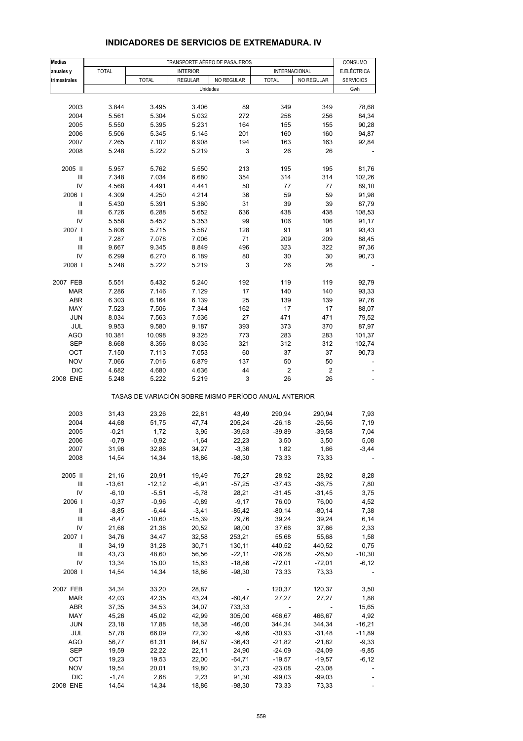## INDICADORES DE SERVICIOS DE EXTREMADURA. IV

| Medias anuales y trimestrales | TRANSPORTE AÉREO DE PASAJEROS | | | | | | CONSUMO E.ELÉCTRICA SERVICIOS |
|---|---|---|---|---|---|---|---|
| | TOTAL | INTERIOR | | | INTERNACIONAL | | |
| | | TOTAL | REGULAR | NO REGULAR | TOTAL | NO REGULAR | |
| | Unidades | | | | | | Gwh |
| 2003 | 3.844 | 3.495 | 3.406 | 89 | 349 | 349 | 78,68 |
| 2004 | 5.561 | 5.304 | 5.032 | 272 | 258 | 256 | 84,34 |
| 2005 | 5.550 | 5.395 | 5.231 | 164 | 155 | 155 | 90,28 |
| 2006 | 5.506 | 5.345 | 5.145 | 201 | 160 | 160 | 94,87 |
| 2007 | 7.265 | 7.102 | 6.908 | 194 | 163 | 163 | 92,84 |
| 2008 | 5.248 | 5.222 | 5.219 | 3 | 26 | 26 | - |
| 2005 II | 5.957 | 5.762 | 5.550 | 213 | 195 | 195 | 81,76 |
| III | 7.348 | 7.034 | 6.680 | 354 | 314 | 314 | 102,26 |
| IV | 4.568 | 4.491 | 4.441 | 50 | 77 | 77 | 89,10 |
| 2006 I | 4.309 | 4.250 | 4.214 | 36 | 59 | 59 | 91,98 |
| II | 5.430 | 5.391 | 5.360 | 31 | 39 | 39 | 87,79 |
| III | 6.726 | 6.288 | 5.652 | 636 | 438 | 438 | 108,53 |
| IV | 5.558 | 5.452 | 5.353 | 99 | 106 | 106 | 91,17 |
| 2007 I | 5.806 | 5.715 | 5.587 | 128 | 91 | 91 | 93,43 |
| II | 7.287 | 7.078 | 7.006 | 71 | 209 | 209 | 88,45 |
| III | 9.667 | 9.345 | 8.849 | 496 | 323 | 322 | 97,36 |
| IV | 6.299 | 6.270 | 6.189 | 80 | 30 | 30 | 90,73 |
| 2008 I | 5.248 | 5.222 | 5.219 | 3 | 26 | 26 | - |
| 2007 FEB | 5.551 | 5.432 | 5.240 | 192 | 119 | 119 | 92,79 |
| MAR | 7.286 | 7.146 | 7.129 | 17 | 140 | 140 | 93,33 |
| ABR | 6.303 | 6.164 | 6.139 | 25 | 139 | 139 | 97,76 |
| MAY | 7.523 | 7.506 | 7.344 | 162 | 17 | 17 | 88,07 |
| JUN | 8.034 | 7.563 | 7.536 | 27 | 471 | 471 | 79,52 |
| JUL | 9.953 | 9.580 | 9.187 | 393 | 373 | 370 | 87,97 |
| AGO | 10.381 | 10.098 | 9.325 | 773 | 283 | 283 | 101,37 |
| SEP | 8.668 | 8.356 | 8.035 | 321 | 312 | 312 | 102,74 |
| OCT | 7.150 | 7.113 | 7.053 | 60 | 37 | 37 | 90,73 |
| NOV | 7.066 | 7.016 | 6.879 | 137 | 50 | 50 | - |
| DIC | 4.682 | 4.680 | 4.636 | 44 | 2 | 2 | - |
| 2008 ENE | 5.248 | 5.222 | 5.219 | 3 | 26 | 26 | - |
| | TASAS DE VARIACIÓN SOBRE MISMO PERÍODO ANUAL ANTERIOR | | | | | | |
| 2003 | 31,43 | 23,26 | 22,81 | 43,49 | 290,94 | 290,94 | 7,93 |
| 2004 | 44,68 | 51,75 | 47,74 | 205,24 | -26,18 | -26,56 | 7,19 |
| 2005 | -0,21 | 1,72 | 3,95 | -39,63 | -39,89 | -39,58 | 7,04 |
| 2006 | -0,79 | -0,92 | -1,64 | 22,23 | 3,50 | 3,50 | 5,08 |
| 2007 | 31,96 | 32,86 | 34,27 | -3,36 | 1,82 | 1,66 | -3,44 |
| 2008 | 14,54 | 14,34 | 18,86 | -98,30 | 73,33 | 73,33 | - |
| 2005 II | 21,16 | 20,91 | 19,49 | 75,27 | 28,92 | 28,92 | 8,28 |
| III | -13,61 | -12,12 | -6,91 | -57,25 | -37,43 | -36,75 | 7,80 |
| IV | -6,10 | -5,51 | -5,78 | 28,21 | -31,45 | -31,45 | 3,75 |
| 2006 I | -0,37 | -0,96 | -0,89 | -9,17 | 76,00 | 76,00 | 4,52 |
| II | -8,85 | -6,44 | -3,41 | -85,42 | -80,14 | -80,14 | 7,38 |
| III | -8,47 | -10,60 | -15,39 | 79,76 | 39,24 | 39,24 | 6,14 |
| IV | 21,66 | 21,38 | 20,52 | 98,00 | 37,66 | 37,66 | 2,33 |
| 2007 I | 34,76 | 34,47 | 32,58 | 253,21 | 55,68 | 55,68 | 1,58 |
| II | 34,19 | 31,28 | 30,71 | 130,11 | 440,52 | 440,52 | 0,75 |
| III | 43,73 | 48,60 | 56,56 | -22,11 | -26,28 | -26,50 | -10,30 |
| IV | 13,34 | 15,00 | 15,63 | -18,86 | -72,01 | -72,01 | -6,12 |
| 2008 I | 14,54 | 14,34 | 18,86 | -98,30 | 73,33 | 73,33 | - |
| 2007 FEB | 34,34 | 33,20 | 28,87 | - | 120,37 | 120,37 | 3,50 |
| MAR | 42,03 | 42,35 | 43,24 | -60,47 | 27,27 | 27,27 | 1,88 |
| ABR | 37,35 | 34,53 | 34,07 | 733,33 | - | - | 15,65 |
| MAY | 45,26 | 45,02 | 42,99 | 305,00 | 466,67 | 466,67 | 4,92 |
| JUN | 23,18 | 17,88 | 18,38 | -46,00 | 344,34 | 344,34 | -16,21 |
| JUL | 57,78 | 66,09 | 72,30 | -9,86 | -30,93 | -31,48 | -11,89 |
| AGO | 56,77 | 61,31 | 84,87 | -36,43 | -21,82 | -21,82 | -9,33 |
| SEP | 19,59 | 22,22 | 22,11 | 24,90 | -24,09 | -24,09 | -9,85 |
| OCT | 19,23 | 19,53 | 22,00 | -64,71 | -19,57 | -19,57 | -6,12 |
| NOV | 19,54 | 20,01 | 19,80 | 31,73 | -23,08 | -23,08 | - |
| DIC | -1,74 | 2,68 | 2,23 | 91,30 | -99,03 | -99,03 | - |
| 2008 ENE | 14,54 | 14,34 | 18,86 | -98,30 | 73,33 | 73,33 | - |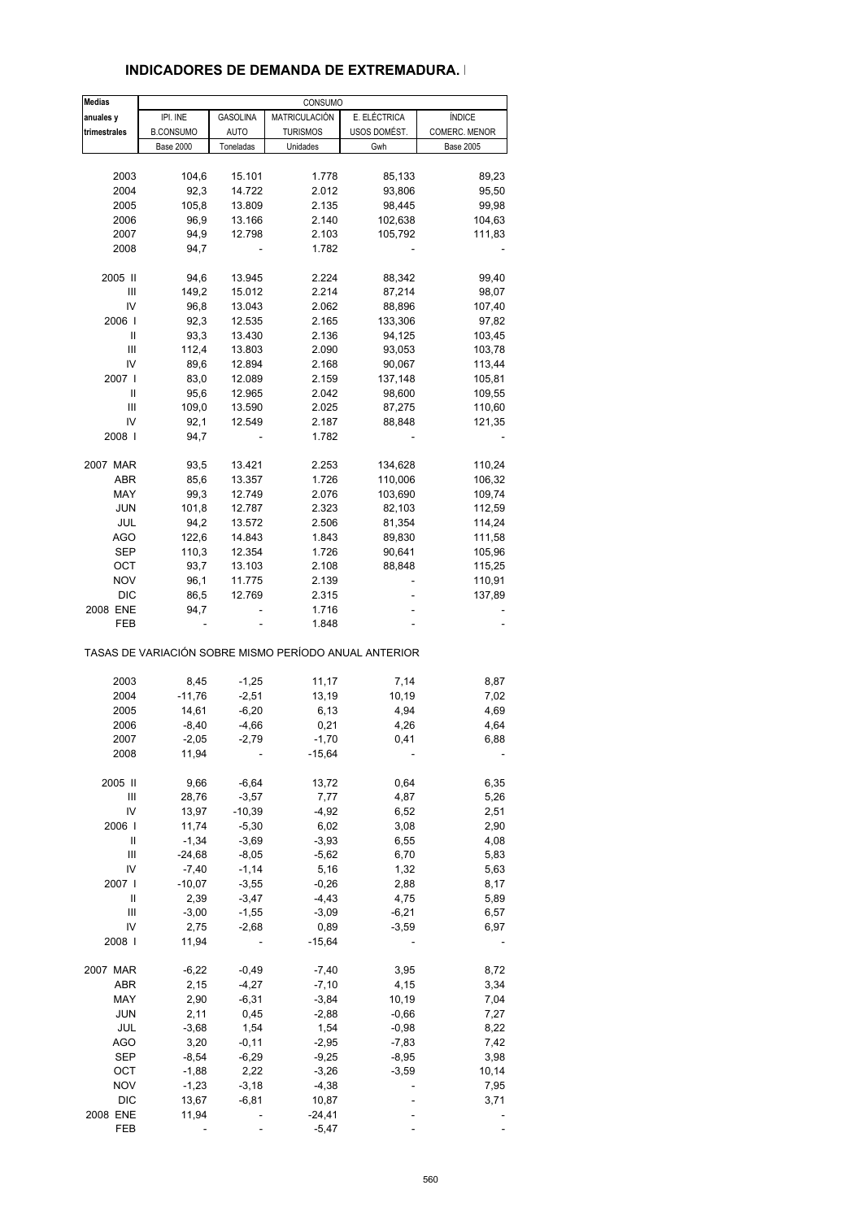## INDICADORES DE DEMANDA DE EXTREMADURA.

| Medias anuales y trimestrales | CONSUMO | | | | |
|---|---|---|---|---|---|
| | IPI. INE B.CONSUMO | GASOLINA AUTO | MATRICULACIÓN TURISMOS | E. ELÉCTRICA USOS DOMÉST. | ÍNDICE COMERC. MENOR |
| | Base 2000 | Toneladas | Unidades | Gwh | Base 2005 |
| 2003 | 104,6 | 15.101 | 1.778 | 85,133 | 89,23 |
| 2004 | 92,3 | 14.722 | 2.012 | 93,806 | 95,50 |
| 2005 | 105,8 | 13.809 | 2.135 | 98,445 | 99,98 |
| 2006 | 96,9 | 13.166 | 2.140 | 102,638 | 104,63 |
| 2007 | 94,9 | 12.798 | 2.103 | 105,792 | 111,83 |
| 2008 | 94,7 | - | 1.782 | - | - |
| 2005 II | 94,6 | 13.945 | 2.224 | 88,342 | 99,40 |
| III | 149,2 | 15.012 | 2.214 | 87,214 | 98,07 |
| IV | 96,8 | 13.043 | 2.062 | 88,896 | 107,40 |
| 2006 I | 92,3 | 12.535 | 2.165 | 133,306 | 97,82 |
| II | 93,3 | 13.430 | 2.136 | 94,125 | 103,45 |
| III | 112,4 | 13.803 | 2.090 | 93,053 | 103,78 |
| IV | 89,6 | 12.894 | 2.168 | 90,067 | 113,44 |
| 2007 I | 83,0 | 12.089 | 2.159 | 137,148 | 105,81 |
| II | 95,6 | 12.965 | 2.042 | 98,600 | 109,55 |
| III | 109,0 | 13.590 | 2.025 | 87,275 | 110,60 |
| IV | 92,1 | 12.549 | 2.187 | 88,848 | 121,35 |
| 2008 I | 94,7 | - | 1.782 | - | - |
| 2007 MAR | 93,5 | 13.421 | 2.253 | 134,628 | 110,24 |
| ABR | 85,6 | 13.357 | 1.726 | 110,006 | 106,32 |
| MAY | 99,3 | 12.749 | 2.076 | 103,690 | 109,74 |
| JUN | 101,8 | 12.787 | 2.323 | 82,103 | 112,59 |
| JUL | 94,2 | 13.572 | 2.506 | 81,354 | 114,24 |
| AGO | 122,6 | 14.843 | 1.843 | 89,830 | 111,58 |
| SEP | 110,3 | 12.354 | 1.726 | 90,641 | 105,96 |
| OCT | 93,7 | 13.103 | 2.108 | 88,848 | 115,25 |
| NOV | 96,1 | 11.775 | 2.139 | - | 110,91 |
| DIC | 86,5 | 12.769 | 2.315 | - | 137,89 |
| 2008 ENE | 94,7 | - | 1.716 | - | - |
| FEB | - | - | 1.848 | - | - |
| TASAS DE VARIACIÓN SOBRE MISMO PERÍODO ANUAL ANTERIOR | | | | | |
| 2003 | 8,45 | -1,25 | 11,17 | 7,14 | 8,87 |
| 2004 | -11,76 | -2,51 | 13,19 | 10,19 | 7,02 |
| 2005 | 14,61 | -6,20 | 6,13 | 4,94 | 4,69 |
| 2006 | -8,40 | -4,66 | 0,21 | 4,26 | 4,64 |
| 2007 | -2,05 | -2,79 | -1,70 | 0,41 | 6,88 |
| 2008 | 11,94 | - | -15,64 | - | - |
| 2005 II | 9,66 | -6,64 | 13,72 | 0,64 | 6,35 |
| III | 28,76 | -3,57 | 7,77 | 4,87 | 5,26 |
| IV | 13,97 | -10,39 | -4,92 | 6,52 | 2,51 |
| 2006 I | 11,74 | -5,30 | 6,02 | 3,08 | 2,90 |
| II | -1,34 | -3,69 | -3,93 | 6,55 | 4,08 |
| III | -24,68 | -8,05 | -5,62 | 6,70 | 5,83 |
| IV | -7,40 | -1,14 | 5,16 | 1,32 | 5,63 |
| 2007 I | -10,07 | -3,55 | -0,26 | 2,88 | 8,17 |
| II | 2,39 | -3,47 | -4,43 | 4,75 | 5,89 |
| III | -3,00 | -1,55 | -3,09 | -6,21 | 6,57 |
| IV | 2,75 | -2,68 | 0,89 | -3,59 | 6,97 |
| 2008 I | 11,94 | - | -15,64 | - | - |
| 2007 MAR | -6,22 | -0,49 | -7,40 | 3,95 | 8,72 |
| ABR | 2,15 | -4,27 | -7,10 | 4,15 | 3,34 |
| MAY | 2,90 | -6,31 | -3,84 | 10,19 | 7,04 |
| JUN | 2,11 | 0,45 | -2,88 | -0,66 | 7,27 |
| JUL | -3,68 | 1,54 | 1,54 | -0,98 | 8,22 |
| AGO | 3,20 | -0,11 | -2,95 | -7,83 | 7,42 |
| SEP | -8,54 | -6,29 | -9,25 | -8,95 | 3,98 |
| OCT | -1,88 | 2,22 | -3,26 | -3,59 | 10,14 |
| NOV | -1,23 | -3,18 | -4,38 | - | 7,95 |
| DIC | 13,67 | -6,81 | 10,87 | - | 3,71 |
| 2008 ENE | 11,94 | - | -24,41 | - | - |
| FEB | - | - | -5,47 | - | - |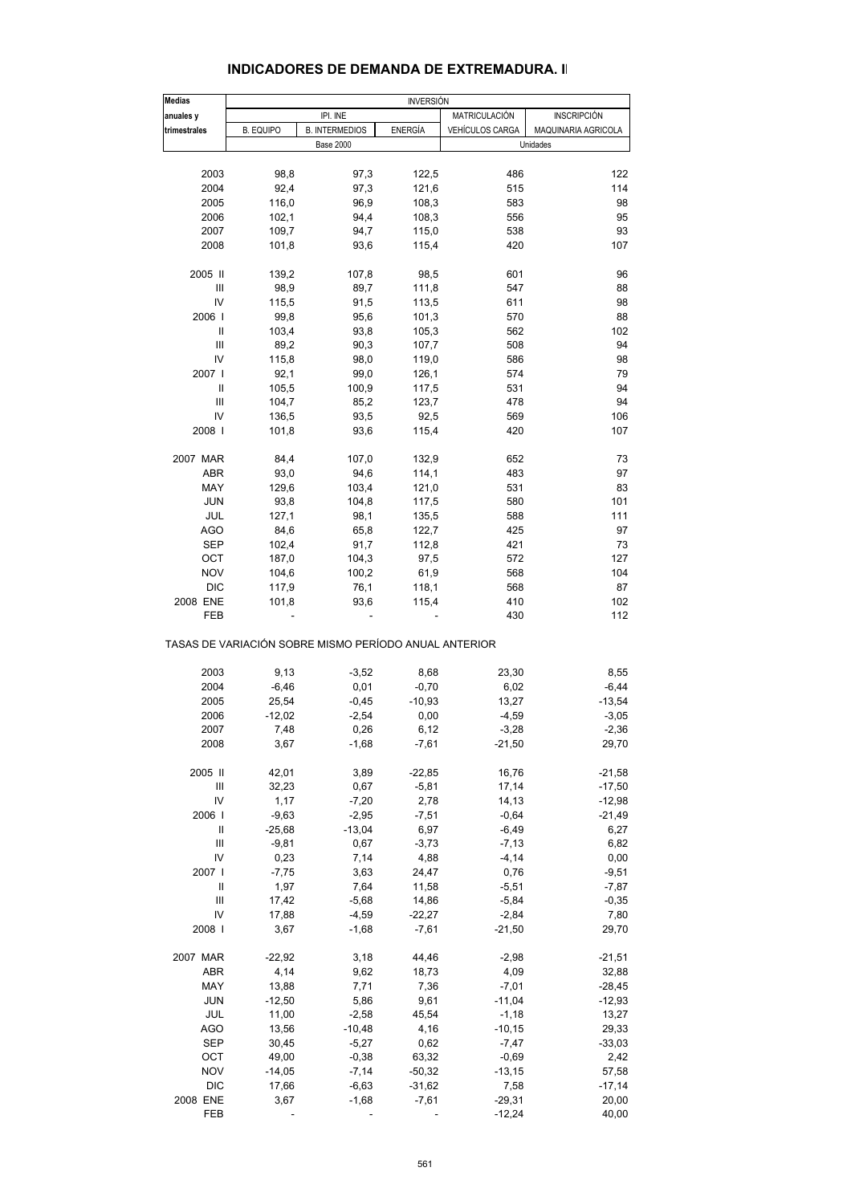## INDICADORES DE DEMANDA DE EXTREMADURA. I

| Medias anuales y trimestrales | INVERSIÓN | | | | |
|---|---|---|---|---|---|
| | IPI. INE | | | MATRICULACIÓN | INSCRIPCIÓN |
| | B. EQUIPO | B. INTERMEDIOS | ENERGÍA | VEHÍCULOS CARGA | MAQUINARIA AGRICOLA |
| | Base 2000 | | | Unidades | |
| 2003 | 98,8 | 97,3 | 122,5 | 486 | 122 |
| 2004 | 92,4 | 97,3 | 121,6 | 515 | 114 |
| 2005 | 116,0 | 96,9 | 108,3 | 583 | 98 |
| 2006 | 102,1 | 94,4 | 108,3 | 556 | 95 |
| 2007 | 109,7 | 94,7 | 115,0 | 538 | 93 |
| 2008 | 101,8 | 93,6 | 115,4 | 420 | 107 |
| 2005 II | 139,2 | 107,8 | 98,5 | 601 | 96 |
| III | 98,9 | 89,7 | 111,8 | 547 | 88 |
| IV | 115,5 | 91,5 | 113,5 | 611 | 98 |
| 2006 I | 99,8 | 95,6 | 101,3 | 570 | 88 |
| II | 103,4 | 93,8 | 105,3 | 562 | 102 |
| III | 89,2 | 90,3 | 107,7 | 508 | 94 |
| IV | 115,8 | 98,0 | 119,0 | 586 | 98 |
| 2007 I | 92,1 | 99,0 | 126,1 | 574 | 79 |
| II | 105,5 | 100,9 | 117,5 | 531 | 94 |
| III | 104,7 | 85,2 | 123,7 | 478 | 94 |
| IV | 136,5 | 93,5 | 92,5 | 569 | 106 |
| 2008 I | 101,8 | 93,6 | 115,4 | 420 | 107 |
| 2007 MAR | 84,4 | 107,0 | 132,9 | 652 | 73 |
| ABR | 93,0 | 94,6 | 114,1 | 483 | 97 |
| MAY | 129,6 | 103,4 | 121,0 | 531 | 83 |
| JUN | 93,8 | 104,8 | 117,5 | 580 | 101 |
| JUL | 127,1 | 98,1 | 135,5 | 588 | 111 |
| AGO | 84,6 | 65,8 | 122,7 | 425 | 97 |
| SEP | 102,4 | 91,7 | 112,8 | 421 | 73 |
| OCT | 187,0 | 104,3 | 97,5 | 572 | 127 |
| NOV | 104,6 | 100,2 | 61,9 | 568 | 104 |
| DIC | 117,9 | 76,1 | 118,1 | 568 | 87 |
| 2008 ENE | 101,8 | 93,6 | 115,4 | 410 | 102 |
| FEB | - | - | - | 430 | 112 |

TASAS DE VARIACIÓN SOBRE MISMO PERÍODO ANUAL ANTERIOR

| | B. EQUIPO | B. INTERMEDIOS | ENERGÍA | VEHÍCULOS CARGA | MAQUINARIA AGRICOLA |
|---|---|---|---|---|---|
| 2003 | 9,13 | -3,52 | 8,68 | 23,30 | 8,55 |
| 2004 | -6,46 | 0,01 | -0,70 | 6,02 | -6,44 |
| 2005 | 25,54 | -0,45 | -10,93 | 13,27 | -13,54 |
| 2006 | -12,02 | -2,54 | 0,00 | -4,59 | -3,05 |
| 2007 | 7,48 | 0,26 | 6,12 | -3,28 | -2,36 |
| 2008 | 3,67 | -1,68 | -7,61 | -21,50 | 29,70 |
| 2005 II | 42,01 | 3,89 | -22,85 | 16,76 | -21,58 |
| III | 32,23 | 0,67 | -5,81 | 17,14 | -17,50 |
| IV | 1,17 | -7,20 | 2,78 | 14,13 | -12,98 |
| 2006 I | -9,63 | -2,95 | -7,51 | -0,64 | -21,49 |
| II | -25,68 | -13,04 | 6,97 | -6,49 | 6,27 |
| III | -9,81 | 0,67 | -3,73 | -7,13 | 6,82 |
| IV | 0,23 | 7,14 | 4,88 | -4,14 | 0,00 |
| 2007 I | -7,75 | 3,63 | 24,47 | 0,76 | -9,51 |
| II | 1,97 | 7,64 | 11,58 | -5,51 | -7,87 |
| III | 17,42 | -5,68 | 14,86 | -5,84 | -0,35 |
| IV | 17,88 | -4,59 | -22,27 | -2,84 | 7,80 |
| 2008 I | 3,67 | -1,68 | -7,61 | -21,50 | 29,70 |
| 2007 MAR | -22,92 | 3,18 | 44,46 | -2,98 | -21,51 |
| ABR | 4,14 | 9,62 | 18,73 | 4,09 | 32,88 |
| MAY | 13,88 | 7,71 | 7,36 | -7,01 | -28,45 |
| JUN | -12,50 | 5,86 | 9,61 | -11,04 | -12,93 |
| JUL | 11,00 | -2,58 | 45,54 | -1,18 | 13,27 |
| AGO | 13,56 | -10,48 | 4,16 | -10,15 | 29,33 |
| SEP | 30,45 | -5,27 | 0,62 | -7,47 | -33,03 |
| OCT | 49,00 | -0,38 | 63,32 | -0,69 | 2,42 |
| NOV | -14,05 | -7,14 | -50,32 | -13,15 | 57,58 |
| DIC | 17,66 | -6,63 | -31,62 | 7,58 | -17,14 |
| 2008 ENE | 3,67 | -1,68 | -7,61 | -29,31 | 20,00 |
| FEB | - | - | - | -12,24 | 40,00 |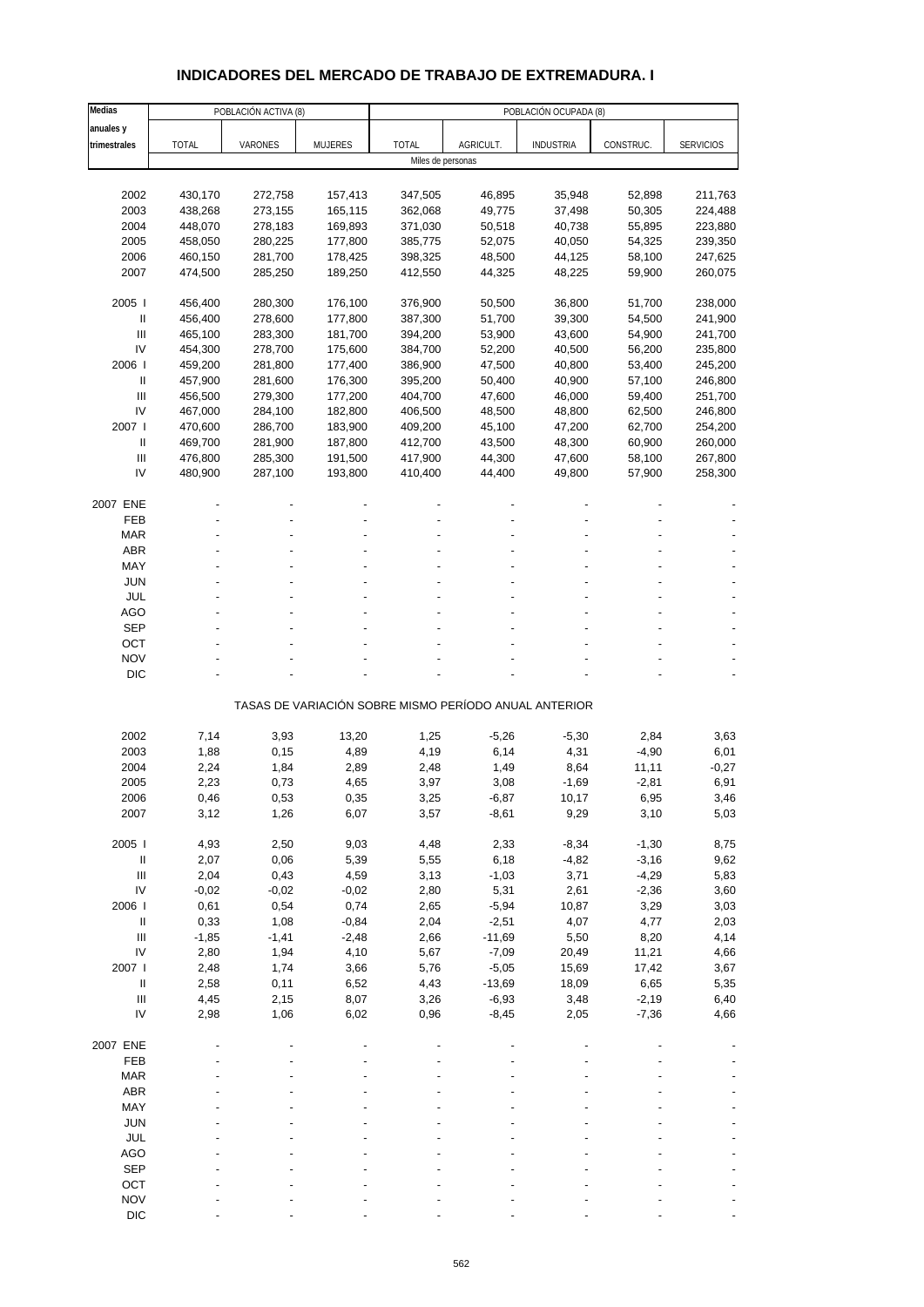# INDICADORES DEL MERCADO DE TRABAJO DE EXTREMADURA. I

| Medias anuales y trimestrales | POBLACIÓN ACTIVA (8) | | | POBLACIÓN OCUPADA (8) | | | | |
|---|---|---|---|---|---|---|---|---|
| | TOTAL | VARONES | MUJERES | TOTAL | AGRICULT. | INDUSTRIA | CONSTRUC. | SERVICIOS |
| | Miles de personas | | | | | | | |
| 2002 | 430,170 | 272,758 | 157,413 | 347,505 | 46,895 | 35,948 | 52,898 | 211,763 |
| 2003 | 438,268 | 273,155 | 165,115 | 362,068 | 49,775 | 37,498 | 50,305 | 224,488 |
| 2004 | 448,070 | 278,183 | 169,893 | 371,030 | 50,518 | 40,738 | 55,895 | 223,880 |
| 2005 | 458,050 | 280,225 | 177,800 | 385,775 | 52,075 | 40,050 | 54,325 | 239,350 |
| 2006 | 460,150 | 281,700 | 178,425 | 398,325 | 48,500 | 44,125 | 58,100 | 247,625 |
| 2007 | 474,500 | 285,250 | 189,250 | 412,550 | 44,325 | 48,225 | 59,900 | 260,075 |
| 2005 I | 456,400 | 280,300 | 176,100 | 376,900 | 50,500 | 36,800 | 51,700 | 238,000 |
| II | 456,400 | 278,600 | 177,800 | 387,300 | 51,700 | 39,300 | 54,500 | 241,900 |
| III | 465,100 | 283,300 | 181,700 | 394,200 | 53,900 | 43,600 | 54,900 | 241,700 |
| IV | 454,300 | 278,700 | 175,600 | 384,700 | 52,200 | 40,500 | 56,200 | 235,800 |
| 2006 I | 459,200 | 281,800 | 177,400 | 386,900 | 47,500 | 40,800 | 53,400 | 245,200 |
| II | 457,900 | 281,600 | 176,300 | 395,200 | 50,400 | 40,900 | 57,100 | 246,800 |
| III | 456,500 | 279,300 | 177,200 | 404,700 | 47,600 | 46,000 | 59,400 | 251,700 |
| IV | 467,000 | 284,100 | 182,800 | 406,500 | 48,500 | 48,800 | 62,500 | 246,800 |
| 2007 I | 470,600 | 286,700 | 183,900 | 409,200 | 45,100 | 47,200 | 62,700 | 254,200 |
| II | 469,700 | 281,900 | 187,800 | 412,700 | 43,500 | 48,300 | 60,900 | 260,000 |
| III | 476,800 | 285,300 | 191,500 | 417,900 | 44,300 | 47,600 | 58,100 | 267,800 |
| IV | 480,900 | 287,100 | 193,800 | 410,400 | 44,400 | 49,800 | 57,900 | 258,300 |
| 2007 ENE | - | - | - | - | - | - | - | - |
| FEB | - | - | - | - | - | - | - | - |
| MAR | - | - | - | - | - | - | - | - |
| ABR | - | - | - | - | - | - | - | - |
| MAY | - | - | - | - | - | - | - | - |
| JUN | - | - | - | - | - | - | - | - |
| JUL | - | - | - | - | - | - | - | - |
| AGO | - | - | - | - | - | - | - | - |
| SEP | - | - | - | - | - | - | - | - |
| OCT | - | - | - | - | - | - | - | - |
| NOV | - | - | - | - | - | - | - | - |
| DIC | - | - | - | - | - | - | - | - |
| | TASAS DE VARIACIÓN SOBRE MISMO PERÍODO ANUAL ANTERIOR | | | | | | | |
| 2002 | 7,14 | 3,93 | 13,20 | 1,25 | -5,26 | -5,30 | 2,84 | 3,63 |
| 2003 | 1,88 | 0,15 | 4,89 | 4,19 | 6,14 | 4,31 | -4,90 | 6,01 |
| 2004 | 2,24 | 1,84 | 2,89 | 2,48 | 1,49 | 8,64 | 11,11 | -0,27 |
| 2005 | 2,23 | 0,73 | 4,65 | 3,97 | 3,08 | -1,69 | -2,81 | 6,91 |
| 2006 | 0,46 | 0,53 | 0,35 | 3,25 | -6,87 | 10,17 | 6,95 | 3,46 |
| 2007 | 3,12 | 1,26 | 6,07 | 3,57 | -8,61 | 9,29 | 3,10 | 5,03 |
| 2005 I | 4,93 | 2,50 | 9,03 | 4,48 | 2,33 | -8,34 | -1,30 | 8,75 |
| II | 2,07 | 0,06 | 5,39 | 5,55 | 6,18 | -4,82 | -3,16 | 9,62 |
| III | 2,04 | 0,43 | 4,59 | 3,13 | -1,03 | 3,71 | -4,29 | 5,83 |
| IV | -0,02 | -0,02 | -0,02 | 2,80 | 5,31 | 2,61 | -2,36 | 3,60 |
| 2006 I | 0,61 | 0,54 | 0,74 | 2,65 | -5,94 | 10,87 | 3,29 | 3,03 |
| II | 0,33 | 1,08 | -0,84 | 2,04 | -2,51 | 4,07 | 4,77 | 2,03 |
| III | -1,85 | -1,41 | -2,48 | 2,66 | -11,69 | 5,50 | 8,20 | 4,14 |
| IV | 2,80 | 1,94 | 4,10 | 5,67 | -7,09 | 20,49 | 11,21 | 4,66 |
| 2007 I | 2,48 | 1,74 | 3,66 | 5,76 | -5,05 | 15,69 | 17,42 | 3,67 |
| II | 2,58 | 0,11 | 6,52 | 4,43 | -13,69 | 18,09 | 6,65 | 5,35 |
| III | 4,45 | 2,15 | 8,07 | 3,26 | -6,93 | 3,48 | -2,19 | 6,40 |
| IV | 2,98 | 1,06 | 6,02 | 0,96 | -8,45 | 2,05 | -7,36 | 4,66 |
| 2007 ENE | - | - | - | - | - | - | - | - |
| FEB | - | - | - | - | - | - | - | - |
| MAR | - | - | - | - | - | - | - | - |
| ABR | - | - | - | - | - | - | - | - |
| MAY | - | - | - | - | - | - | - | - |
| JUN | - | - | - | - | - | - | - | - |
| JUL | - | - | - | - | - | - | - | - |
| AGO | - | - | - | - | - | - | - | - |
| SEP | - | - | - | - | - | - | - | - |
| OCT | - | - | - | - | - | - | - | - |
| NOV | - | - | - | - | - | - | - | - |
| DIC | - | - | - | - | - | - | - | - |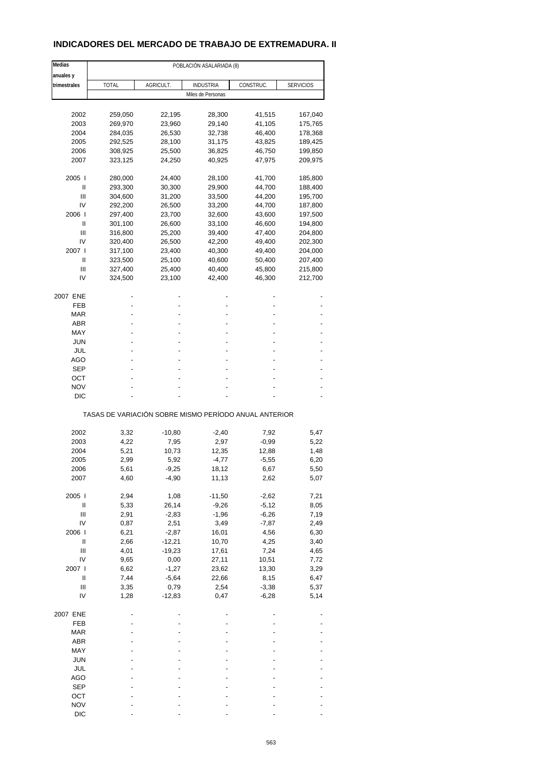## INDICADORES DEL MERCADO DE TRABAJO DE EXTREMADURA. II

| Medias anuales y trimestrales | POBLACIÓN ASALARIADA (8) | | | | |
|---|---|---|---|---|---|
| | TOTAL | AGRICULT. | INDUSTRIA | CONSTRUC. | SERVICIOS |
| | Miles de Personas | | | | |
| 2002 | 259,050 | 22,195 | 28,300 | 41,515 | 167,040 |
| 2003 | 269,970 | 23,960 | 29,140 | 41,105 | 175,765 |
| 2004 | 284,035 | 26,530 | 32,738 | 46,400 | 178,368 |
| 2005 | 292,525 | 28,100 | 31,175 | 43,825 | 189,425 |
| 2006 | 308,925 | 25,500 | 36,825 | 46,750 | 199,850 |
| 2007 | 323,125 | 24,250 | 40,925 | 47,975 | 209,975 |
| 2005 I | 280,000 | 24,400 | 28,100 | 41,700 | 185,800 |
| II | 293,300 | 30,300 | 29,900 | 44,700 | 188,400 |
| III | 304,600 | 31,200 | 33,500 | 44,200 | 195,700 |
| IV | 292,200 | 26,500 | 33,200 | 44,700 | 187,800 |
| 2006 I | 297,400 | 23,700 | 32,600 | 43,600 | 197,500 |
| II | 301,100 | 26,600 | 33,100 | 46,600 | 194,800 |
| III | 316,800 | 25,200 | 39,400 | 47,400 | 204,800 |
| IV | 320,400 | 26,500 | 42,200 | 49,400 | 202,300 |
| 2007 I | 317,100 | 23,400 | 40,300 | 49,400 | 204,000 |
| II | 323,500 | 25,100 | 40,600 | 50,400 | 207,400 |
| III | 327,400 | 25,400 | 40,400 | 45,800 | 215,800 |
| IV | 324,500 | 23,100 | 42,400 | 46,300 | 212,700 |
| 2007 ENE | - | - | - | - | - |
| FEB | - | - | - | - | - |
| MAR | - | - | - | - | - |
| ABR | - | - | - | - | - |
| MAY | - | - | - | - | - |
| JUN | - | - | - | - | - |
| JUL | - | - | - | - | - |
| AGO | - | - | - | - | - |
| SEP | - | - | - | - | - |
| OCT | - | - | - | - | - |
| NOV | - | - | - | - | - |
| DIC | - | - | - | - | - |
| | TASAS DE VARIACIÓN SOBRE MISMO PERÍODO ANUAL ANTERIOR | | | | |
| 2002 | 3,32 | -10,80 | -2,40 | 7,92 | 5,47 |
| 2003 | 4,22 | 7,95 | 2,97 | -0,99 | 5,22 |
| 2004 | 5,21 | 10,73 | 12,35 | 12,88 | 1,48 |
| 2005 | 2,99 | 5,92 | -4,77 | -5,55 | 6,20 |
| 2006 | 5,61 | -9,25 | 18,12 | 6,67 | 5,50 |
| 2007 | 4,60 | -4,90 | 11,13 | 2,62 | 5,07 |
| 2005 I | 2,94 | 1,08 | -11,50 | -2,62 | 7,21 |
| II | 5,33 | 26,14 | -9,26 | -5,12 | 8,05 |
| III | 2,91 | -2,83 | -1,96 | -6,26 | 7,19 |
| IV | 0,87 | 2,51 | 3,49 | -7,87 | 2,49 |
| 2006 I | 6,21 | -2,87 | 16,01 | 4,56 | 6,30 |
| II | 2,66 | -12,21 | 10,70 | 4,25 | 3,40 |
| III | 4,01 | -19,23 | 17,61 | 7,24 | 4,65 |
| IV | 9,65 | 0,00 | 27,11 | 10,51 | 7,72 |
| 2007 I | 6,62 | -1,27 | 23,62 | 13,30 | 3,29 |
| II | 7,44 | -5,64 | 22,66 | 8,15 | 6,47 |
| III | 3,35 | 0,79 | 2,54 | -3,38 | 5,37 |
| IV | 1,28 | -12,83 | 0,47 | -6,28 | 5,14 |
| 2007 ENE | - | - | - | - | - |
| FEB | - | - | - | - | - |
| MAR | - | - | - | - | - |
| ABR | - | - | - | - | - |
| MAY | - | - | - | - | - |
| JUN | - | - | - | - | - |
| JUL | - | - | - | - | - |
| AGO | - | - | - | - | - |
| SEP | - | - | - | - | - |
| OCT | - | - | - | - | - |
| NOV | - | - | - | - | - |
| DIC | - | - | - | - | - |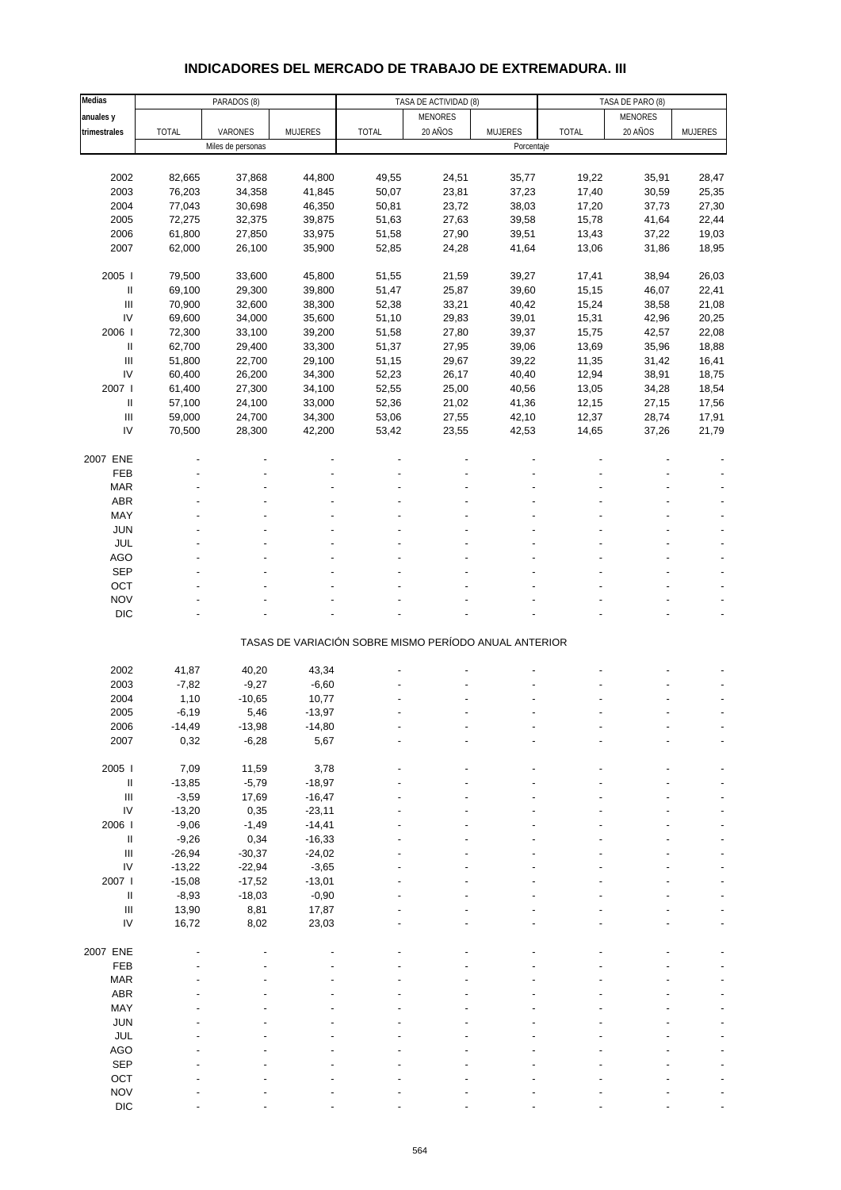## INDICADORES DEL MERCADO DE TRABAJO DE EXTREMADURA. III

| Medias anuales y trimestrales | PARADOS (8) | | | TASA DE ACTIVIDAD (8) | | | TASA DE PARO (8) | | |
|---|---|---|---|---|---|---|---|---|---|
| | TOTAL | VARONES | MUJERES | TOTAL | MENORES 20 AÑOS | MUJERES | TOTAL | MENORES 20 AÑOS | MUJERES |
| | Miles de personas | | | Porcentaje | | | | | |
| 2002 | 82,665 | 37,868 | 44,800 | 49,55 | 24,51 | 35,77 | 19,22 | 35,91 | 28,47 |
| 2003 | 76,203 | 34,358 | 41,845 | 50,07 | 23,81 | 37,23 | 17,40 | 30,59 | 25,35 |
| 2004 | 77,043 | 30,698 | 46,350 | 50,81 | 23,72 | 38,03 | 17,20 | 37,73 | 27,30 |
| 2005 | 72,275 | 32,375 | 39,875 | 51,63 | 27,63 | 39,58 | 15,78 | 41,64 | 22,44 |
| 2006 | 61,800 | 27,850 | 33,975 | 51,58 | 27,90 | 39,51 | 13,43 | 37,22 | 19,03 |
| 2007 | 62,000 | 26,100 | 35,900 | 52,85 | 24,28 | 41,64 | 13,06 | 31,86 | 18,95 |
| 2005 I | 79,500 | 33,600 | 45,800 | 51,55 | 21,59 | 39,27 | 17,41 | 38,94 | 26,03 |
| II | 69,100 | 29,300 | 39,800 | 51,47 | 25,87 | 39,60 | 15,15 | 46,07 | 22,41 |
| III | 70,900 | 32,600 | 38,300 | 52,38 | 33,21 | 40,42 | 15,24 | 38,58 | 21,08 |
| IV | 69,600 | 34,000 | 35,600 | 51,10 | 29,83 | 39,01 | 15,31 | 42,96 | 20,25 |
| 2006 I | 72,300 | 33,100 | 39,200 | 51,58 | 27,80 | 39,37 | 15,75 | 42,57 | 22,08 |
| II | 62,700 | 29,400 | 33,300 | 51,37 | 27,95 | 39,06 | 13,69 | 35,96 | 18,88 |
| III | 51,800 | 22,700 | 29,100 | 51,15 | 29,67 | 39,22 | 11,35 | 31,42 | 16,41 |
| IV | 60,400 | 26,200 | 34,300 | 52,23 | 26,17 | 40,40 | 12,94 | 38,91 | 18,75 |
| 2007 I | 61,400 | 27,300 | 34,100 | 52,55 | 25,00 | 40,56 | 13,05 | 34,28 | 18,54 |
| II | 57,100 | 24,100 | 33,000 | 52,36 | 21,02 | 41,36 | 12,15 | 27,15 | 17,56 |
| III | 59,000 | 24,700 | 34,300 | 53,06 | 27,55 | 42,10 | 12,37 | 28,74 | 17,91 |
| IV | 70,500 | 28,300 | 42,200 | 53,42 | 23,55 | 42,53 | 14,65 | 37,26 | 21,79 |
| 2007 ENE | - | - | - | - | - | - | - | - | - |
| FEB | - | - | - | - | - | - | - | - | - |
| MAR | - | - | - | - | - | - | - | - | - |
| ABR | - | - | - | - | - | - | - | - | - |
| MAY | - | - | - | - | - | - | - | - | - |
| JUN | - | - | - | - | - | - | - | - | - |
| JUL | - | - | - | - | - | - | - | - | - |
| AGO | - | - | - | - | - | - | - | - | - |
| SEP | - | - | - | - | - | - | - | - | - |
| OCT | - | - | - | - | - | - | - | - | - |
| NOV | - | - | - | - | - | - | - | - | - |
| DIC | - | - | - | - | - | - | - | - | - |
| | TASAS DE VARIACIÓN SOBRE MISMO PERÍODO ANUAL ANTERIOR | | | | | | | | |
| 2002 | 41,87 | 40,20 | 43,34 | - | - | - | - | - | - |
| 2003 | -7,82 | -9,27 | -6,60 | - | - | - | - | - | - |
| 2004 | 1,10 | -10,65 | 10,77 | - | - | - | - | - | - |
| 2005 | -6,19 | 5,46 | -13,97 | - | - | - | - | - | - |
| 2006 | -14,49 | -13,98 | -14,80 | - | - | - | - | - | - |
| 2007 | 0,32 | -6,28 | 5,67 | - | - | - | - | - | - |
| 2005 I | 7,09 | 11,59 | 3,78 | - | - | - | - | - | - |
| II | -13,85 | -5,79 | -18,97 | - | - | - | - | - | - |
| III | -3,59 | 17,69 | -16,47 | - | - | - | - | - | - |
| IV | -13,20 | 0,35 | -23,11 | - | - | - | - | - | - |
| 2006 I | -9,06 | -1,49 | -14,41 | - | - | - | - | - | - |
| II | -9,26 | 0,34 | -16,33 | - | - | - | - | - | - |
| III | -26,94 | -30,37 | -24,02 | - | - | - | - | - | - |
| IV | -13,22 | -22,94 | -3,65 | - | - | - | - | - | - |
| 2007 I | -15,08 | -17,52 | -13,01 | - | - | - | - | - | - |
| II | -8,93 | -18,03 | -0,90 | - | - | - | - | - | - |
| III | 13,90 | 8,81 | 17,87 | - | - | - | - | - | - |
| IV | 16,72 | 8,02 | 23,03 | - | - | - | - | - | - |
| 2007 ENE | - | - | - | - | - | - | - | - | - |
| FEB | - | - | - | - | - | - | - | - | - |
| MAR | - | - | - | - | - | - | - | - | - |
| ABR | - | - | - | - | - | - | - | - | - |
| MAY | - | - | - | - | - | - | - | - | - |
| JUN | - | - | - | - | - | - | - | - | - |
| JUL | - | - | - | - | - | - | - | - | - |
| AGO | - | - | - | - | - | - | - | - | - |
| SEP | - | - | - | - | - | - | - | - | - |
| OCT | - | - | - | - | - | - | - | - | - |
| NOV | - | - | - | - | - | - | - | - | - |
| DIC | - | - | - | - | - | - | - | - | - |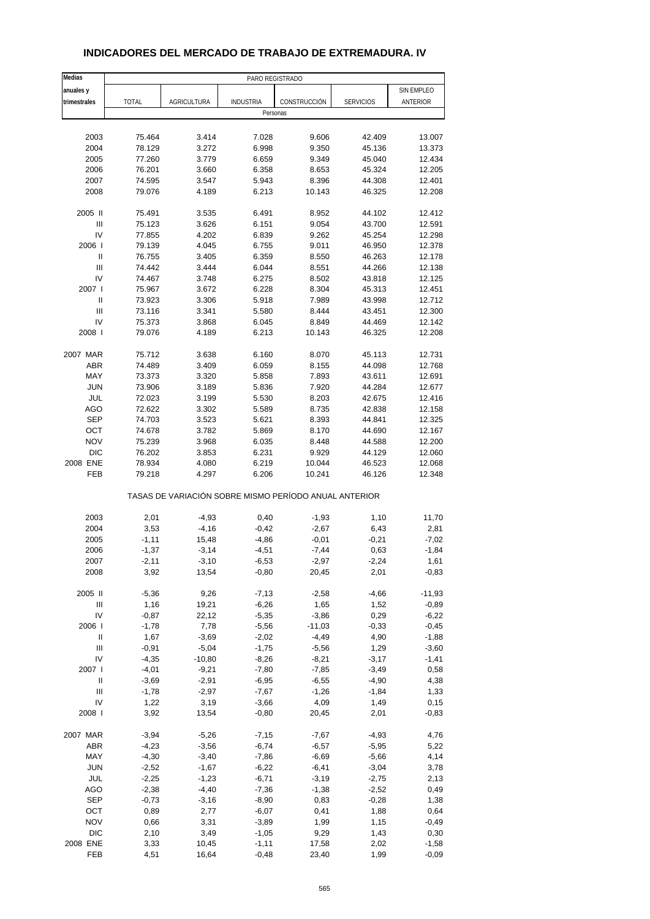## INDICADORES DEL MERCADO DE TRABAJO DE EXTREMADURA. IV

| Medias anuales y trimestrales | PARO REGISTRADO | | | | | |
|---|---|---|---|---|---|---|
| | TOTAL | AGRICULTURA | INDUSTRIA | CONSTRUCCIÓN | SERVICIOS | SIN EMPLEO ANTERIOR |
| | Personas | | | | | |
| 2003 | 75.464 | 3.414 | 7.028 | 9.606 | 42.409 | 13.007 |
| 2004 | 78.129 | 3.272 | 6.998 | 9.350 | 45.136 | 13.373 |
| 2005 | 77.260 | 3.779 | 6.659 | 9.349 | 45.040 | 12.434 |
| 2006 | 76.201 | 3.660 | 6.358 | 8.653 | 45.324 | 12.205 |
| 2007 | 74.595 | 3.547 | 5.943 | 8.396 | 44.308 | 12.401 |
| 2008 | 79.076 | 4.189 | 6.213 | 10.143 | 46.325 | 12.208 |
| 2005 II | 75.491 | 3.535 | 6.491 | 8.952 | 44.102 | 12.412 |
| III | 75.123 | 3.626 | 6.151 | 9.054 | 43.700 | 12.591 |
| IV | 77.855 | 4.202 | 6.839 | 9.262 | 45.254 | 12.298 |
| 2006 I | 79.139 | 4.045 | 6.755 | 9.011 | 46.950 | 12.378 |
| II | 76.755 | 3.405 | 6.359 | 8.550 | 46.263 | 12.178 |
| III | 74.442 | 3.444 | 6.044 | 8.551 | 44.266 | 12.138 |
| IV | 74.467 | 3.748 | 6.275 | 8.502 | 43.818 | 12.125 |
| 2007 I | 75.967 | 3.672 | 6.228 | 8.304 | 45.313 | 12.451 |
| II | 73.923 | 3.306 | 5.918 | 7.989 | 43.998 | 12.712 |
| III | 73.116 | 3.341 | 5.580 | 8.444 | 43.451 | 12.300 |
| IV | 75.373 | 3.868 | 6.045 | 8.849 | 44.469 | 12.142 |
| 2008 I | 79.076 | 4.189 | 6.213 | 10.143 | 46.325 | 12.208 |
| 2007 MAR | 75.712 | 3.638 | 6.160 | 8.070 | 45.113 | 12.731 |
| ABR | 74.489 | 3.409 | 6.059 | 8.155 | 44.098 | 12.768 |
| MAY | 73.373 | 3.320 | 5.858 | 7.893 | 43.611 | 12.691 |
| JUN | 73.906 | 3.189 | 5.836 | 7.920 | 44.284 | 12.677 |
| JUL | 72.023 | 3.199 | 5.530 | 8.203 | 42.675 | 12.416 |
| AGO | 72.622 | 3.302 | 5.589 | 8.735 | 42.838 | 12.158 |
| SEP | 74.703 | 3.523 | 5.621 | 8.393 | 44.841 | 12.325 |
| OCT | 74.678 | 3.782 | 5.869 | 8.170 | 44.690 | 12.167 |
| NOV | 75.239 | 3.968 | 6.035 | 8.448 | 44.588 | 12.200 |
| DIC | 76.202 | 3.853 | 6.231 | 9.929 | 44.129 | 12.060 |
| 2008 ENE | 78.934 | 4.080 | 6.219 | 10.044 | 46.523 | 12.068 |
| FEB | 79.218 | 4.297 | 6.206 | 10.241 | 46.126 | 12.348 |
| | TASAS DE VARIACIÓN SOBRE MISMO PERÍODO ANUAL ANTERIOR | | | | | |
| 2003 | 2,01 | -4,93 | 0,40 | -1,93 | 1,10 | 11,70 |
| 2004 | 3,53 | -4,16 | -0,42 | -2,67 | 6,43 | 2,81 |
| 2005 | -1,11 | 15,48 | -4,86 | -0,01 | -0,21 | -7,02 |
| 2006 | -1,37 | -3,14 | -4,51 | -7,44 | 0,63 | -1,84 |
| 2007 | -2,11 | -3,10 | -6,53 | -2,97 | -2,24 | 1,61 |
| 2008 | 3,92 | 13,54 | -0,80 | 20,45 | 2,01 | -0,83 |
| 2005 II | -5,36 | 9,26 | -7,13 | -2,58 | -4,66 | -11,93 |
| III | 1,16 | 19,21 | -6,26 | 1,65 | 1,52 | -0,89 |
| IV | -0,87 | 22,12 | -5,35 | -3,86 | 0,29 | -6,22 |
| 2006 I | -1,78 | 7,78 | -5,56 | -11,03 | -0,33 | -0,45 |
| II | 1,67 | -3,69 | -2,02 | -4,49 | 4,90 | -1,88 |
| III | -0,91 | -5,04 | -1,75 | -5,56 | 1,29 | -3,60 |
| IV | -4,35 | -10,80 | -8,26 | -8,21 | -3,17 | -1,41 |
| 2007 I | -4,01 | -9,21 | -7,80 | -7,85 | -3,49 | 0,58 |
| II | -3,69 | -2,91 | -6,95 | -6,55 | -4,90 | 4,38 |
| III | -1,78 | -2,97 | -7,67 | -1,26 | -1,84 | 1,33 |
| IV | 1,22 | 3,19 | -3,66 | 4,09 | 1,49 | 0,15 |
| 2008 I | 3,92 | 13,54 | -0,80 | 20,45 | 2,01 | -0,83 |
| 2007 MAR | -3,94 | -5,26 | -7,15 | -7,67 | -4,93 | 4,76 |
| ABR | -4,23 | -3,56 | -6,74 | -6,57 | -5,95 | 5,22 |
| MAY | -4,30 | -3,40 | -7,86 | -6,69 | -5,66 | 4,14 |
| JUN | -2,52 | -1,67 | -6,22 | -6,41 | -3,04 | 3,78 |
| JUL | -2,25 | -1,23 | -6,71 | -3,19 | -2,75 | 2,13 |
| AGO | -2,38 | -4,40 | -7,36 | -1,38 | -2,52 | 0,49 |
| SEP | -0,73 | -3,16 | -8,90 | 0,83 | -0,28 | 1,38 |
| OCT | 0,89 | 2,77 | -6,07 | 0,41 | 1,88 | 0,64 |
| NOV | 0,66 | 3,31 | -3,89 | 1,99 | 1,15 | -0,49 |
| DIC | 2,10 | 3,49 | -1,05 | 9,29 | 1,43 | 0,30 |
| 2008 ENE | 3,33 | 10,45 | -1,11 | 17,58 | 2,02 | -1,58 |
| FEB | 4,51 | 16,64 | -0,48 | 23,40 | 1,99 | -0,09 |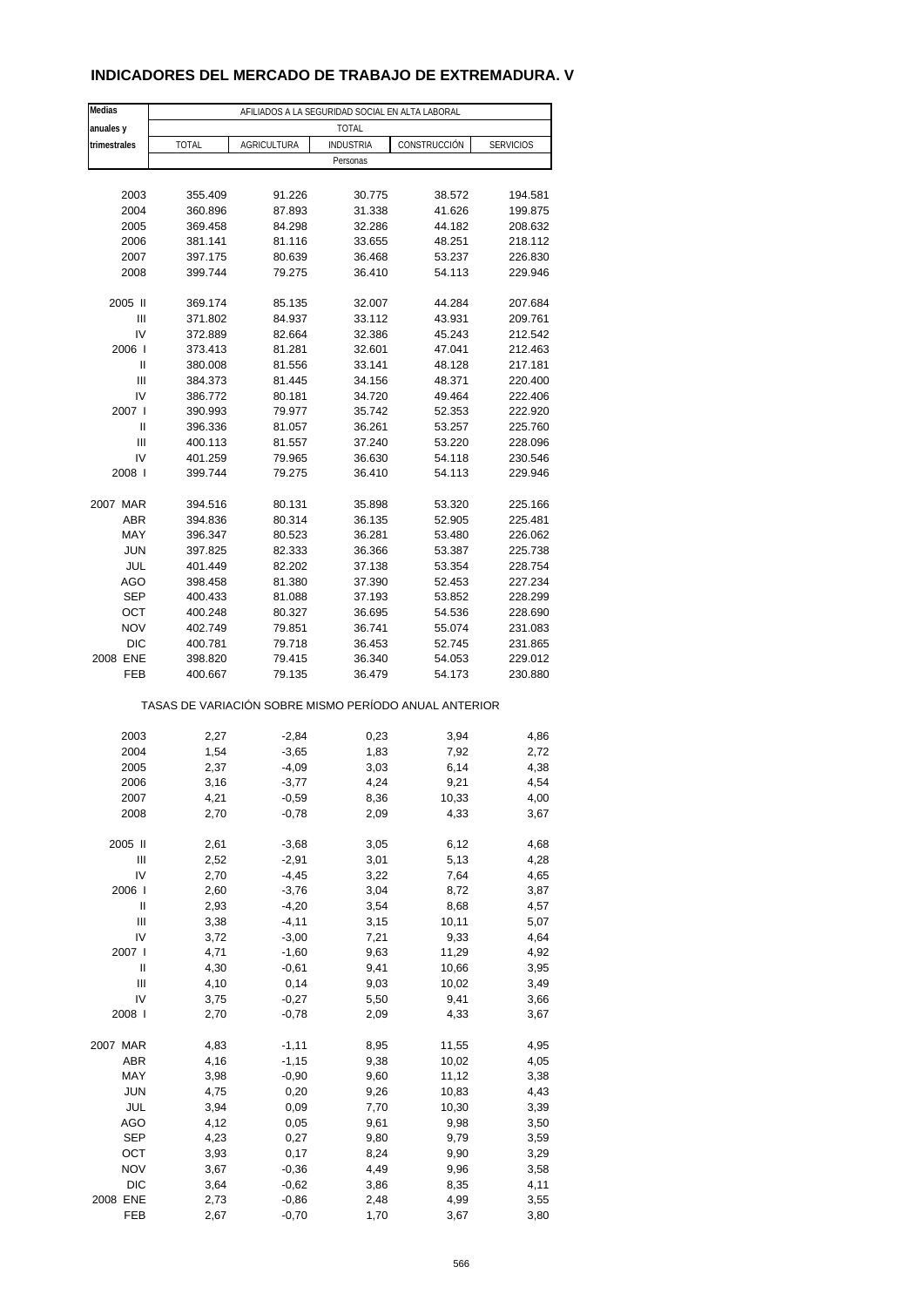## INDICADORES DEL MERCADO DE TRABAJO DE EXTREMADURA. V

| Medias anuales y trimestrales | AFILIADOS A LA SEGURIDAD SOCIAL EN ALTA LABORAL | | | | |
|---|---|---|---|---|---|
| | TOTAL | | | | |
| | TOTAL | AGRICULTURA | INDUSTRIA | CONSTRUCCIÓN | SERVICIOS |
| | Personas | | | | |
| 2003 | 355.409 | 91.226 | 30.775 | 38.572 | 194.581 |
| 2004 | 360.896 | 87.893 | 31.338 | 41.626 | 199.875 |
| 2005 | 369.458 | 84.298 | 32.286 | 44.182 | 208.632 |
| 2006 | 381.141 | 81.116 | 33.655 | 48.251 | 218.112 |
| 2007 | 397.175 | 80.639 | 36.468 | 53.237 | 226.830 |
| 2008 | 399.744 | 79.275 | 36.410 | 54.113 | 229.946 |
| 2005 II | 369.174 | 85.135 | 32.007 | 44.284 | 207.684 |
| III | 371.802 | 84.937 | 33.112 | 43.931 | 209.761 |
| IV | 372.889 | 82.664 | 32.386 | 45.243 | 212.542 |
| 2006 I | 373.413 | 81.281 | 32.601 | 47.041 | 212.463 |
| II | 380.008 | 81.556 | 33.141 | 48.128 | 217.181 |
| III | 384.373 | 81.445 | 34.156 | 48.371 | 220.400 |
| IV | 386.772 | 80.181 | 34.720 | 49.464 | 222.406 |
| 2007 I | 390.993 | 79.977 | 35.742 | 52.353 | 222.920 |
| II | 396.336 | 81.057 | 36.261 | 53.257 | 225.760 |
| III | 400.113 | 81.557 | 37.240 | 53.220 | 228.096 |
| IV | 401.259 | 79.965 | 36.630 | 54.118 | 230.546 |
| 2008 I | 399.744 | 79.275 | 36.410 | 54.113 | 229.946 |
| 2007 MAR | 394.516 | 80.131 | 35.898 | 53.320 | 225.166 |
| ABR | 394.836 | 80.314 | 36.135 | 52.905 | 225.481 |
| MAY | 396.347 | 80.523 | 36.281 | 53.480 | 226.062 |
| JUN | 397.825 | 82.333 | 36.366 | 53.387 | 225.738 |
| JUL | 401.449 | 82.202 | 37.138 | 53.354 | 228.754 |
| AGO | 398.458 | 81.380 | 37.390 | 52.453 | 227.234 |
| SEP | 400.433 | 81.088 | 37.193 | 53.852 | 228.299 |
| OCT | 400.248 | 80.327 | 36.695 | 54.536 | 228.690 |
| NOV | 402.749 | 79.851 | 36.741 | 55.074 | 231.083 |
| DIC | 400.781 | 79.718 | 36.453 | 52.745 | 231.865 |
| 2008 ENE | 398.820 | 79.415 | 36.340 | 54.053 | 229.012 |
| FEB | 400.667 | 79.135 | 36.479 | 54.173 | 230.880 |
| | TASAS DE VARIACIÓN SOBRE MISMO PERÍODO ANUAL ANTERIOR | | | | |
| 2003 | 2,27 | -2,84 | 0,23 | 3,94 | 4,86 |
| 2004 | 1,54 | -3,65 | 1,83 | 7,92 | 2,72 |
| 2005 | 2,37 | -4,09 | 3,03 | 6,14 | 4,38 |
| 2006 | 3,16 | -3,77 | 4,24 | 9,21 | 4,54 |
| 2007 | 4,21 | -0,59 | 8,36 | 10,33 | 4,00 |
| 2008 | 2,70 | -0,78 | 2,09 | 4,33 | 3,67 |
| 2005 II | 2,61 | -3,68 | 3,05 | 6,12 | 4,68 |
| III | 2,52 | -2,91 | 3,01 | 5,13 | 4,28 |
| IV | 2,70 | -4,45 | 3,22 | 7,64 | 4,65 |
| 2006 I | 2,60 | -3,76 | 3,04 | 8,72 | 3,87 |
| II | 2,93 | -4,20 | 3,54 | 8,68 | 4,57 |
| III | 3,38 | -4,11 | 3,15 | 10,11 | 5,07 |
| IV | 3,72 | -3,00 | 7,21 | 9,33 | 4,64 |
| 2007 I | 4,71 | -1,60 | 9,63 | 11,29 | 4,92 |
| II | 4,30 | -0,61 | 9,41 | 10,66 | 3,95 |
| III | 4,10 | 0,14 | 9,03 | 10,02 | 3,49 |
| IV | 3,75 | -0,27 | 5,50 | 9,41 | 3,66 |
| 2008 I | 2,70 | -0,78 | 2,09 | 4,33 | 3,67 |
| 2007 MAR | 4,83 | -1,11 | 8,95 | 11,55 | 4,95 |
| ABR | 4,16 | -1,15 | 9,38 | 10,02 | 4,05 |
| MAY | 3,98 | -0,90 | 9,60 | 11,12 | 3,38 |
| JUN | 4,75 | 0,20 | 9,26 | 10,83 | 4,43 |
| JUL | 3,94 | 0,09 | 7,70 | 10,30 | 3,39 |
| AGO | 4,12 | 0,05 | 9,61 | 9,98 | 3,50 |
| SEP | 4,23 | 0,27 | 9,80 | 9,79 | 3,59 |
| OCT | 3,93 | 0,17 | 8,24 | 9,90 | 3,29 |
| NOV | 3,67 | -0,36 | 4,49 | 9,96 | 3,58 |
| DIC | 3,64 | -0,62 | 3,86 | 8,35 | 4,11 |
| 2008 ENE | 2,73 | -0,86 | 2,48 | 4,99 | 3,55 |
| FEB | 2,67 | -0,70 | 1,70 | 3,67 | 3,80 |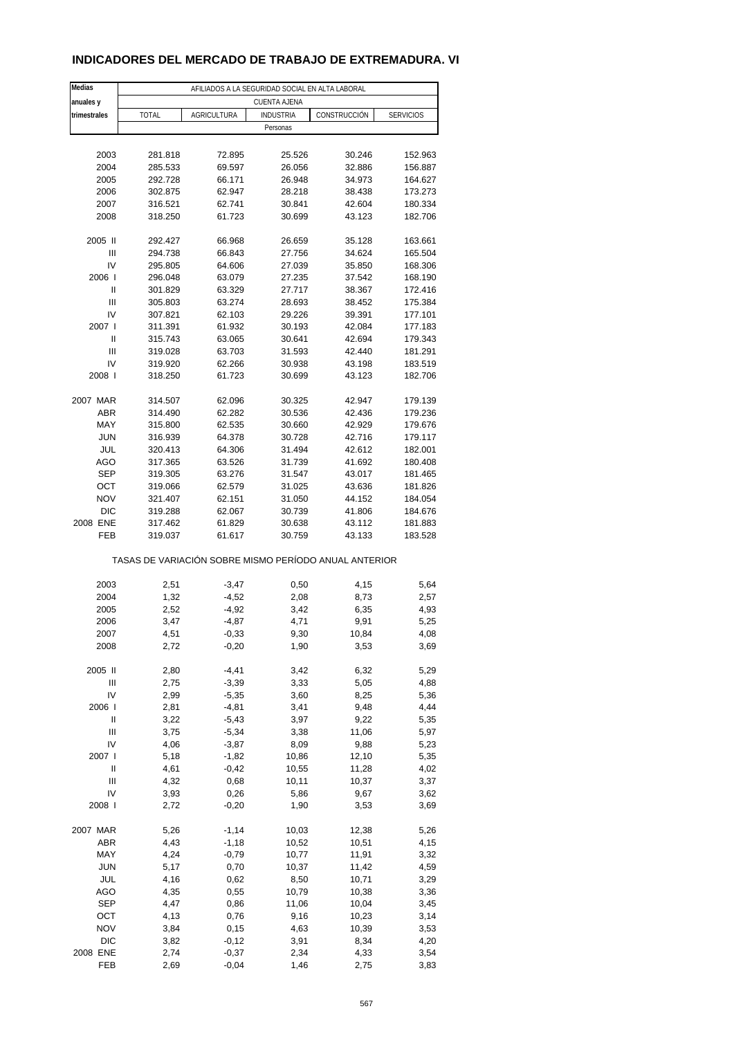# INDICADORES DEL MERCADO DE TRABAJO DE EXTREMADURA. VI

| Medias anuales y trimestrales | AFILIADOS A LA SEGURIDAD SOCIAL EN ALTA LABORAL | | | | |
|---|---|---|---|---|---|
| | CUENTA AJENA | | | | |
| | TOTAL | AGRICULTURA | INDUSTRIA | CONSTRUCCIÓN | SERVICIOS |
| | Personas | | | | |
| 2003 | 281.818 | 72.895 | 25.526 | 30.246 | 152.963 |
| 2004 | 285.533 | 69.597 | 26.056 | 32.886 | 156.887 |
| 2005 | 292.728 | 66.171 | 26.948 | 34.973 | 164.627 |
| 2006 | 302.875 | 62.947 | 28.218 | 38.438 | 173.273 |
| 2007 | 316.521 | 62.741 | 30.841 | 42.604 | 180.334 |
| 2008 | 318.250 | 61.723 | 30.699 | 43.123 | 182.706 |
| 2005 II | 292.427 | 66.968 | 26.659 | 35.128 | 163.661 |
| III | 294.738 | 66.843 | 27.756 | 34.624 | 165.504 |
| IV | 295.805 | 64.606 | 27.039 | 35.850 | 168.306 |
| 2006 I | 296.048 | 63.079 | 27.235 | 37.542 | 168.190 |
| II | 301.829 | 63.329 | 27.717 | 38.367 | 172.416 |
| III | 305.803 | 63.274 | 28.693 | 38.452 | 175.384 |
| IV | 307.821 | 62.103 | 29.226 | 39.391 | 177.101 |
| 2007 I | 311.391 | 61.932 | 30.193 | 42.084 | 177.183 |
| II | 315.743 | 63.065 | 30.641 | 42.694 | 179.343 |
| III | 319.028 | 63.703 | 31.593 | 42.440 | 181.291 |
| IV | 319.920 | 62.266 | 30.938 | 43.198 | 183.519 |
| 2008 I | 318.250 | 61.723 | 30.699 | 43.123 | 182.706 |
| 2007 MAR | 314.507 | 62.096 | 30.325 | 42.947 | 179.139 |
| ABR | 314.490 | 62.282 | 30.536 | 42.436 | 179.236 |
| MAY | 315.800 | 62.535 | 30.660 | 42.929 | 179.676 |
| JUN | 316.939 | 64.378 | 30.728 | 42.716 | 179.117 |
| JUL | 320.413 | 64.306 | 31.494 | 42.612 | 182.001 |
| AGO | 317.365 | 63.526 | 31.739 | 41.692 | 180.408 |
| SEP | 319.305 | 63.276 | 31.547 | 43.017 | 181.465 |
| OCT | 319.066 | 62.579 | 31.025 | 43.636 | 181.826 |
| NOV | 321.407 | 62.151 | 31.050 | 44.152 | 184.054 |
| DIC | 319.288 | 62.067 | 30.739 | 41.806 | 184.676 |
| 2008 ENE | 317.462 | 61.829 | 30.638 | 43.112 | 181.883 |
| FEB | 319.037 | 61.617 | 30.759 | 43.133 | 183.528 |
| | TASAS DE VARIACIÓN SOBRE MISMO PERÍODO ANUAL ANTERIOR | | | | |
| 2003 | 2,51 | -3,47 | 0,50 | 4,15 | 5,64 |
| 2004 | 1,32 | -4,52 | 2,08 | 8,73 | 2,57 |
| 2005 | 2,52 | -4,92 | 3,42 | 6,35 | 4,93 |
| 2006 | 3,47 | -4,87 | 4,71 | 9,91 | 5,25 |
| 2007 | 4,51 | -0,33 | 9,30 | 10,84 | 4,08 |
| 2008 | 2,72 | -0,20 | 1,90 | 3,53 | 3,69 |
| 2005 II | 2,80 | -4,41 | 3,42 | 6,32 | 5,29 |
| III | 2,75 | -3,39 | 3,33 | 5,05 | 4,88 |
| IV | 2,99 | -5,35 | 3,60 | 8,25 | 5,36 |
| 2006 I | 2,81 | -4,81 | 3,41 | 9,48 | 4,44 |
| II | 3,22 | -5,43 | 3,97 | 9,22 | 5,35 |
| III | 3,75 | -5,34 | 3,38 | 11,06 | 5,97 |
| IV | 4,06 | -3,87 | 8,09 | 9,88 | 5,23 |
| 2007 I | 5,18 | -1,82 | 10,86 | 12,10 | 5,35 |
| II | 4,61 | -0,42 | 10,55 | 11,28 | 4,02 |
| III | 4,32 | 0,68 | 10,11 | 10,37 | 3,37 |
| IV | 3,93 | 0,26 | 5,86 | 9,67 | 3,62 |
| 2008 I | 2,72 | -0,20 | 1,90 | 3,53 | 3,69 |
| 2007 MAR | 5,26 | -1,14 | 10,03 | 12,38 | 5,26 |
| ABR | 4,43 | -1,18 | 10,52 | 10,51 | 4,15 |
| MAY | 4,24 | -0,79 | 10,77 | 11,91 | 3,32 |
| JUN | 5,17 | 0,70 | 10,37 | 11,42 | 4,59 |
| JUL | 4,16 | 0,62 | 8,50 | 10,71 | 3,29 |
| AGO | 4,35 | 0,55 | 10,79 | 10,38 | 3,36 |
| SEP | 4,47 | 0,86 | 11,06 | 10,04 | 3,45 |
| OCT | 4,13 | 0,76 | 9,16 | 10,23 | 3,14 |
| NOV | 3,84 | 0,15 | 4,63 | 10,39 | 3,53 |
| DIC | 3,82 | -0,12 | 3,91 | 8,34 | 4,20 |
| 2008 ENE | 2,74 | -0,37 | 2,34 | 4,33 | 3,54 |
| FEB | 2,69 | -0,04 | 1,46 | 2,75 | 3,83 |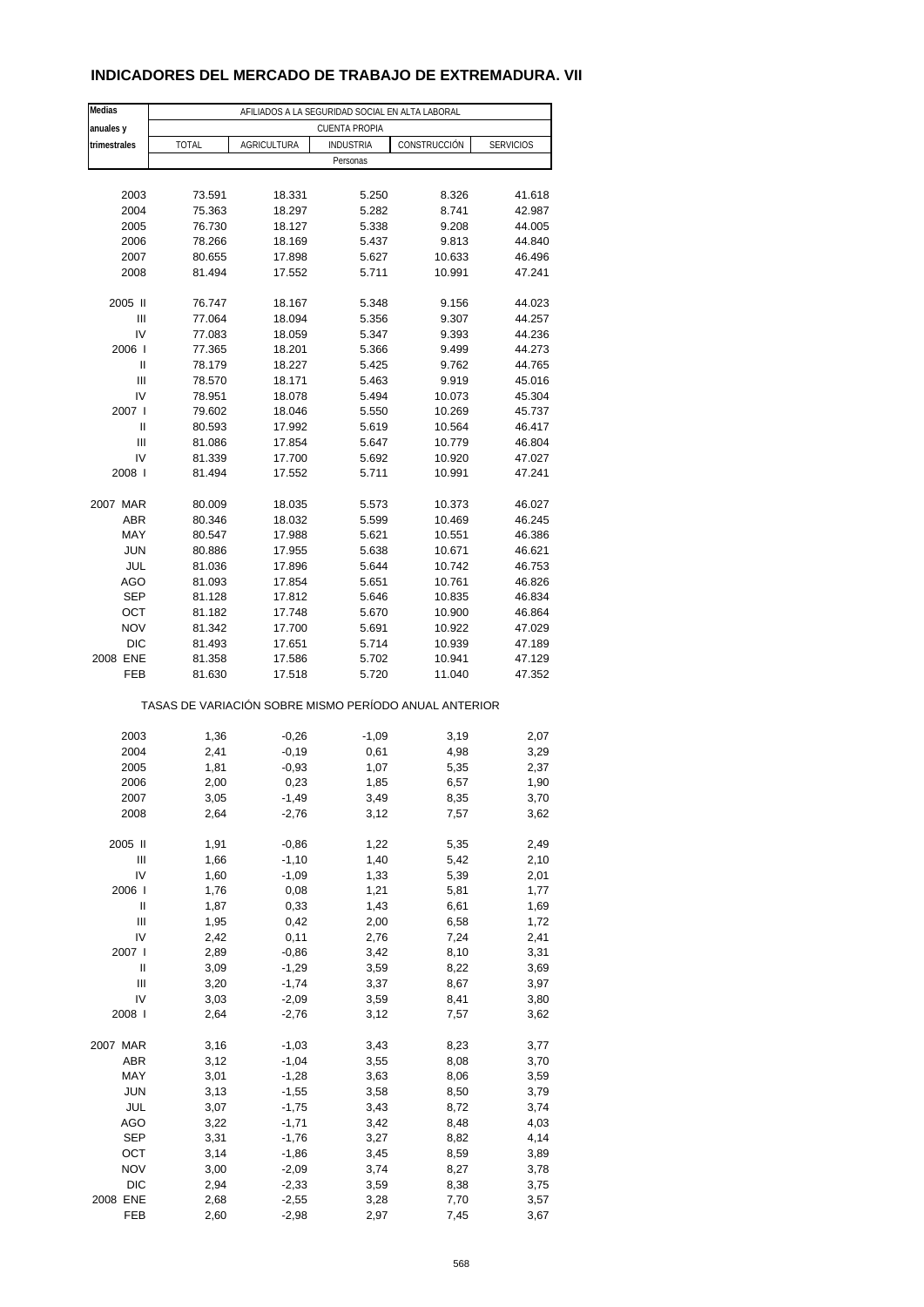# INDICADORES DEL MERCADO DE TRABAJO DE EXTREMADURA. VII

| Medias anuales y trimestrales | AFILIADOS A LA SEGURIDAD SOCIAL EN ALTA LABORAL | | | | |
|---|---|---|---|---|---|
| | CUENTA PROPIA | | | | |
| | TOTAL | AGRICULTURA | INDUSTRIA | CONSTRUCCIÓN | SERVICIOS |
| | Personas | | | | |
| 2003 | 73.591 | 18.331 | 5.250 | 8.326 | 41.618 |
| 2004 | 75.363 | 18.297 | 5.282 | 8.741 | 42.987 |
| 2005 | 76.730 | 18.127 | 5.338 | 9.208 | 44.005 |
| 2006 | 78.266 | 18.169 | 5.437 | 9.813 | 44.840 |
| 2007 | 80.655 | 17.898 | 5.627 | 10.633 | 46.496 |
| 2008 | 81.494 | 17.552 | 5.711 | 10.991 | 47.241 |
| 2005 II | 76.747 | 18.167 | 5.348 | 9.156 | 44.023 |
| III | 77.064 | 18.094 | 5.356 | 9.307 | 44.257 |
| IV | 77.083 | 18.059 | 5.347 | 9.393 | 44.236 |
| 2006 I | 77.365 | 18.201 | 5.366 | 9.499 | 44.273 |
| II | 78.179 | 18.227 | 5.425 | 9.762 | 44.765 |
| III | 78.570 | 18.171 | 5.463 | 9.919 | 45.016 |
| IV | 78.951 | 18.078 | 5.494 | 10.073 | 45.304 |
| 2007 I | 79.602 | 18.046 | 5.550 | 10.269 | 45.737 |
| II | 80.593 | 17.992 | 5.619 | 10.564 | 46.417 |
| III | 81.086 | 17.854 | 5.647 | 10.779 | 46.804 |
| IV | 81.339 | 17.700 | 5.692 | 10.920 | 47.027 |
| 2008 I | 81.494 | 17.552 | 5.711 | 10.991 | 47.241 |
| 2007 MAR | 80.009 | 18.035 | 5.573 | 10.373 | 46.027 |
| ABR | 80.346 | 18.032 | 5.599 | 10.469 | 46.245 |
| MAY | 80.547 | 17.988 | 5.621 | 10.551 | 46.386 |
| JUN | 80.886 | 17.955 | 5.638 | 10.671 | 46.621 |
| JUL | 81.036 | 17.896 | 5.644 | 10.742 | 46.753 |
| AGO | 81.093 | 17.854 | 5.651 | 10.761 | 46.826 |
| SEP | 81.128 | 17.812 | 5.646 | 10.835 | 46.834 |
| OCT | 81.182 | 17.748 | 5.670 | 10.900 | 46.864 |
| NOV | 81.342 | 17.700 | 5.691 | 10.922 | 47.029 |
| DIC | 81.493 | 17.651 | 5.714 | 10.939 | 47.189 |
| 2008 ENE | 81.358 | 17.586 | 5.702 | 10.941 | 47.129 |
| FEB | 81.630 | 17.518 | 5.720 | 11.040 | 47.352 |
| | TASAS DE VARIACIÓN SOBRE MISMO PERÍODO ANUAL ANTERIOR | | | | |
| 2003 | 1,36 | -0,26 | -1,09 | 3,19 | 2,07 |
| 2004 | 2,41 | -0,19 | 0,61 | 4,98 | 3,29 |
| 2005 | 1,81 | -0,93 | 1,07 | 5,35 | 2,37 |
| 2006 | 2,00 | 0,23 | 1,85 | 6,57 | 1,90 |
| 2007 | 3,05 | -1,49 | 3,49 | 8,35 | 3,70 |
| 2008 | 2,64 | -2,76 | 3,12 | 7,57 | 3,62 |
| 2005 II | 1,91 | -0,86 | 1,22 | 5,35 | 2,49 |
| III | 1,66 | -1,10 | 1,40 | 5,42 | 2,10 |
| IV | 1,60 | -1,09 | 1,33 | 5,39 | 2,01 |
| 2006 I | 1,76 | 0,08 | 1,21 | 5,81 | 1,77 |
| II | 1,87 | 0,33 | 1,43 | 6,61 | 1,69 |
| III | 1,95 | 0,42 | 2,00 | 6,58 | 1,72 |
| IV | 2,42 | 0,11 | 2,76 | 7,24 | 2,41 |
| 2007 I | 2,89 | -0,86 | 3,42 | 8,10 | 3,31 |
| II | 3,09 | -1,29 | 3,59 | 8,22 | 3,69 |
| III | 3,20 | -1,74 | 3,37 | 8,67 | 3,97 |
| IV | 3,03 | -2,09 | 3,59 | 8,41 | 3,80 |
| 2008 I | 2,64 | -2,76 | 3,12 | 7,57 | 3,62 |
| 2007 MAR | 3,16 | -1,03 | 3,43 | 8,23 | 3,77 |
| ABR | 3,12 | -1,04 | 3,55 | 8,08 | 3,70 |
| MAY | 3,01 | -1,28 | 3,63 | 8,06 | 3,59 |
| JUN | 3,13 | -1,55 | 3,58 | 8,50 | 3,79 |
| JUL | 3,07 | -1,75 | 3,43 | 8,72 | 3,74 |
| AGO | 3,22 | -1,71 | 3,42 | 8,48 | 4,03 |
| SEP | 3,31 | -1,76 | 3,27 | 8,82 | 4,14 |
| OCT | 3,14 | -1,86 | 3,45 | 8,59 | 3,89 |
| NOV | 3,00 | -2,09 | 3,74 | 8,27 | 3,78 |
| DIC | 2,94 | -2,33 | 3,59 | 8,38 | 3,75 |
| 2008 ENE | 2,68 | -2,55 | 3,28 | 7,70 | 3,57 |
| FEB | 2,60 | -2,98 | 2,97 | 7,45 | 3,67 |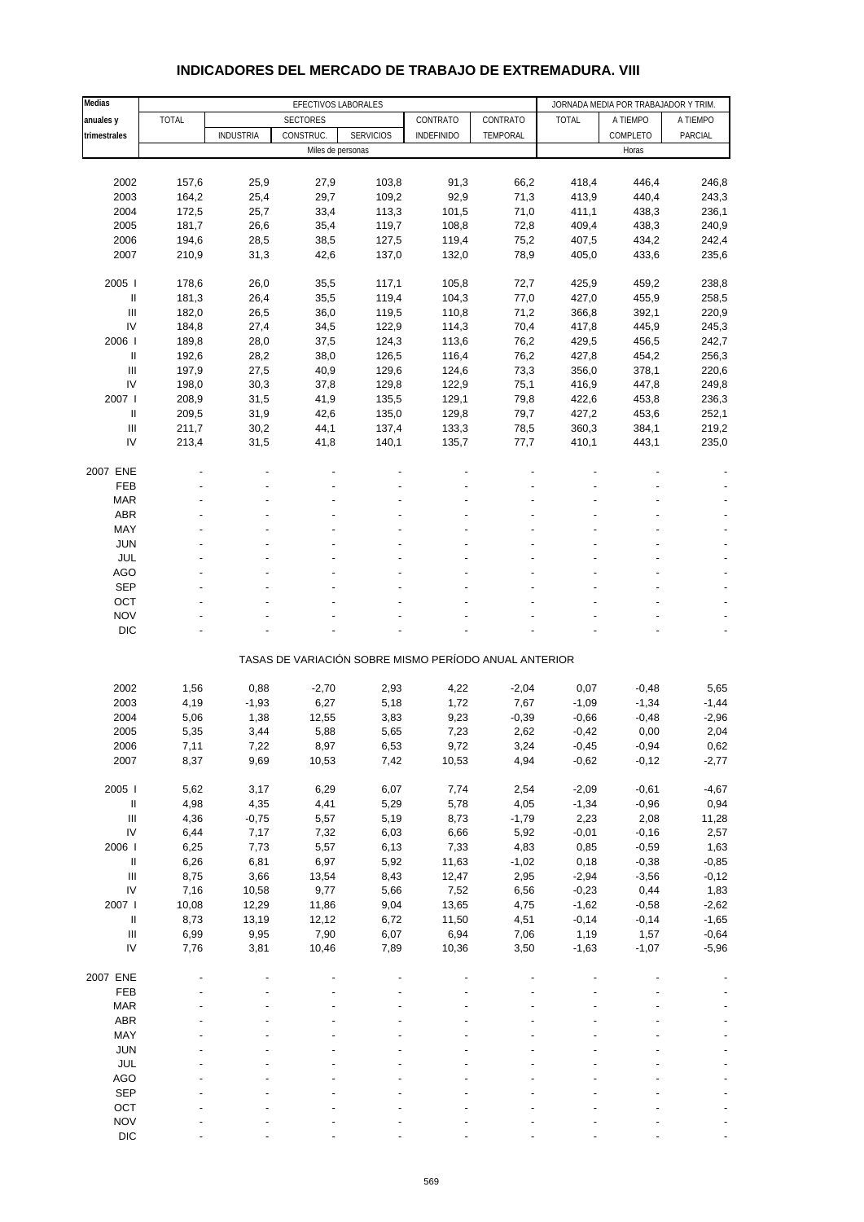# INDICADORES DEL MERCADO DE TRABAJO DE EXTREMADURA. VIII

| Medias anuales y trimestrales | EFECTIVOS LABORALES | | | | | | JORNADA MEDIA POR TRABAJADOR Y TRIM. | | |
|---|---|---|---|---|---|---|---|---|---|
| | TOTAL | SECTORES | | | CONTRATO | CONTRATO | TOTAL | A TIEMPO | A TIEMPO |
| | | INDUSTRIA | CONSTRUC. | SERVICIOS | INDEFINIDO | TEMPORAL | | COMPLETO | PARCIAL |
| | Miles de personas | | | | | | Horas | | |
| 2002 | 157,6 | 25,9 | 27,9 | 103,8 | 91,3 | 66,2 | 418,4 | 446,4 | 246,8 |
| 2003 | 164,2 | 25,4 | 29,7 | 109,2 | 92,9 | 71,3 | 413,9 | 440,4 | 243,3 |
| 2004 | 172,5 | 25,7 | 33,4 | 113,3 | 101,5 | 71,0 | 411,1 | 438,3 | 236,1 |
| 2005 | 181,7 | 26,6 | 35,4 | 119,7 | 108,8 | 72,8 | 409,4 | 438,3 | 240,9 |
| 2006 | 194,6 | 28,5 | 38,5 | 127,5 | 119,4 | 75,2 | 407,5 | 434,2 | 242,4 |
| 2007 | 210,9 | 31,3 | 42,6 | 137,0 | 132,0 | 78,9 | 405,0 | 433,6 | 235,6 |
| 2005 I | 178,6 | 26,0 | 35,5 | 117,1 | 105,8 | 72,7 | 425,9 | 459,2 | 238,8 |
| II | 181,3 | 26,4 | 35,5 | 119,4 | 104,3 | 77,0 | 427,0 | 455,9 | 258,5 |
| III | 182,0 | 26,5 | 36,0 | 119,5 | 110,8 | 71,2 | 366,8 | 392,1 | 220,9 |
| IV | 184,8 | 27,4 | 34,5 | 122,9 | 114,3 | 70,4 | 417,8 | 445,9 | 245,3 |
| 2006 I | 189,8 | 28,0 | 37,5 | 124,3 | 113,6 | 76,2 | 429,5 | 456,5 | 242,7 |
| II | 192,6 | 28,2 | 38,0 | 126,5 | 116,4 | 76,2 | 427,8 | 454,2 | 256,3 |
| III | 197,9 | 27,5 | 40,9 | 129,6 | 124,6 | 73,3 | 356,0 | 378,1 | 220,6 |
| IV | 198,0 | 30,3 | 37,8 | 129,8 | 122,9 | 75,1 | 416,9 | 447,8 | 249,8 |
| 2007 I | 208,9 | 31,5 | 41,9 | 135,5 | 129,1 | 79,8 | 422,6 | 453,8 | 236,3 |
| II | 209,5 | 31,9 | 42,6 | 135,0 | 129,8 | 79,7 | 427,2 | 453,6 | 252,1 |
| III | 211,7 | 30,2 | 44,1 | 137,4 | 133,3 | 78,5 | 360,3 | 384,1 | 219,2 |
| IV | 213,4 | 31,5 | 41,8 | 140,1 | 135,7 | 77,7 | 410,1 | 443,1 | 235,0 |
| 2007 ENE | - | - | - | - | - | - | - | - | - |
| FEB | - | - | - | - | - | - | - | - | - |
| MAR | - | - | - | - | - | - | - | - | - |
| ABR | - | - | - | - | - | - | - | - | - |
| MAY | - | - | - | - | - | - | - | - | - |
| JUN | - | - | - | - | - | - | - | - | - |
| JUL | - | - | - | - | - | - | - | - | - |
| AGO | - | - | - | - | - | - | - | - | - |
| SEP | - | - | - | - | - | - | - | - | - |
| OCT | - | - | - | - | - | - | - | - | - |
| NOV | - | - | - | - | - | - | - | - | - |
| DIC | - | - | - | - | - | - | - | - | - |

TASAS DE VARIACIÓN SOBRE MISMO PERÍODO ANUAL ANTERIOR

| | TOTAL | INDUSTRIA | CONSTRUC. | SERVICIOS | CONTRATO INDEFINIDO | CONTRATO TEMPORAL | TOTAL | A TIEMPO COMPLETO | A TIEMPO PARCIAL |
|---|---|---|---|---|---|---|---|---|---|
| 2002 | 1,56 | 0,88 | -2,70 | 2,93 | 4,22 | -2,04 | 0,07 | -0,48 | 5,65 |
| 2003 | 4,19 | -1,93 | 6,27 | 5,18 | 1,72 | 7,67 | -1,09 | -1,34 | -1,44 |
| 2004 | 5,06 | 1,38 | 12,55 | 3,83 | 9,23 | -0,39 | -0,66 | -0,48 | -2,96 |
| 2005 | 5,35 | 3,44 | 5,88 | 5,65 | 7,23 | 2,62 | -0,42 | 0,00 | 2,04 |
| 2006 | 7,11 | 7,22 | 8,97 | 6,53 | 9,72 | 3,24 | -0,45 | -0,94 | 0,62 |
| 2007 | 8,37 | 9,69 | 10,53 | 7,42 | 10,53 | 4,94 | -0,62 | -0,12 | -2,77 |
| 2005 I | 5,62 | 3,17 | 6,29 | 6,07 | 7,74 | 2,54 | -2,09 | -0,61 | -4,67 |
| II | 4,98 | 4,35 | 4,41 | 5,29 | 5,78 | 4,05 | -1,34 | -0,96 | 0,94 |
| III | 4,36 | -0,75 | 5,57 | 5,19 | 8,73 | -1,79 | 2,23 | 2,08 | 11,28 |
| IV | 6,44 | 7,17 | 7,32 | 6,03 | 6,66 | 5,92 | -0,01 | -0,16 | 2,57 |
| 2006 I | 6,25 | 7,73 | 5,57 | 6,13 | 7,33 | 4,83 | 0,85 | -0,59 | 1,63 |
| II | 6,26 | 6,81 | 6,97 | 5,92 | 11,63 | -1,02 | 0,18 | -0,38 | -0,85 |
| III | 8,75 | 3,66 | 13,54 | 8,43 | 12,47 | 2,95 | -2,94 | -3,56 | -0,12 |
| IV | 7,16 | 10,58 | 9,77 | 5,66 | 7,52 | 6,56 | -0,23 | 0,44 | 1,83 |
| 2007 I | 10,08 | 12,29 | 11,86 | 9,04 | 13,65 | 4,75 | -1,62 | -0,58 | -2,62 |
| II | 8,73 | 13,19 | 12,12 | 6,72 | 11,50 | 4,51 | -0,14 | -0,14 | -1,65 |
| III | 6,99 | 9,95 | 7,90 | 6,07 | 6,94 | 7,06 | 1,19 | 1,57 | -0,64 |
| IV | 7,76 | 3,81 | 10,46 | 7,89 | 10,36 | 3,50 | -1,63 | -1,07 | -5,96 |
| 2007 ENE | - | - | - | - | - | - | - | - | - |
| FEB | - | - | - | - | - | - | - | - | - |
| MAR | - | - | - | - | - | - | - | - | - |
| ABR | - | - | - | - | - | - | - | - | - |
| MAY | - | - | - | - | - | - | - | - | - |
| JUN | - | - | - | - | - | - | - | - | - |
| JUL | - | - | - | - | - | - | - | - | - |
| AGO | - | - | - | - | - | - | - | - | - |
| SEP | - | - | - | - | - | - | - | - | - |
| OCT | - | - | - | - | - | - | - | - | - |
| NOV | - | - | - | - | - | - | - | - | - |
| DIC | - | - | - | - | - | - | - | - | - |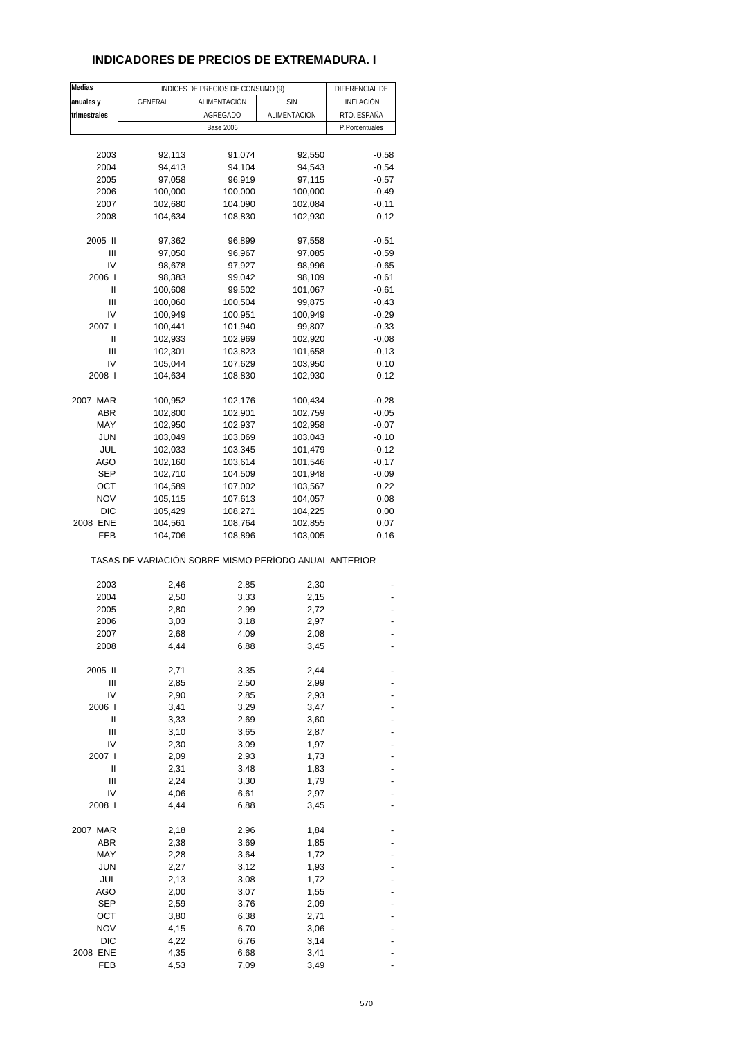# INDICADORES DE PRECIOS DE EXTREMADURA. I

| Medias anuales y trimestrales | INDICES DE PRECIOS DE CONSUMO (9) | | | DIFERENCIAL DE INFLACIÓN RTO. ESPAÑA |
|---|---|---|---|---|
| | GENERAL | ALIMENTACIÓN AGREGADO | SIN ALIMENTACIÓN | |
| | Base 2006 | | | P.Porcentuales |
| 2003 | 92,113 | 91,074 | 92,550 | -0,58 |
| 2004 | 94,413 | 94,104 | 94,543 | -0,54 |
| 2005 | 97,058 | 96,919 | 97,115 | -0,57 |
| 2006 | 100,000 | 100,000 | 100,000 | -0,49 |
| 2007 | 102,680 | 104,090 | 102,084 | -0,11 |
| 2008 | 104,634 | 108,830 | 102,930 | 0,12 |
| 2005 II | 97,362 | 96,899 | 97,558 | -0,51 |
| III | 97,050 | 96,967 | 97,085 | -0,59 |
| IV | 98,678 | 97,927 | 98,996 | -0,65 |
| 2006 I | 98,383 | 99,042 | 98,109 | -0,61 |
| II | 100,608 | 99,502 | 101,067 | -0,61 |
| III | 100,060 | 100,504 | 99,875 | -0,43 |
| IV | 100,949 | 100,951 | 100,949 | -0,29 |
| 2007 I | 100,441 | 101,940 | 99,807 | -0,33 |
| II | 102,933 | 102,969 | 102,920 | -0,08 |
| III | 102,301 | 103,823 | 101,658 | -0,13 |
| IV | 105,044 | 107,629 | 103,950 | 0,10 |
| 2008 I | 104,634 | 108,830 | 102,930 | 0,12 |
| 2007 MAR | 100,952 | 102,176 | 100,434 | -0,28 |
| ABR | 102,800 | 102,901 | 102,759 | -0,05 |
| MAY | 102,950 | 102,937 | 102,958 | -0,07 |
| JUN | 103,049 | 103,069 | 103,043 | -0,10 |
| JUL | 102,033 | 103,345 | 101,479 | -0,12 |
| AGO | 102,160 | 103,614 | 101,546 | -0,17 |
| SEP | 102,710 | 104,509 | 101,948 | -0,09 |
| OCT | 104,589 | 107,002 | 103,567 | 0,22 |
| NOV | 105,115 | 107,613 | 104,057 | 0,08 |
| DIC | 105,429 | 108,271 | 104,225 | 0,00 |
| 2008 ENE | 104,561 | 108,764 | 102,855 | 0,07 |
| FEB | 104,706 | 108,896 | 103,005 | 0,16 |
| TASAS DE VARIACIÓN SOBRE MISMO PERÍODO ANUAL ANTERIOR | | | | |
| 2003 | 2,46 | 2,85 | 2,30 | - |
| 2004 | 2,50 | 3,33 | 2,15 | - |
| 2005 | 2,80 | 2,99 | 2,72 | - |
| 2006 | 3,03 | 3,18 | 2,97 | - |
| 2007 | 2,68 | 4,09 | 2,08 | - |
| 2008 | 4,44 | 6,88 | 3,45 | - |
| 2005 II | 2,71 | 3,35 | 2,44 | - |
| III | 2,85 | 2,50 | 2,99 | - |
| IV | 2,90 | 2,85 | 2,93 | - |
| 2006 I | 3,41 | 3,29 | 3,47 | - |
| II | 3,33 | 2,69 | 3,60 | - |
| III | 3,10 | 3,65 | 2,87 | - |
| IV | 2,30 | 3,09 | 1,97 | - |
| 2007 I | 2,09 | 2,93 | 1,73 | - |
| II | 2,31 | 3,48 | 1,83 | - |
| III | 2,24 | 3,30 | 1,79 | - |
| IV | 4,06 | 6,61 | 2,97 | - |
| 2008 I | 4,44 | 6,88 | 3,45 | - |
| 2007 MAR | 2,18 | 2,96 | 1,84 | - |
| ABR | 2,38 | 3,69 | 1,85 | - |
| MAY | 2,28 | 3,64 | 1,72 | - |
| JUN | 2,27 | 3,12 | 1,93 | - |
| JUL | 2,13 | 3,08 | 1,72 | - |
| AGO | 2,00 | 3,07 | 1,55 | - |
| SEP | 2,59 | 3,76 | 2,09 | - |
| OCT | 3,80 | 6,38 | 2,71 | - |
| NOV | 4,15 | 6,70 | 3,06 | - |
| DIC | 4,22 | 6,76 | 3,14 | - |
| 2008 ENE | 4,35 | 6,68 | 3,41 | - |
| FEB | 4,53 | 7,09 | 3,49 | - |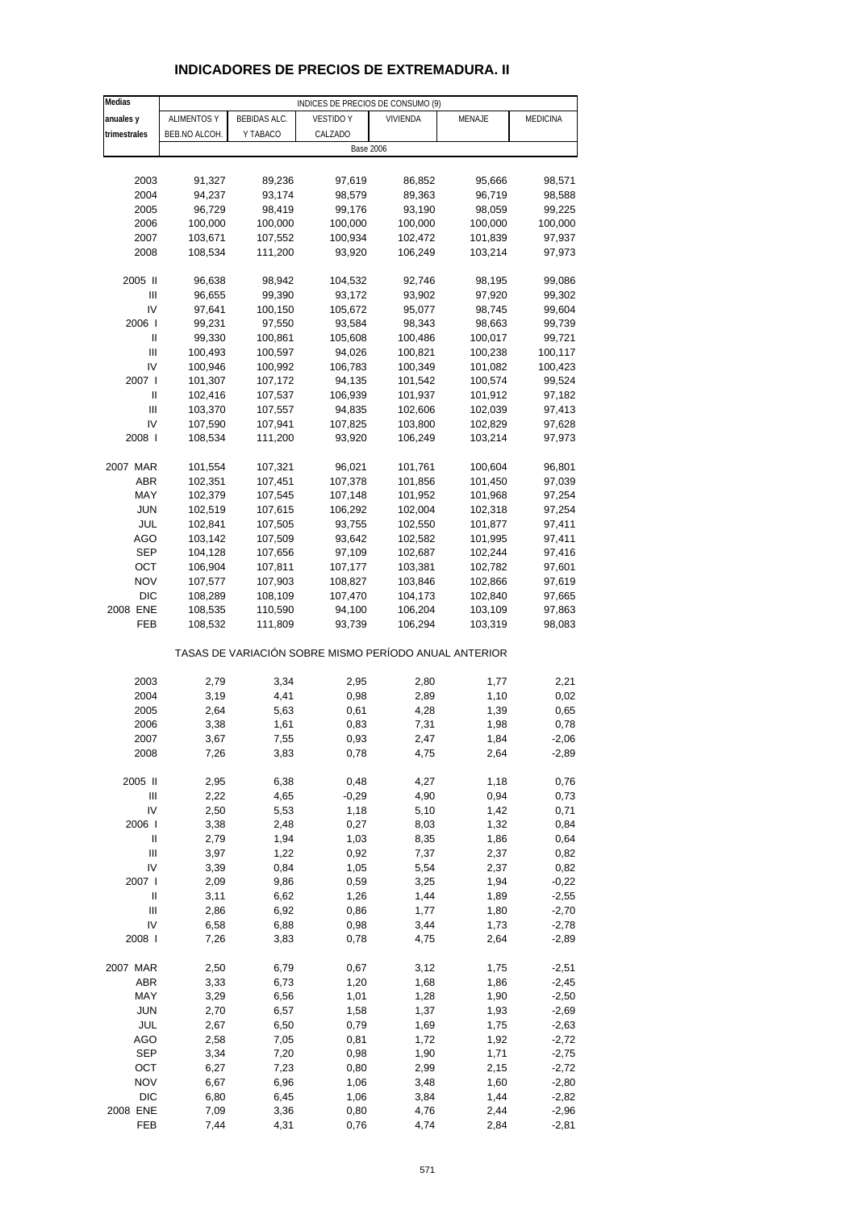# INDICADORES DE PRECIOS DE EXTREMADURA. II

| Medias anuales y trimestrales | INDICES DE PRECIOS DE CONSUMO (9) | | | | | |
|---|---|---|---|---|---|---|
| | ALIMENTOS Y BEB.NO ALCOH. | BEBIDAS ALC. Y TABACO | VESTIDO Y CALZADO | VIVIENDA | MENAJE | MEDICINA |
| | Base 2006 | | | | | |
| 2003 | 91,327 | 89,236 | 97,619 | 86,852 | 95,666 | 98,571 |
| 2004 | 94,237 | 93,174 | 98,579 | 89,363 | 96,719 | 98,588 |
| 2005 | 96,729 | 98,419 | 99,176 | 93,190 | 98,059 | 99,225 |
| 2006 | 100,000 | 100,000 | 100,000 | 100,000 | 100,000 | 100,000 |
| 2007 | 103,671 | 107,552 | 100,934 | 102,472 | 101,839 | 97,937 |
| 2008 | 108,534 | 111,200 | 93,920 | 106,249 | 103,214 | 97,973 |
| 2005 II | 96,638 | 98,942 | 104,532 | 92,746 | 98,195 | 99,086 |
| III | 96,655 | 99,390 | 93,172 | 93,902 | 97,920 | 99,302 |
| IV | 97,641 | 100,150 | 105,672 | 95,077 | 98,745 | 99,604 |
| 2006 I | 99,231 | 97,550 | 93,584 | 98,343 | 98,663 | 99,739 |
| II | 99,330 | 100,861 | 105,608 | 100,486 | 100,017 | 99,721 |
| III | 100,493 | 100,597 | 94,026 | 100,821 | 100,238 | 100,117 |
| IV | 100,946 | 100,992 | 106,783 | 100,349 | 101,082 | 100,423 |
| 2007 I | 101,307 | 107,172 | 94,135 | 101,542 | 100,574 | 99,524 |
| II | 102,416 | 107,537 | 106,939 | 101,937 | 101,912 | 97,182 |
| III | 103,370 | 107,557 | 94,835 | 102,606 | 102,039 | 97,413 |
| IV | 107,590 | 107,941 | 107,825 | 103,800 | 102,829 | 97,628 |
| 2008 I | 108,534 | 111,200 | 93,920 | 106,249 | 103,214 | 97,973 |
| 2007 MAR | 101,554 | 107,321 | 96,021 | 101,761 | 100,604 | 96,801 |
| ABR | 102,351 | 107,451 | 107,378 | 101,856 | 101,450 | 97,039 |
| MAY | 102,379 | 107,545 | 107,148 | 101,952 | 101,968 | 97,254 |
| JUN | 102,519 | 107,615 | 106,292 | 102,004 | 102,318 | 97,254 |
| JUL | 102,841 | 107,505 | 93,755 | 102,550 | 101,877 | 97,411 |
| AGO | 103,142 | 107,509 | 93,642 | 102,582 | 101,995 | 97,411 |
| SEP | 104,128 | 107,656 | 97,109 | 102,687 | 102,244 | 97,416 |
| OCT | 106,904 | 107,811 | 107,177 | 103,381 | 102,782 | 97,601 |
| NOV | 107,577 | 107,903 | 108,827 | 103,846 | 102,866 | 97,619 |
| DIC | 108,289 | 108,109 | 107,470 | 104,173 | 102,840 | 97,665 |
| 2008 ENE | 108,535 | 110,590 | 94,100 | 106,204 | 103,109 | 97,863 |
| FEB | 108,532 | 111,809 | 93,739 | 106,294 | 103,319 | 98,083 |
| | TASAS DE VARIACIÓN SOBRE MISMO PERÍODO ANUAL ANTERIOR | | | | | |
| 2003 | 2,79 | 3,34 | 2,95 | 2,80 | 1,77 | 2,21 |
| 2004 | 3,19 | 4,41 | 0,98 | 2,89 | 1,10 | 0,02 |
| 2005 | 2,64 | 5,63 | 0,61 | 4,28 | 1,39 | 0,65 |
| 2006 | 3,38 | 1,61 | 0,83 | 7,31 | 1,98 | 0,78 |
| 2007 | 3,67 | 7,55 | 0,93 | 2,47 | 1,84 | -2,06 |
| 2008 | 7,26 | 3,83 | 0,78 | 4,75 | 2,64 | -2,89 |
| 2005 II | 2,95 | 6,38 | 0,48 | 4,27 | 1,18 | 0,76 |
| III | 2,22 | 4,65 | -0,29 | 4,90 | 0,94 | 0,73 |
| IV | 2,50 | 5,53 | 1,18 | 5,10 | 1,42 | 0,71 |
| 2006 I | 3,38 | 2,48 | 0,27 | 8,03 | 1,32 | 0,84 |
| II | 2,79 | 1,94 | 1,03 | 8,35 | 1,86 | 0,64 |
| III | 3,97 | 1,22 | 0,92 | 7,37 | 2,37 | 0,82 |
| IV | 3,39 | 0,84 | 1,05 | 5,54 | 2,37 | 0,82 |
| 2007 I | 2,09 | 9,86 | 0,59 | 3,25 | 1,94 | -0,22 |
| II | 3,11 | 6,62 | 1,26 | 1,44 | 1,89 | -2,55 |
| III | 2,86 | 6,92 | 0,86 | 1,77 | 1,80 | -2,70 |
| IV | 6,58 | 6,88 | 0,98 | 3,44 | 1,73 | -2,78 |
| 2008 I | 7,26 | 3,83 | 0,78 | 4,75 | 2,64 | -2,89 |
| 2007 MAR | 2,50 | 6,79 | 0,67 | 3,12 | 1,75 | -2,51 |
| ABR | 3,33 | 6,73 | 1,20 | 1,68 | 1,86 | -2,45 |
| MAY | 3,29 | 6,56 | 1,01 | 1,28 | 1,90 | -2,50 |
| JUN | 2,70 | 6,57 | 1,58 | 1,37 | 1,93 | -2,69 |
| JUL | 2,67 | 6,50 | 0,79 | 1,69 | 1,75 | -2,63 |
| AGO | 2,58 | 7,05 | 0,81 | 1,72 | 1,92 | -2,72 |
| SEP | 3,34 | 7,20 | 0,98 | 1,90 | 1,71 | -2,75 |
| OCT | 6,27 | 7,23 | 0,80 | 2,99 | 2,15 | -2,72 |
| NOV | 6,67 | 6,96 | 1,06 | 3,48 | 1,60 | -2,80 |
| DIC | 6,80 | 6,45 | 1,06 | 3,84 | 1,44 | -2,82 |
| 2008 ENE | 7,09 | 3,36 | 0,80 | 4,76 | 2,44 | -2,96 |
| FEB | 7,44 | 4,31 | 0,76 | 4,74 | 2,84 | -2,81 |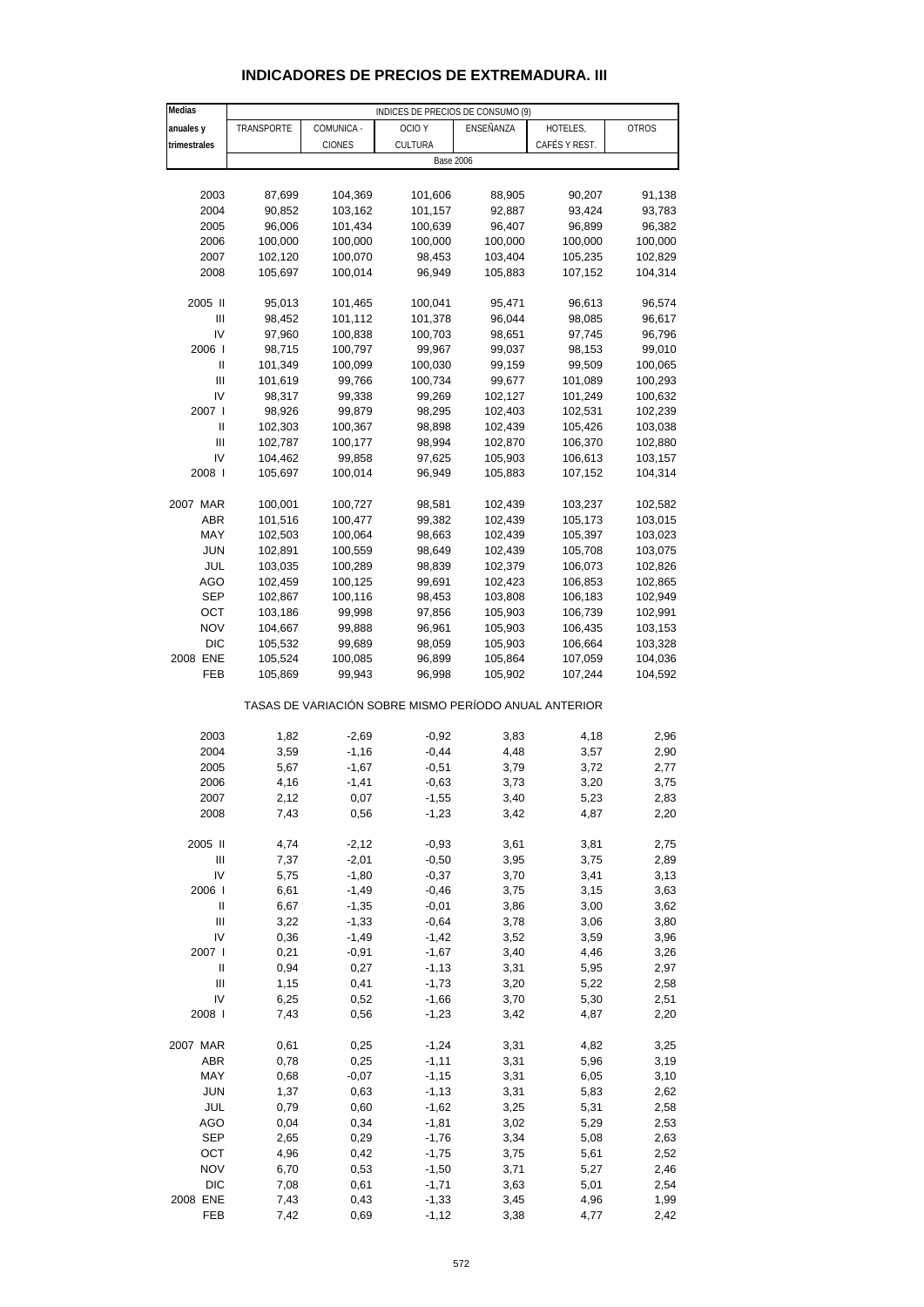## INDICADORES DE PRECIOS DE EXTREMADURA. III

| Medias anuales y trimestrales | INDICES DE PRECIOS DE CONSUMO (9) | | | | | |
|---|---|---|---|---|---|---|
| | TRANSPORTE | COMUNICA - CIONES | OCIO Y CULTURA | ENSEÑANZA | HOTELES, CAFÉS Y REST. | OTROS |
| | Base 2006 | | | | | |
| 2003 | 87,699 | 104,369 | 101,606 | 88,905 | 90,207 | 91,138 |
| 2004 | 90,852 | 103,162 | 101,157 | 92,887 | 93,424 | 93,783 |
| 2005 | 96,006 | 101,434 | 100,639 | 96,407 | 96,899 | 96,382 |
| 2006 | 100,000 | 100,000 | 100,000 | 100,000 | 100,000 | 100,000 |
| 2007 | 102,120 | 100,070 | 98,453 | 103,404 | 105,235 | 102,829 |
| 2008 | 105,697 | 100,014 | 96,949 | 105,883 | 107,152 | 104,314 |
| 2005 II | 95,013 | 101,465 | 100,041 | 95,471 | 96,613 | 96,574 |
| III | 98,452 | 101,112 | 101,378 | 96,044 | 98,085 | 96,617 |
| IV | 97,960 | 100,838 | 100,703 | 98,651 | 97,745 | 96,796 |
| 2006 I | 98,715 | 100,797 | 99,967 | 99,037 | 98,153 | 99,010 |
| II | 101,349 | 100,099 | 100,030 | 99,159 | 99,509 | 100,065 |
| III | 101,619 | 99,766 | 100,734 | 99,677 | 101,089 | 100,293 |
| IV | 98,317 | 99,338 | 99,269 | 102,127 | 101,249 | 100,632 |
| 2007 I | 98,926 | 99,879 | 98,295 | 102,403 | 102,531 | 102,239 |
| II | 102,303 | 100,367 | 98,898 | 102,439 | 105,426 | 103,038 |
| III | 102,787 | 100,177 | 98,994 | 102,870 | 106,370 | 102,880 |
| IV | 104,462 | 99,858 | 97,625 | 105,903 | 106,613 | 103,157 |
| 2008 I | 105,697 | 100,014 | 96,949 | 105,883 | 107,152 | 104,314 |
| 2007 MAR | 100,001 | 100,727 | 98,581 | 102,439 | 103,237 | 102,582 |
| ABR | 101,516 | 100,477 | 99,382 | 102,439 | 105,173 | 103,015 |
| MAY | 102,503 | 100,064 | 98,663 | 102,439 | 105,397 | 103,023 |
| JUN | 102,891 | 100,559 | 98,649 | 102,439 | 105,708 | 103,075 |
| JUL | 103,035 | 100,289 | 98,839 | 102,379 | 106,073 | 102,826 |
| AGO | 102,459 | 100,125 | 99,691 | 102,423 | 106,853 | 102,865 |
| SEP | 102,867 | 100,116 | 98,453 | 103,808 | 106,183 | 102,949 |
| OCT | 103,186 | 99,998 | 97,856 | 105,903 | 106,739 | 102,991 |
| NOV | 104,667 | 99,888 | 96,961 | 105,903 | 106,435 | 103,153 |
| DIC | 105,532 | 99,689 | 98,059 | 105,903 | 106,664 | 103,328 |
| 2008 ENE | 105,524 | 100,085 | 96,899 | 105,864 | 107,059 | 104,036 |
| FEB | 105,869 | 99,943 | 96,998 | 105,902 | 107,244 | 104,592 |
| | TASAS DE VARIACIÓN SOBRE MISMO PERÍODO ANUAL ANTERIOR | | | | | |
| 2003 | 1,82 | -2,69 | -0,92 | 3,83 | 4,18 | 2,96 |
| 2004 | 3,59 | -1,16 | -0,44 | 4,48 | 3,57 | 2,90 |
| 2005 | 5,67 | -1,67 | -0,51 | 3,79 | 3,72 | 2,77 |
| 2006 | 4,16 | -1,41 | -0,63 | 3,73 | 3,20 | 3,75 |
| 2007 | 2,12 | 0,07 | -1,55 | 3,40 | 5,23 | 2,83 |
| 2008 | 7,43 | 0,56 | -1,23 | 3,42 | 4,87 | 2,20 |
| 2005 II | 4,74 | -2,12 | -0,93 | 3,61 | 3,81 | 2,75 |
| III | 7,37 | -2,01 | -0,50 | 3,95 | 3,75 | 2,89 |
| IV | 5,75 | -1,80 | -0,37 | 3,70 | 3,41 | 3,13 |
| 2006 I | 6,61 | -1,49 | -0,46 | 3,75 | 3,15 | 3,63 |
| II | 6,67 | -1,35 | -0,01 | 3,86 | 3,00 | 3,62 |
| III | 3,22 | -1,33 | -0,64 | 3,78 | 3,06 | 3,80 |
| IV | 0,36 | -1,49 | -1,42 | 3,52 | 3,59 | 3,96 |
| 2007 I | 0,21 | -0,91 | -1,67 | 3,40 | 4,46 | 3,26 |
| II | 0,94 | 0,27 | -1,13 | 3,31 | 5,95 | 2,97 |
| III | 1,15 | 0,41 | -1,73 | 3,20 | 5,22 | 2,58 |
| IV | 6,25 | 0,52 | -1,66 | 3,70 | 5,30 | 2,51 |
| 2008 I | 7,43 | 0,56 | -1,23 | 3,42 | 4,87 | 2,20 |
| 2007 MAR | 0,61 | 0,25 | -1,24 | 3,31 | 4,82 | 3,25 |
| ABR | 0,78 | 0,25 | -1,11 | 3,31 | 5,96 | 3,19 |
| MAY | 0,68 | -0,07 | -1,15 | 3,31 | 6,05 | 3,10 |
| JUN | 1,37 | 0,63 | -1,13 | 3,31 | 5,83 | 2,62 |
| JUL | 0,79 | 0,60 | -1,62 | 3,25 | 5,31 | 2,58 |
| AGO | 0,04 | 0,34 | -1,81 | 3,02 | 5,29 | 2,53 |
| SEP | 2,65 | 0,29 | -1,76 | 3,34 | 5,08 | 2,63 |
| OCT | 4,96 | 0,42 | -1,75 | 3,75 | 5,61 | 2,52 |
| NOV | 6,70 | 0,53 | -1,50 | 3,71 | 5,27 | 2,46 |
| DIC | 7,08 | 0,61 | -1,71 | 3,63 | 5,01 | 2,54 |
| 2008 ENE | 7,43 | 0,43 | -1,33 | 3,45 | 4,96 | 1,99 |
| FEB | 7,42 | 0,69 | -1,12 | 3,38 | 4,77 | 2,42 |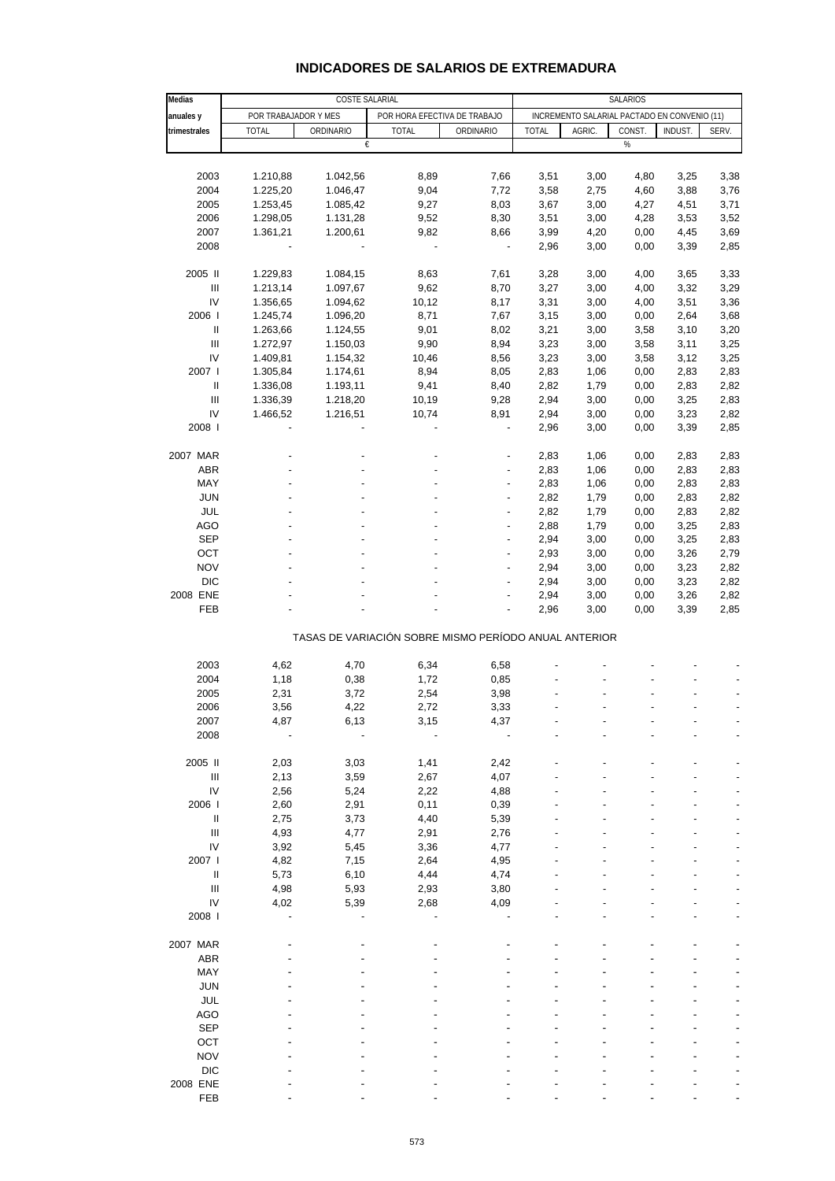# INDICADORES DE SALARIOS DE EXTREMADURA

| Medias anuales y trimestrales | COSTE SALARIAL | | | | SALARIOS | | | | |
|---|---|---|---|---|---|---|---|---|---|
| | POR TRABAJADOR Y MES | | POR HORA EFECTIVA DE TRABAJO | | INCREMENTO SALARIAL PACTADO EN CONVENIO (11) | | | | |
| | TOTAL | ORDINARIO | TOTAL | ORDINARIO | TOTAL | AGRIC. | CONST. | INDUST. | SERV. |
| | € | | | | % | | | | |
| 2003 | 1.210,88 | 1.042,56 | 8,89 | 7,66 | 3,51 | 3,00 | 4,80 | 3,25 | 3,38 |
| 2004 | 1.225,20 | 1.046,47 | 9,04 | 7,72 | 3,58 | 2,75 | 4,60 | 3,88 | 3,76 |
| 2005 | 1.253,45 | 1.085,42 | 9,27 | 8,03 | 3,67 | 3,00 | 4,27 | 4,51 | 3,71 |
| 2006 | 1.298,05 | 1.131,28 | 9,52 | 8,30 | 3,51 | 3,00 | 4,28 | 3,53 | 3,52 |
| 2007 | 1.361,21 | 1.200,61 | 9,82 | 8,66 | 3,99 | 4,20 | 0,00 | 4,45 | 3,69 |
| 2008 | - | - | - | - | 2,96 | 3,00 | 0,00 | 3,39 | 2,85 |
| 2005 II | 1.229,83 | 1.084,15 | 8,63 | 7,61 | 3,28 | 3,00 | 4,00 | 3,65 | 3,33 |
| III | 1.213,14 | 1.097,67 | 9,62 | 8,70 | 3,27 | 3,00 | 4,00 | 3,32 | 3,29 |
| IV | 1.356,65 | 1.094,62 | 10,12 | 8,17 | 3,31 | 3,00 | 4,00 | 3,51 | 3,36 |
| 2006 I | 1.245,74 | 1.096,20 | 8,71 | 7,67 | 3,15 | 3,00 | 0,00 | 2,64 | 3,68 |
| II | 1.263,66 | 1.124,55 | 9,01 | 8,02 | 3,21 | 3,00 | 3,58 | 3,10 | 3,20 |
| III | 1.272,97 | 1.150,03 | 9,90 | 8,94 | 3,23 | 3,00 | 3,58 | 3,11 | 3,25 |
| IV | 1.409,81 | 1.154,32 | 10,46 | 8,56 | 3,23 | 3,00 | 3,58 | 3,12 | 3,25 |
| 2007 I | 1.305,84 | 1.174,61 | 8,94 | 8,05 | 2,83 | 1,06 | 0,00 | 2,83 | 2,83 |
| II | 1.336,08 | 1.193,11 | 9,41 | 8,40 | 2,82 | 1,79 | 0,00 | 2,83 | 2,82 |
| III | 1.336,39 | 1.218,20 | 10,19 | 9,28 | 2,94 | 3,00 | 0,00 | 3,25 | 2,83 |
| IV | 1.466,52 | 1.216,51 | 10,74 | 8,91 | 2,94 | 3,00 | 0,00 | 3,23 | 2,82 |
| 2008 I | - | - | - | - | 2,96 | 3,00 | 0,00 | 3,39 | 2,85 |
| 2007 MAR | - | - | - | - | 2,83 | 1,06 | 0,00 | 2,83 | 2,83 |
| ABR | - | - | - | - | 2,83 | 1,06 | 0,00 | 2,83 | 2,83 |
| MAY | - | - | - | - | 2,83 | 1,06 | 0,00 | 2,83 | 2,83 |
| JUN | - | - | - | - | 2,82 | 1,79 | 0,00 | 2,83 | 2,82 |
| JUL | - | - | - | - | 2,82 | 1,79 | 0,00 | 2,83 | 2,82 |
| AGO | - | - | - | - | 2,88 | 1,79 | 0,00 | 3,25 | 2,83 |
| SEP | - | - | - | - | 2,94 | 3,00 | 0,00 | 3,25 | 2,83 |
| OCT | - | - | - | - | 2,93 | 3,00 | 0,00 | 3,26 | 2,79 |
| NOV | - | - | - | - | 2,94 | 3,00 | 0,00 | 3,23 | 2,82 |
| DIC | - | - | - | - | 2,94 | 3,00 | 0,00 | 3,23 | 2,82 |
| 2008 ENE | - | - | - | - | 2,94 | 3,00 | 0,00 | 3,26 | 2,82 |
| FEB | - | - | - | - | 2,96 | 3,00 | 0,00 | 3,39 | 2,85 |
| | TASAS DE VARIACIÓN SOBRE MISMO PERÍODO ANUAL ANTERIOR | | | | | | | | |
| 2003 | 4,62 | 4,70 | 6,34 | 6,58 | - | - | - | - | - |
| 2004 | 1,18 | 0,38 | 1,72 | 0,85 | - | - | - | - | - |
| 2005 | 2,31 | 3,72 | 2,54 | 3,98 | - | - | - | - | - |
| 2006 | 3,56 | 4,22 | 2,72 | 3,33 | - | - | - | - | - |
| 2007 | 4,87 | 6,13 | 3,15 | 4,37 | - | - | - | - | - |
| 2008 | - | - | - | - | - | - | - | - | - |
| 2005 II | 2,03 | 3,03 | 1,41 | 2,42 | - | - | - | - | - |
| III | 2,13 | 3,59 | 2,67 | 4,07 | - | - | - | - | - |
| IV | 2,56 | 5,24 | 2,22 | 4,88 | - | - | - | - | - |
| 2006 I | 2,60 | 2,91 | 0,11 | 0,39 | - | - | - | - | - |
| II | 2,75 | 3,73 | 4,40 | 5,39 | - | - | - | - | - |
| III | 4,93 | 4,77 | 2,91 | 2,76 | - | - | - | - | - |
| IV | 3,92 | 5,45 | 3,36 | 4,77 | - | - | - | - | - |
| 2007 I | 4,82 | 7,15 | 2,64 | 4,95 | - | - | - | - | - |
| II | 5,73 | 6,10 | 4,44 | 4,74 | - | - | - | - | - |
| III | 4,98 | 5,93 | 2,93 | 3,80 | - | - | - | - | - |
| IV | 4,02 | 5,39 | 2,68 | 4,09 | - | - | - | - | - |
| 2008 I | - | - | - | - | - | - | - | - | - |
| 2007 MAR | - | - | - | - | - | - | - | - | - |
| ABR | - | - | - | - | - | - | - | - | - |
| MAY | - | - | - | - | - | - | - | - | - |
| JUN | - | - | - | - | - | - | - | - | - |
| JUL | - | - | - | - | - | - | - | - | - |
| AGO | - | - | - | - | - | - | - | - | - |
| SEP | - | - | - | - | - | - | - | - | - |
| OCT | - | - | - | - | - | - | - | - | - |
| NOV | - | - | - | - | - | - | - | - | - |
| DIC | - | - | - | - | - | - | - | - | - |
| 2008 ENE | - | - | - | - | - | - | - | - | - |
| FEB | - | - | - | - | - | - | - | - | - |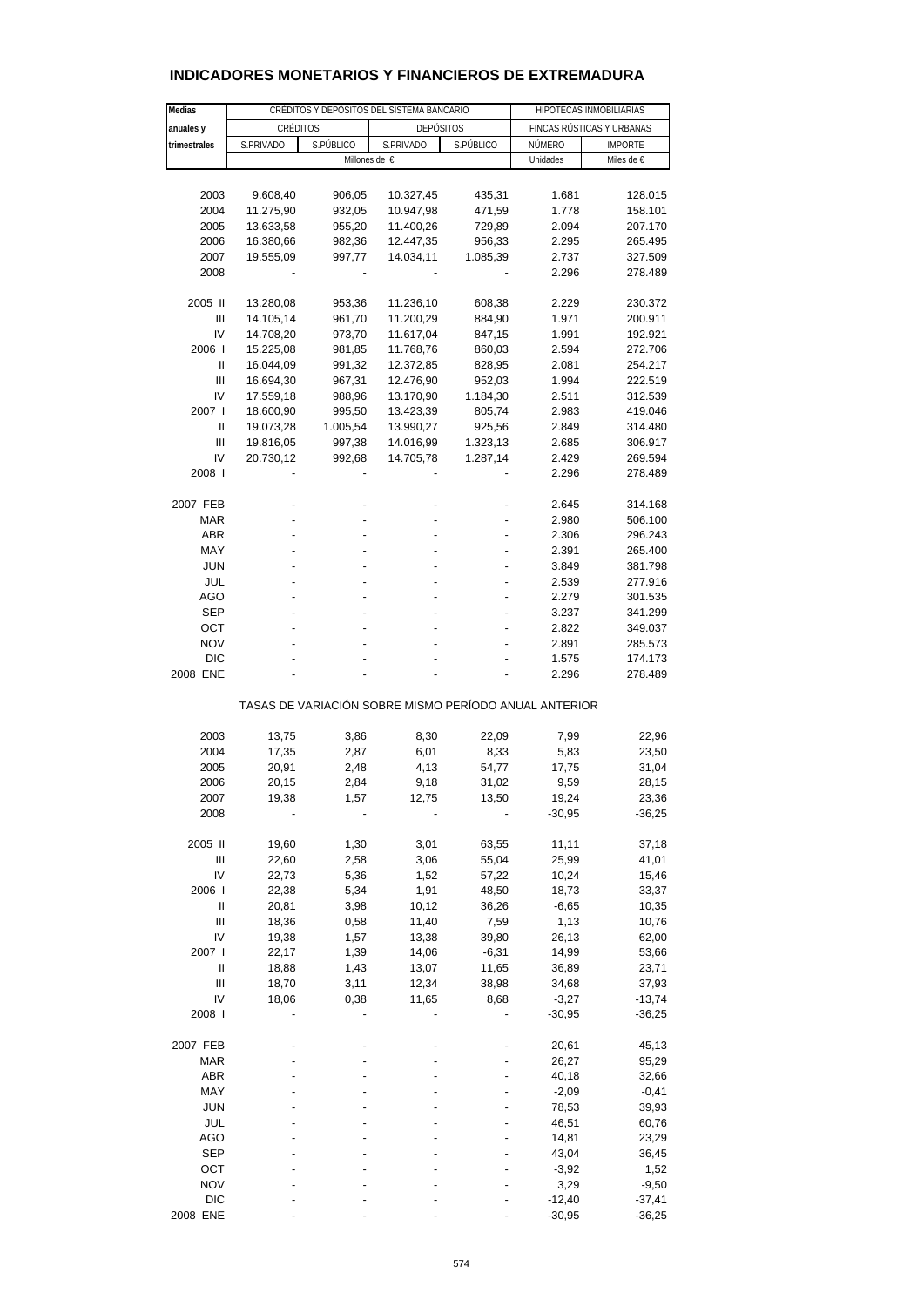# INDICADORES MONETARIOS Y FINANCIEROS DE EXTREMADURA

| Medias anuales y trimestrales | CRÉDITOS Y DEPÓSITOS DEL SISTEMA BANCARIO | | | | HIPOTECAS INMOBILIARIAS | |
|---|---|---|---|---|---|---|
| | CRÉDITOS | | DEPÓSITOS | | FINCAS RÚSTICAS Y URBANAS | |
| | S.PRIVADO | S.PÚBLICO | S.PRIVADO | S.PÚBLICO | NÚMERO | IMPORTE |
| | Millones de € | | | | Unidades | Miles de € |
| 2003 | 9.608,40 | 906,05 | 10.327,45 | 435,31 | 1.681 | 128.015 |
| 2004 | 11.275,90 | 932,05 | 10.947,98 | 471,59 | 1.778 | 158.101 |
| 2005 | 13.633,58 | 955,20 | 11.400,26 | 729,89 | 2.094 | 207.170 |
| 2006 | 16.380,66 | 982,36 | 12.447,35 | 956,33 | 2.295 | 265.495 |
| 2007 | 19.555,09 | 997,77 | 14.034,11 | 1.085,39 | 2.737 | 327.509 |
| 2008 | - | - | - | - | 2.296 | 278.489 |
| 2005 II | 13.280,08 | 953,36 | 11.236,10 | 608,38 | 2.229 | 230.372 |
| III | 14.105,14 | 961,70 | 11.200,29 | 884,90 | 1.971 | 200.911 |
| IV | 14.708,20 | 973,70 | 11.617,04 | 847,15 | 1.991 | 192.921 |
| 2006 I | 15.225,08 | 981,85 | 11.768,76 | 860,03 | 2.594 | 272.706 |
| II | 16.044,09 | 991,32 | 12.372,85 | 828,95 | 2.081 | 254.217 |
| III | 16.694,30 | 967,31 | 12.476,90 | 952,03 | 1.994 | 222.519 |
| IV | 17.559,18 | 988,96 | 13.170,90 | 1.184,30 | 2.511 | 312.539 |
| 2007 I | 18.600,90 | 995,50 | 13.423,39 | 805,74 | 2.983 | 419.046 |
| II | 19.073,28 | 1.005,54 | 13.990,27 | 925,56 | 2.849 | 314.480 |
| III | 19.816,05 | 997,38 | 14.016,99 | 1.323,13 | 2.685 | 306.917 |
| IV | 20.730,12 | 992,68 | 14.705,78 | 1.287,14 | 2.429 | 269.594 |
| 2008 I | - | - | - | - | 2.296 | 278.489 |
| 2007 FEB | - | - | - | - | 2.645 | 314.168 |
| MAR | - | - | - | - | 2.980 | 506.100 |
| ABR | - | - | - | - | 2.306 | 296.243 |
| MAY | - | - | - | - | 2.391 | 265.400 |
| JUN | - | - | - | - | 3.849 | 381.798 |
| JUL | - | - | - | - | 2.539 | 277.916 |
| AGO | - | - | - | - | 2.279 | 301.535 |
| SEP | - | - | - | - | 3.237 | 341.299 |
| OCT | - | - | - | - | 2.822 | 349.037 |
| NOV | - | - | - | - | 2.891 | 285.573 |
| DIC | - | - | - | - | 1.575 | 174.173 |
| 2008 ENE | - | - | - | - | 2.296 | 278.489 |
| TASAS DE VARIACIÓN SOBRE MISMO PERÍODO ANUAL ANTERIOR | | | | | | |
| 2003 | 13,75 | 3,86 | 8,30 | 22,09 | 7,99 | 22,96 |
| 2004 | 17,35 | 2,87 | 6,01 | 8,33 | 5,83 | 23,50 |
| 2005 | 20,91 | 2,48 | 4,13 | 54,77 | 17,75 | 31,04 |
| 2006 | 20,15 | 2,84 | 9,18 | 31,02 | 9,59 | 28,15 |
| 2007 | 19,38 | 1,57 | 12,75 | 13,50 | 19,24 | 23,36 |
| 2008 | - | - | - | - | -30,95 | -36,25 |
| 2005 II | 19,60 | 1,30 | 3,01 | 63,55 | 11,11 | 37,18 |
| III | 22,60 | 2,58 | 3,06 | 55,04 | 25,99 | 41,01 |
| IV | 22,73 | 5,36 | 1,52 | 57,22 | 10,24 | 15,46 |
| 2006 I | 22,38 | 5,34 | 1,91 | 48,50 | 18,73 | 33,37 |
| II | 20,81 | 3,98 | 10,12 | 36,26 | -6,65 | 10,35 |
| III | 18,36 | 0,58 | 11,40 | 7,59 | 1,13 | 10,76 |
| IV | 19,38 | 1,57 | 13,38 | 39,80 | 26,13 | 62,00 |
| 2007 I | 22,17 | 1,39 | 14,06 | -6,31 | 14,99 | 53,66 |
| II | 18,88 | 1,43 | 13,07 | 11,65 | 36,89 | 23,71 |
| III | 18,70 | 3,11 | 12,34 | 38,98 | 34,68 | 37,93 |
| IV | 18,06 | 0,38 | 11,65 | 8,68 | -3,27 | -13,74 |
| 2008 I | - | - | - | - | -30,95 | -36,25 |
| 2007 FEB | - | - | - | - | 20,61 | 45,13 |
| MAR | - | - | - | - | 26,27 | 95,29 |
| ABR | - | - | - | - | 40,18 | 32,66 |
| MAY | - | - | - | - | -2,09 | -0,41 |
| JUN | - | - | - | - | 78,53 | 39,93 |
| JUL | - | - | - | - | 46,51 | 60,76 |
| AGO | - | - | - | - | 14,81 | 23,29 |
| SEP | - | - | - | - | 43,04 | 36,45 |
| OCT | - | - | - | - | -3,92 | 1,52 |
| NOV | - | - | - | - | 3,29 | -9,50 |
| DIC | - | - | - | - | -12,40 | -37,41 |
| 2008 ENE | - | - | - | - | -30,95 | -36,25 |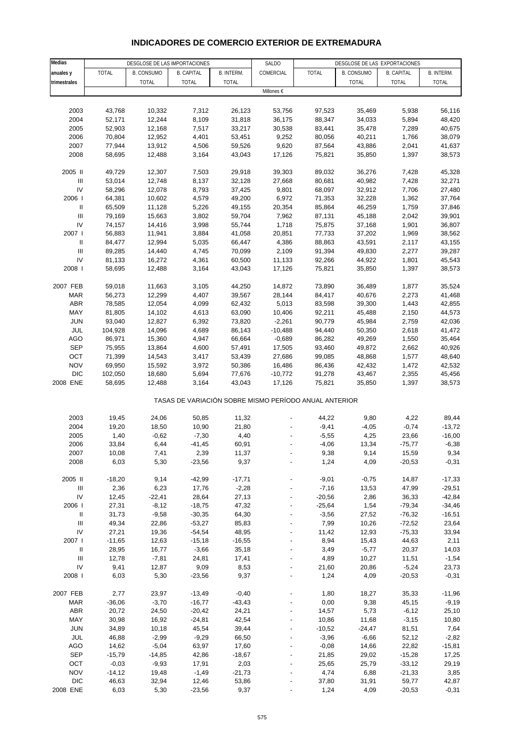# INDICADORES DE COMERCIO EXTERIOR DE EXTREMADURA

| Medias anuales y trimestrales | DESGLOSE DE LAS IMPORTACIONES | | | | SALDO COMERCIAL | DESGLOSE DE LAS EXPORTACIONES | | | |
|---|---|---|---|---|---|---|---|---|---|
| | TOTAL | B. CONSUMO TOTAL | B. CAPITAL TOTAL | B. INTERM. TOTAL | | TOTAL | B. CONSUMO TOTAL | B. CAPITAL TOTAL | B. INTERM. TOTAL |
| | | | | | Millones € | | | | |
| 2003 | 43,768 | 10,332 | 7,312 | 26,123 | 53,756 | 97,523 | 35,469 | 5,938 | 56,116 |
| 2004 | 52,171 | 12,244 | 8,109 | 31,818 | 36,175 | 88,347 | 34,033 | 5,894 | 48,420 |
| 2005 | 52,903 | 12,168 | 7,517 | 33,217 | 30,538 | 83,441 | 35,478 | 7,289 | 40,675 |
| 2006 | 70,804 | 12,952 | 4,401 | 53,451 | 9,252 | 80,056 | 40,211 | 1,766 | 38,079 |
| 2007 | 77,944 | 13,912 | 4,506 | 59,526 | 9,620 | 87,564 | 43,886 | 2,041 | 41,637 |
| 2008 | 58,695 | 12,488 | 3,164 | 43,043 | 17,126 | 75,821 | 35,850 | 1,397 | 38,573 |
| 2005 II | 49,729 | 12,307 | 7,503 | 29,918 | 39,303 | 89,032 | 36,276 | 7,428 | 45,328 |
| III | 53,014 | 12,748 | 8,137 | 32,128 | 27,668 | 80,681 | 40,982 | 7,428 | 32,271 |
| IV | 58,296 | 12,078 | 8,793 | 37,425 | 9,801 | 68,097 | 32,912 | 7,706 | 27,480 |
| 2006 I | 64,381 | 10,602 | 4,579 | 49,200 | 6,972 | 71,353 | 32,228 | 1,362 | 37,764 |
| II | 65,509 | 11,128 | 5,226 | 49,155 | 20,354 | 85,864 | 46,259 | 1,759 | 37,846 |
| III | 79,169 | 15,663 | 3,802 | 59,704 | 7,962 | 87,131 | 45,188 | 2,042 | 39,901 |
| IV | 74,157 | 14,416 | 3,998 | 55,744 | 1,718 | 75,875 | 37,168 | 1,901 | 36,807 |
| 2007 I | 56,883 | 11,941 | 3,884 | 41,058 | 20,851 | 77,733 | 37,202 | 1,969 | 38,562 |
| II | 84,477 | 12,994 | 5,035 | 66,447 | 4,386 | 88,863 | 43,591 | 2,117 | 43,155 |
| III | 89,285 | 14,440 | 4,745 | 70,099 | 2,109 | 91,394 | 49,830 | 2,277 | 39,287 |
| IV | 81,133 | 16,272 | 4,361 | 60,500 | 11,133 | 92,266 | 44,922 | 1,801 | 45,543 |
| 2008 I | 58,695 | 12,488 | 3,164 | 43,043 | 17,126 | 75,821 | 35,850 | 1,397 | 38,573 |
| 2007 FEB | 59,018 | 11,663 | 3,105 | 44,250 | 14,872 | 73,890 | 36,489 | 1,877 | 35,524 |
| MAR | 56,273 | 12,299 | 4,407 | 39,567 | 28,144 | 84,417 | 40,676 | 2,273 | 41,468 |
| ABR | 78,585 | 12,054 | 4,099 | 62,432 | 5,013 | 83,598 | 39,300 | 1,443 | 42,855 |
| MAY | 81,805 | 14,102 | 4,613 | 63,090 | 10,406 | 92,211 | 45,488 | 2,150 | 44,573 |
| JUN | 93,040 | 12,827 | 6,392 | 73,820 | -2,261 | 90,779 | 45,984 | 2,759 | 42,036 |
| JUL | 104,928 | 14,096 | 4,689 | 86,143 | -10,488 | 94,440 | 50,350 | 2,618 | 41,472 |
| AGO | 86,971 | 15,360 | 4,947 | 66,664 | -0,689 | 86,282 | 49,269 | 1,550 | 35,464 |
| SEP | 75,955 | 13,864 | 4,600 | 57,491 | 17,505 | 93,460 | 49,872 | 2,662 | 40,926 |
| OCT | 71,399 | 14,543 | 3,417 | 53,439 | 27,686 | 99,085 | 48,868 | 1,577 | 48,640 |
| NOV | 69,950 | 15,592 | 3,972 | 50,386 | 16,486 | 86,436 | 42,432 | 1,472 | 42,532 |
| DIC | 102,050 | 18,680 | 5,694 | 77,676 | -10,772 | 91,278 | 43,467 | 2,355 | 45,456 |
| 2008 ENE | 58,695 | 12,488 | 3,164 | 43,043 | 17,126 | 75,821 | 35,850 | 1,397 | 38,573 |
| | | | | | TASAS DE VARIACIÓN SOBRE MISMO PERÍODO ANUAL ANTERIOR | | | | |
| 2003 | 19,45 | 24,06 | 50,85 | 11,32 | - | 44,22 | 9,80 | 4,22 | 89,44 |
| 2004 | 19,20 | 18,50 | 10,90 | 21,80 | - | -9,41 | -4,05 | -0,74 | -13,72 |
| 2005 | 1,40 | -0,62 | -7,30 | 4,40 | - | -5,55 | 4,25 | 23,66 | -16,00 |
| 2006 | 33,84 | 6,44 | -41,45 | 60,91 | - | -4,06 | 13,34 | -75,77 | -6,38 |
| 2007 | 10,08 | 7,41 | 2,39 | 11,37 | - | 9,38 | 9,14 | 15,59 | 9,34 |
| 2008 | 6,03 | 5,30 | -23,56 | 9,37 | - | 1,24 | 4,09 | -20,53 | -0,31 |
| 2005 II | -18,20 | 9,14 | -42,99 | -17,71 | - | -9,01 | -0,75 | 14,87 | -17,33 |
| III | 2,36 | 6,23 | 17,76 | -2,28 | - | -7,16 | 13,53 | 47,99 | -29,51 |
| IV | 12,45 | -22,41 | 28,64 | 27,13 | - | -20,56 | 2,86 | 36,33 | -42,84 |
| 2006 I | 27,31 | -8,12 | -18,75 | 47,32 | - | -25,64 | 1,54 | -79,34 | -34,46 |
| II | 31,73 | -9,58 | -30,35 | 64,30 | - | -3,56 | 27,52 | -76,32 | -16,51 |
| III | 49,34 | 22,86 | -53,27 | 85,83 | - | 7,99 | 10,26 | -72,52 | 23,64 |
| IV | 27,21 | 19,36 | -54,54 | 48,95 | - | 11,42 | 12,93 | -75,33 | 33,94 |
| 2007 I | -11,65 | 12,63 | -15,18 | -16,55 | - | 8,94 | 15,43 | 44,63 | 2,11 |
| II | 28,95 | 16,77 | -3,66 | 35,18 | - | 3,49 | -5,77 | 20,37 | 14,03 |
| III | 12,78 | -7,81 | 24,81 | 17,41 | - | 4,89 | 10,27 | 11,51 | -1,54 |
| IV | 9,41 | 12,87 | 9,09 | 8,53 | - | 21,60 | 20,86 | -5,24 | 23,73 |
| 2008 I | 6,03 | 5,30 | -23,56 | 9,37 | - | 1,24 | 4,09 | -20,53 | -0,31 |
| 2007 FEB | 2,77 | 23,97 | -13,49 | -0,40 | - | 1,80 | 18,27 | 35,33 | -11,96 |
| MAR | -36,06 | -3,70 | -16,77 | -43,43 | - | 0,00 | 9,38 | 45,15 | -9,19 |
| ABR | 20,72 | 24,50 | -20,42 | 24,21 | - | 14,57 | 5,73 | -6,12 | 25,10 |
| MAY | 30,98 | 16,92 | -24,81 | 42,54 | - | 10,86 | 11,68 | -3,15 | 10,80 |
| JUN | 34,89 | 10,18 | 45,54 | 39,44 | - | -10,52 | -24,47 | 81,51 | 7,64 |
| JUL | 46,88 | -2,99 | -9,29 | 66,50 | - | -3,96 | -6,66 | 52,12 | -2,82 |
| AGO | 14,62 | -5,04 | 63,97 | 17,60 | - | -0,08 | 14,66 | 22,82 | -15,81 |
| SEP | -15,79 | -14,85 | 42,86 | -18,67 | - | 21,85 | 29,02 | -15,28 | 17,25 |
| OCT | -0,03 | -9,93 | 17,91 | 2,03 | - | 25,65 | 25,79 | -33,12 | 29,19 |
| NOV | -14,12 | 19,48 | -1,49 | -21,73 | - | 4,74 | 6,88 | -21,33 | 3,85 |
| DIC | 46,63 | 32,94 | 12,46 | 53,86 | - | 37,80 | 31,91 | 59,77 | 42,87 |
| 2008 ENE | 6,03 | 5,30 | -23,56 | 9,37 | - | 1,24 | 4,09 | -20,53 | -0,31 |